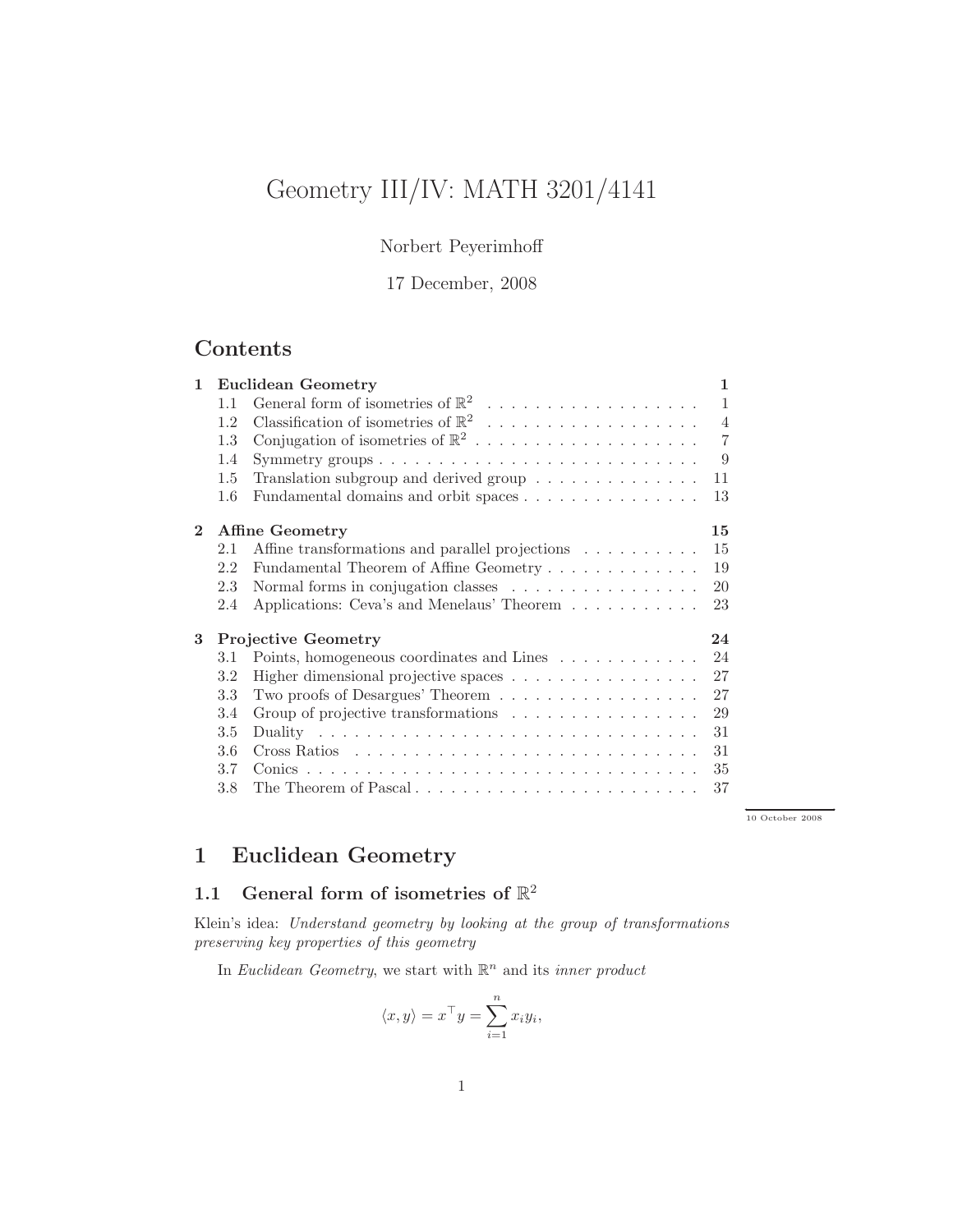# Geometry III/IV: MATH 3201/4141

Norbert Peyerimhoff

17 December, 2008

## Contents

| | | |
|---|---|---|
| **1** | **Euclidean Geometry** | **1** |
| 1.1 | General form of isometries of $\mathbb{R}^2$ | 1 |
| 1.2 | Classification of isometries of $\mathbb{R}^2$ | 4 |
| 1.3 | Conjugation of isometries of $\mathbb{R}^2$ | 7 |
| 1.4 | Symmetry groups | 9 |
| 1.5 | Translation subgroup and derived group | 11 |
| 1.6 | Fundamental domains and orbit spaces | 13 |
| **2** | **Affine Geometry** | **15** |
| 2.1 | Affine transformations and parallel projections | 15 |
| 2.2 | Fundamental Theorem of Affine Geometry | 19 |
| 2.3 | Normal forms in conjugation classes | 20 |
| 2.4 | Applications: Ceva's and Menelaus' Theorem | 23 |
| **3** | **Projective Geometry** | **24** |
| 3.1 | Points, homogeneous coordinates and Lines | 24 |
| 3.2 | Higher dimensional projective spaces | 27 |
| 3.3 | Two proofs of Desargues' Theorem | 27 |
| 3.4 | Group of projective transformations | 29 |
| 3.5 | Duality | 31 |
| 3.6 | Cross Ratios | 31 |
| 3.7 | Conics | 35 |
| 3.8 | The Theorem of Pascal | 37 |

10 October 2008

# 1 Euclidean Geometry

## 1.1 General form of isometries of $\mathbb{R}^2$

Klein's idea: *Understand geometry by looking at the group of transformations preserving key properties of this geometry*

In *Euclidean Geometry*, we start with $\mathbb{R}^n$ and its *inner product*

$$\langle x, y \rangle = x^\top y = \sum_{i=1}^{n} x_i y_i,$$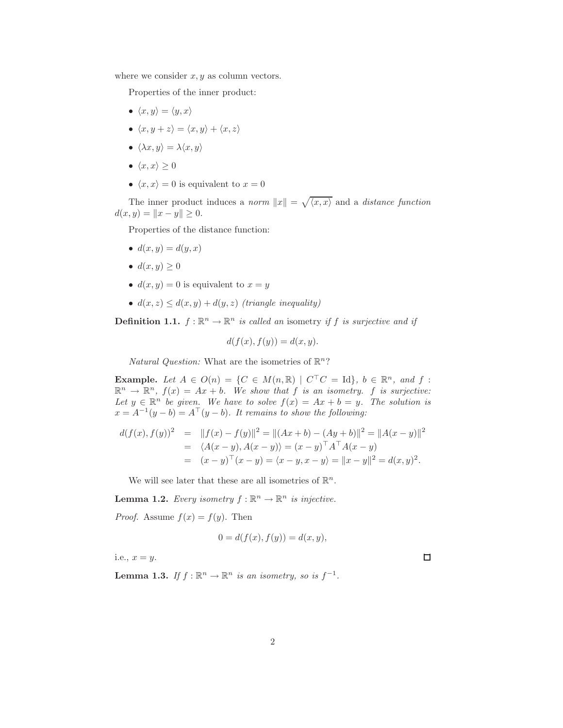where we consider $x, y$ as column vectors.

Properties of the inner product:

- $\langle x, y \rangle = \langle y, x \rangle$
- $\langle x, y + z \rangle = \langle x, y \rangle + \langle x, z \rangle$
- $\langle \lambda x, y \rangle = \lambda \langle x, y \rangle$
- $\langle x, x \rangle \geq 0$
- $\langle x, x \rangle = 0$ is equivalent to $x = 0$

The inner product induces a *norm* $\|x\| = \sqrt{\langle x, x \rangle}$ and a *distance function* $d(x, y) = \|x - y\| \geq 0$.

Properties of the distance function:

- $d(x, y) = d(y, x)$
- $d(x, y) \geq 0$
- $d(x, y) = 0$ is equivalent to $x = y$
- $d(x, z) \leq d(x, y) + d(y, z)$ *(triangle inequality)*

**Definition 1.1.** *$f : \mathbb{R}^n \to \mathbb{R}^n$ is called an* isometry *if $f$ is surjective and if*

$$d(f(x), f(y)) = d(x, y).$$

*Natural Question:* What are the isometries of $\mathbb{R}^n$?

**Example.** *Let $A \in O(n) = \{C \in M(n, \mathbb{R}) \mid C^\top C = \mathrm{Id}\}$, $b \in \mathbb{R}^n$, and $f : \mathbb{R}^n \to \mathbb{R}^n$, $f(x) = Ax + b$. We show that $f$ is an isometry. $f$ is surjective: Let $y \in \mathbb{R}^n$ be given. We have to solve $f(x) = Ax + b = y$. The solution is $x = A^{-1}(y - b) = A^\top(y - b)$. It remains to show the following:*

$$\begin{aligned} d(f(x), f(y))^2 &= \|f(x) - f(y)\|^2 = \|(Ax + b) - (Ay + b)\|^2 = \|A(x - y)\|^2 \\ &= \langle A(x - y), A(x - y) \rangle = (x - y)^\top A^\top A(x - y) \\ &= (x - y)^\top (x - y) = \langle x - y, x - y \rangle = \|x - y\|^2 = d(x, y)^2. \end{aligned}$$

We will see later that these are all isometries of $\mathbb{R}^n$.

**Lemma 1.2.** *Every isometry $f : \mathbb{R}^n \to \mathbb{R}^n$ is injective.*

*Proof.* Assume $f(x) = f(y)$. Then

$$0 = d(f(x), f(y)) = d(x, y),$$

i.e., $x = y$. $\square$

**Lemma 1.3.** *If $f : \mathbb{R}^n \to \mathbb{R}^n$ is an isometry, so is $f^{-1}$.*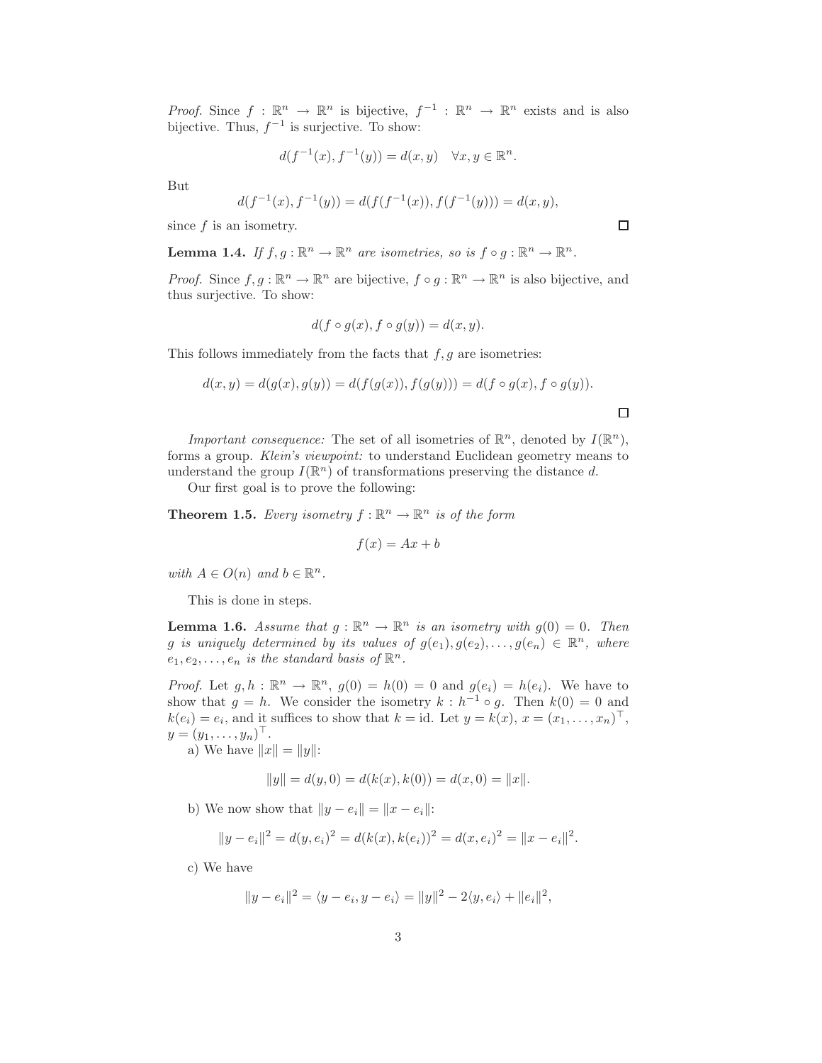*Proof.* Since $f : \mathbb{R}^n \to \mathbb{R}^n$ is bijective, $f^{-1} : \mathbb{R}^n \to \mathbb{R}^n$ exists and is also bijective. Thus, $f^{-1}$ is surjective. To show:

$$d(f^{-1}(x), f^{-1}(y)) = d(x, y) \quad \forall x, y \in \mathbb{R}^n.$$

But

$$d(f^{-1}(x), f^{-1}(y)) = d(f(f^{-1}(x)), f(f^{-1}(y))) = d(x, y),$$

since $f$ is an isometry. □

**Lemma 1.4.** *If $f, g : \mathbb{R}^n \to \mathbb{R}^n$ are isometries, so is $f \circ g : \mathbb{R}^n \to \mathbb{R}^n$.*

*Proof.* Since $f, g : \mathbb{R}^n \to \mathbb{R}^n$ are bijective, $f \circ g : \mathbb{R}^n \to \mathbb{R}^n$ is also bijective, and thus surjective. To show:

$$d(f \circ g(x), f \circ g(y)) = d(x, y).$$

This follows immediately from the facts that $f, g$ are isometries:

$$d(x, y) = d(g(x), g(y)) = d(f(g(x)), f(g(y))) = d(f \circ g(x), f \circ g(y)).$$

□

*Important consequence:* The set of all isometries of $\mathbb{R}^n$, denoted by $I(\mathbb{R}^n)$, forms a group. *Klein's viewpoint:* to understand Euclidean geometry means to understand the group $I(\mathbb{R}^n)$ of transformations preserving the distance $d$.

Our first goal is to prove the following:

**Theorem 1.5.** *Every isometry $f : \mathbb{R}^n \to \mathbb{R}^n$ is of the form*

$$f(x) = Ax + b$$

*with $A \in O(n)$ and $b \in \mathbb{R}^n$.*

This is done in steps.

**Lemma 1.6.** *Assume that $g : \mathbb{R}^n \to \mathbb{R}^n$ is an isometry with $g(0) = 0$. Then $g$ is uniquely determined by its values of $g(e_1), g(e_2), \ldots, g(e_n) \in \mathbb{R}^n$, where $e_1, e_2, \ldots, e_n$ is the standard basis of $\mathbb{R}^n$.*

*Proof.* Let $g, h : \mathbb{R}^n \to \mathbb{R}^n$, $g(0) = h(0) = 0$ and $g(e_i) = h(e_i)$. We have to show that $g = h$. We consider the isometry $k : h^{-1} \circ g$. Then $k(0) = 0$ and $k(e_i) = e_i$, and it suffices to show that $k = \mathrm{id}$. Let $y = k(x)$, $x = (x_1, \ldots, x_n)^\top$, $y = (y_1, \ldots, y_n)^\top$.

a) We have $\|x\| = \|y\|$:

$$\|y\| = d(y, 0) = d(k(x), k(0)) = d(x, 0) = \|x\|.$$

b) We now show that $\|y - e_i\| = \|x - e_i\|$:

$$\|y - e_i\|^2 = d(y, e_i)^2 = d(k(x), k(e_i))^2 = d(x, e_i)^2 = \|x - e_i\|^2.$$

c) We have

$$\|y - e_i\|^2 = \langle y - e_i, y - e_i \rangle = \|y\|^2 - 2\langle y, e_i \rangle + \|e_i\|^2,$$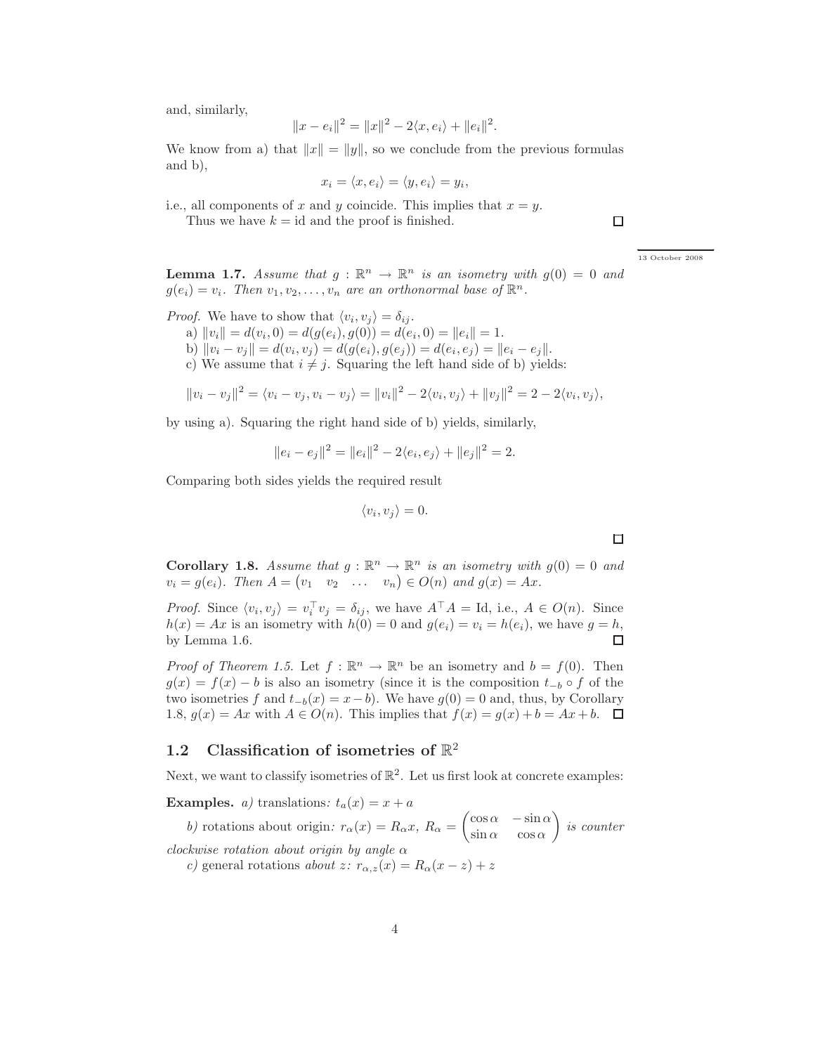and, similarly,

$$\|x - e_i\|^2 = \|x\|^2 - 2\langle x, e_i \rangle + \|e_i\|^2.$$

We know from a) that $\|x\| = \|y\|$, so we conclude from the previous formulas and b),

$$x_i = \langle x, e_i \rangle = \langle y, e_i \rangle = y_i,$$

i.e., all components of $x$ and $y$ coincide. This implies that $x = y$.

Thus we have $k = \mathrm{id}$ and the proof is finished. □

13 October 2008

**Lemma 1.7.** *Assume that $g : \mathbb{R}^n \to \mathbb{R}^n$ is an isometry with $g(0) = 0$ and $g(e_i) = v_i$. Then $v_1, v_2, \ldots, v_n$ are an orthonormal base of $\mathbb{R}^n$.*

*Proof.* We have to show that $\langle v_i, v_j \rangle = \delta_{ij}$.

a) $\|v_i\| = d(v_i, 0) = d(g(e_i), g(0)) = d(e_i, 0) = \|e_i\| = 1$.

b) $\|v_i - v_j\| = d(v_i, v_j) = d(g(e_i), g(e_j)) = d(e_i, e_j) = \|e_i - e_j\|$.

c) We assume that $i \neq j$. Squaring the left hand side of b) yields:

$$\|v_i - v_j\|^2 = \langle v_i - v_j, v_i - v_j \rangle = \|v_i\|^2 - 2\langle v_i, v_j \rangle + \|v_j\|^2 = 2 - 2\langle v_i, v_j \rangle,$$

by using a). Squaring the right hand side of b) yields, similarly,

$$\|e_i - e_j\|^2 = \|e_i\|^2 - 2\langle e_i, e_j \rangle + \|e_j\|^2 = 2.$$

Comparing both sides yields the required result

$$\langle v_i, v_j \rangle = 0.$$

□

**Corollary 1.8.** *Assume that $g : \mathbb{R}^n \to \mathbb{R}^n$ is an isometry with $g(0) = 0$ and $v_i = g(e_i)$. Then $A = \begin{pmatrix} v_1 & v_2 & \ldots & v_n \end{pmatrix} \in O(n)$ and $g(x) = Ax$.*

*Proof.* Since $\langle v_i, v_j \rangle = v_i^\top v_j = \delta_{ij}$, we have $A^\top A = \mathrm{Id}$, i.e., $A \in O(n)$. Since $h(x) = Ax$ is an isometry with $h(0) = 0$ and $g(e_i) = v_i = h(e_i)$, we have $g = h$, by Lemma 1.6. □

*Proof of Theorem 1.5.* Let $f : \mathbb{R}^n \to \mathbb{R}^n$ be an isometry and $b = f(0)$. Then $g(x) = f(x) - b$ is also an isometry (since it is the composition $t_{-b} \circ f$ of the two isometries $f$ and $t_{-b}(x) = x - b$). We have $g(0) = 0$ and, thus, by Corollary 1.8, $g(x) = Ax$ with $A \in O(n)$. This implies that $f(x) = g(x) + b = Ax + b$. □

## 1.2 Classification of isometries of $\mathbb{R}^2$

Next, we want to classify isometries of $\mathbb{R}^2$. Let us first look at concrete examples:

**Examples.** *a)* translations*: $t_a(x) = x + a$*

*b)* rotations about origin*: $r_\alpha(x) = R_\alpha x$, $R_\alpha = \begin{pmatrix} \cos\alpha & -\sin\alpha \\ \sin\alpha & \cos\alpha \end{pmatrix}$ is counter clockwise rotation about origin by angle $\alpha$*

*c)* general rotations *about $z$: $r_{\alpha,z}(x) = R_\alpha(x - z) + z$*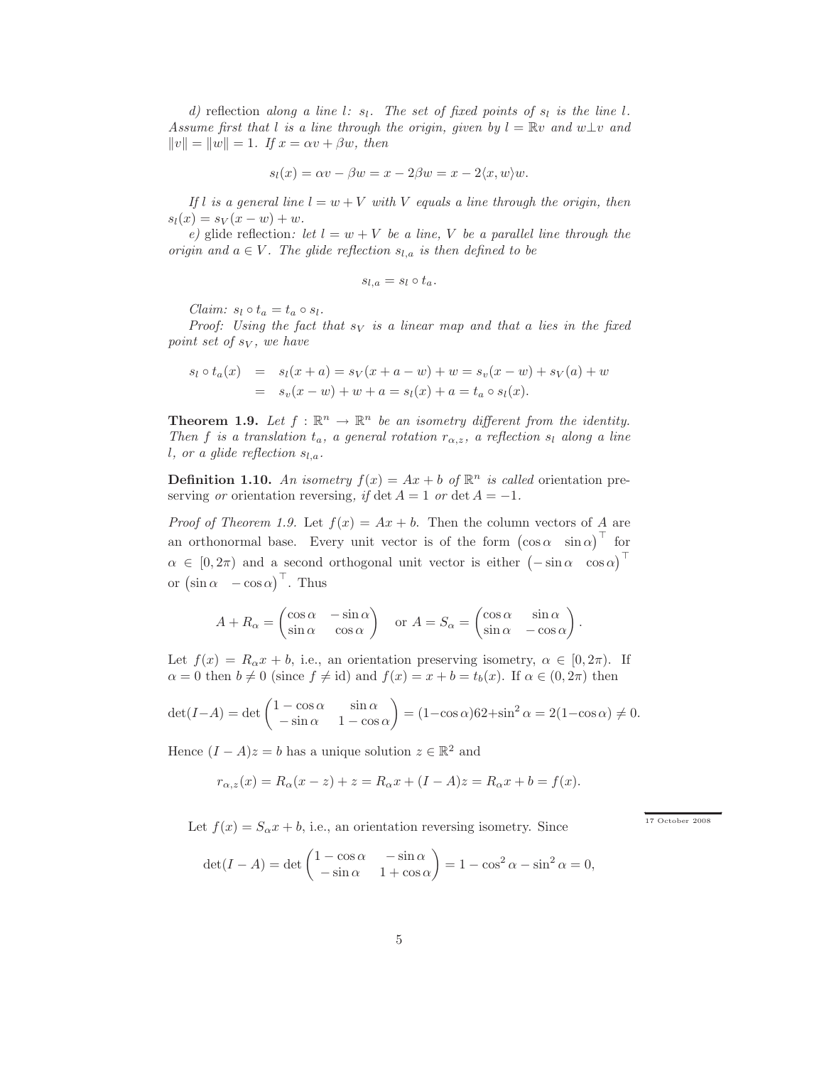*d)* reflection *along a line $l$: $s_l$. The set of fixed points of $s_l$ is the line $l$. Assume first that $l$ is a line through the origin, given by $l = \mathbb{R}v$ and $w \perp v$ and $\|v\| = \|w\| = 1$. If $x = \alpha v + \beta w$, then*

$$s_l(x) = \alpha v - \beta w = x - 2\beta w = x - 2\langle x, w\rangle w.$$

*If $l$ is a general line $l = w + V$ with $V$ equals a line through the origin, then $s_l(x) = s_V(x - w) + w$.*

*e)* glide reflection*: let $l = w + V$ be a line, $V$ be a parallel line through the origin and $a \in V$. The glide reflection $s_{l,a}$ is then defined to be*

$$s_{l,a} = s_l \circ t_a.$$

*Claim: $s_l \circ t_a = t_a \circ s_l$.*

*Proof: Using the fact that $s_V$ is a linear map and that $a$ lies in the fixed point set of $s_V$, we have*

$$\begin{aligned} s_l \circ t_a(x) &= s_l(x + a) = s_V(x + a - w) + w = s_v(x - w) + s_V(a) + w \\ &= s_v(x - w) + w + a = s_l(x) + a = t_a \circ s_l(x). \end{aligned}$$

**Theorem 1.9.** *Let $f : \mathbb{R}^n \to \mathbb{R}^n$ be an isometry different from the identity. Then $f$ is a translation $t_a$, a general rotation $r_{\alpha,z}$, a reflection $s_l$ along a line $l$, or a glide reflection $s_{l,a}$.*

**Definition 1.10.** *An isometry $f(x) = Ax + b$ of $\mathbb{R}^n$ is called* orientation preserving *or* orientation reversing*, if $\det A = 1$ or $\det A = -1$.*

*Proof of Theorem 1.9.* Let $f(x) = Ax + b$. Then the column vectors of $A$ are an orthonormal base. Every unit vector is of the form $\begin{pmatrix}\cos\alpha & \sin\alpha\end{pmatrix}^\top$ for $\alpha \in [0, 2\pi)$ and a second orthogonal unit vector is either $\begin{pmatrix}-\sin\alpha & \cos\alpha\end{pmatrix}^\top$ or $\begin{pmatrix}\sin\alpha & -\cos\alpha\end{pmatrix}^\top$. Thus

$$A + R_\alpha = \begin{pmatrix}\cos\alpha & -\sin\alpha \\ \sin\alpha & \cos\alpha\end{pmatrix} \quad \text{or } A = S_\alpha = \begin{pmatrix}\cos\alpha & \sin\alpha \\ \sin\alpha & -\cos\alpha\end{pmatrix}.$$

Let $f(x) = R_\alpha x + b$, i.e., an orientation preserving isometry, $\alpha \in [0, 2\pi)$. If $\alpha = 0$ then $b \neq 0$ (since $f \neq \mathrm{id}$) and $f(x) = x + b = t_b(x)$. If $\alpha \in (0, 2\pi)$ then

$$\det(I - A) = \det\begin{pmatrix}1 - \cos\alpha & \sin\alpha \\ -\sin\alpha & 1 - \cos\alpha\end{pmatrix} = (1 - \cos\alpha)62 + \sin^2\alpha = 2(1 - \cos\alpha) \neq 0.$$

Hence $(I - A)z = b$ has a unique solution $z \in \mathbb{R}^2$ and

$$r_{\alpha,z}(x) = R_\alpha(x - z) + z = R_\alpha x + (I - A)z = R_\alpha x + b = f(x).$$

17 October 2008

Let $f(x) = S_\alpha x + b$, i.e., an orientation reversing isometry. Since

$$\det(I - A) = \det\begin{pmatrix}1 - \cos\alpha & -\sin\alpha \\ -\sin\alpha & 1 + \cos\alpha\end{pmatrix} = 1 - \cos^2\alpha - \sin^2\alpha = 0,$$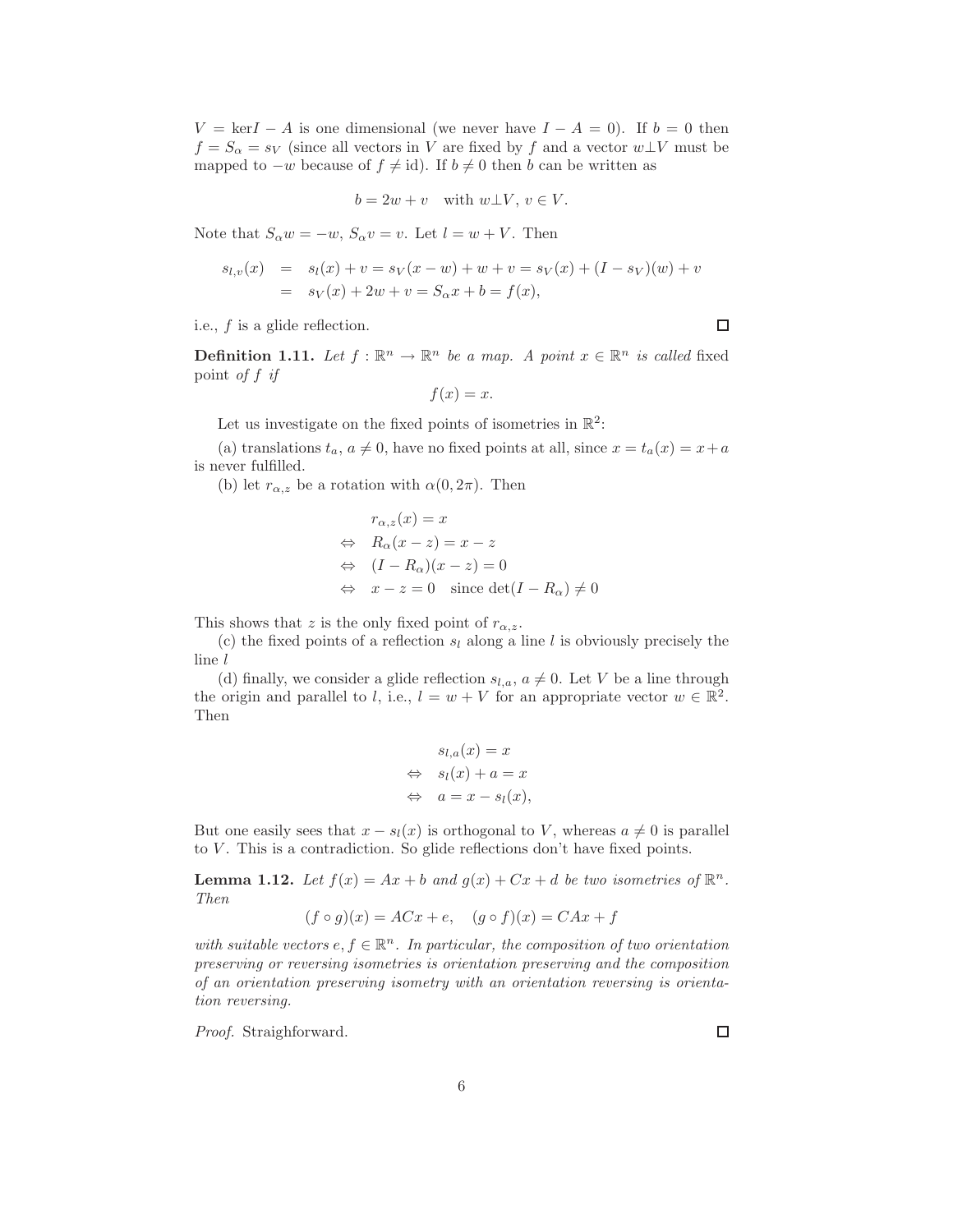$V = \ker I - A$ is one dimensional (we never have $I - A = 0$). If $b = 0$ then $f = S_\alpha = s_V$ (since all vectors in $V$ are fixed by $f$ and a vector $w \perp V$ must be mapped to $-w$ because of $f \neq \mathrm{id}$). If $b \neq 0$ then $b$ can be written as

$$b = 2w + v \quad \text{with } w \perp V,\, v \in V.$$

Note that $S_\alpha w = -w$, $S_\alpha v = v$. Let $l = w + V$. Then

$$\begin{aligned} s_{l,v}(x) &= s_l(x) + v = s_V(x - w) + w + v = s_V(x) + (I - s_V)(w) + v \\ &= s_V(x) + 2w + v = S_\alpha x + b = f(x), \end{aligned}$$

i.e., $f$ is a glide reflection. ◻

**Definition 1.11.** *Let $f : \mathbb{R}^n \to \mathbb{R}^n$ be a map. A point $x \in \mathbb{R}^n$ is called* fixed point *of $f$ if*

$$f(x) = x.$$

Let us investigate on the fixed points of isometries in $\mathbb{R}^2$:

(a) translations $t_a$, $a \neq 0$, have no fixed points at all, since $x = t_a(x) = x + a$ is never fulfilled.

(b) let $r_{\alpha,z}$ be a rotation with $\alpha(0, 2\pi)$. Then

$$\begin{aligned} & r_{\alpha,z}(x) = x \\ \Leftrightarrow \quad & R_\alpha(x - z) = x - z \\ \Leftrightarrow \quad & (I - R_\alpha)(x - z) = 0 \\ \Leftrightarrow \quad & x - z = 0 \quad \text{since } \det(I - R_\alpha) \neq 0 \end{aligned}$$

This shows that $z$ is the only fixed point of $r_{\alpha,z}$.

(c) the fixed points of a reflection $s_l$ along a line $l$ is obviously precisely the line $l$

(d) finally, we consider a glide reflection $s_{l,a}$, $a \neq 0$. Let $V$ be a line through the origin and parallel to $l$, i.e., $l = w + V$ for an appropriate vector $w \in \mathbb{R}^2$. Then

$$\begin{aligned} & s_{l,a}(x) = x \\ \Leftrightarrow \quad & s_l(x) + a = x \\ \Leftrightarrow \quad & a = x - s_l(x), \end{aligned}$$

But one easily sees that $x - s_l(x)$ is orthogonal to $V$, whereas $a \neq 0$ is parallel to $V$. This is a contradiction. So glide reflections don't have fixed points.

**Lemma 1.12.** *Let $f(x) = Ax + b$ and $g(x) + Cx + d$ be two isometries of $\mathbb{R}^n$. Then*

$$(f \circ g)(x) = ACx + e, \quad (g \circ f)(x) = CAx + f$$

*with suitable vectors $e, f \in \mathbb{R}^n$. In particular, the composition of two orientation preserving or reversing isometries is orientation preserving and the composition of an orientation preserving isometry with an orientation reversing is orientation reversing.*

*Proof.* Straighforward. ◻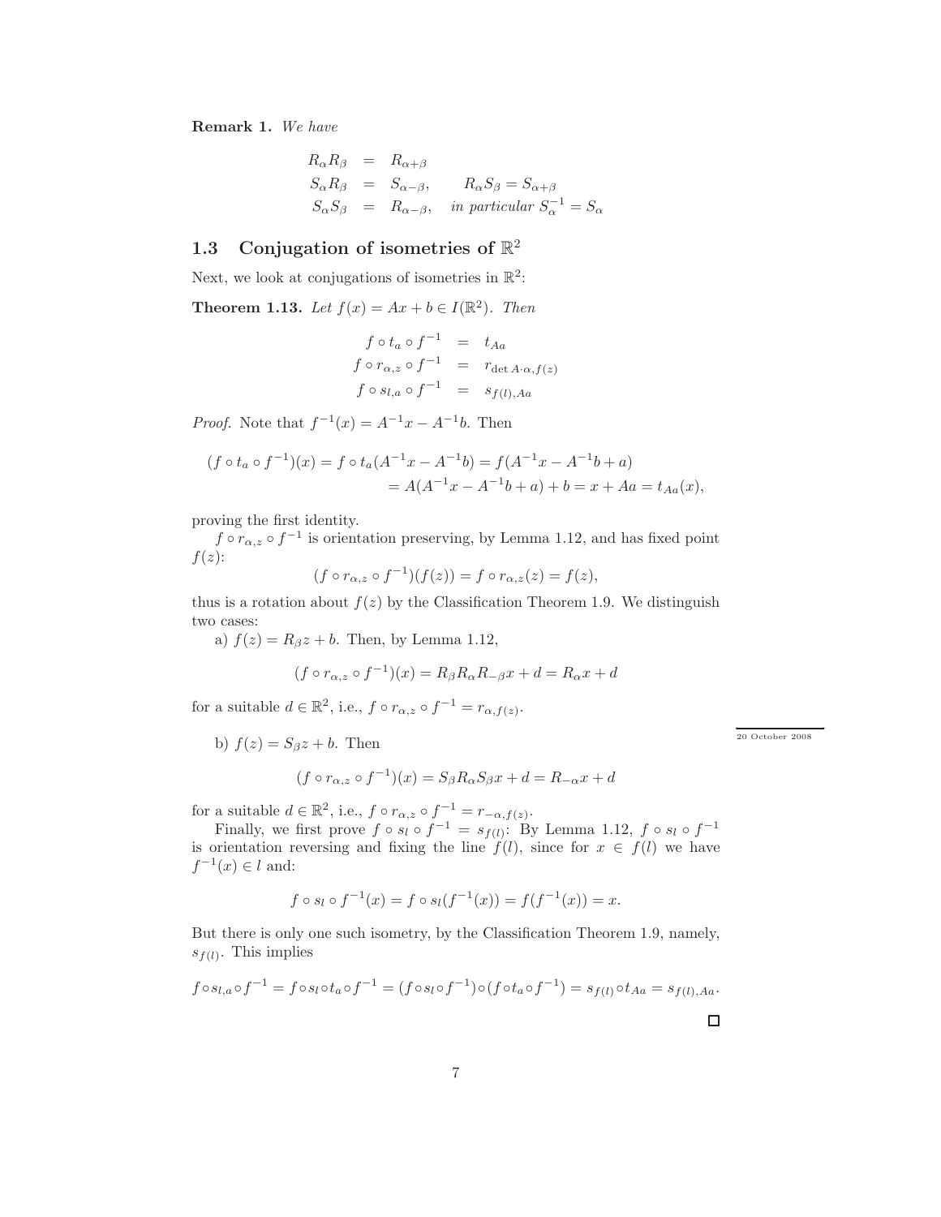**Remark 1.** *We have*

$$\begin{aligned}
R_\alpha R_\beta &= R_{\alpha+\beta} \\
S_\alpha R_\beta &= S_{\alpha-\beta}, \qquad R_\alpha S_\beta = S_{\alpha+\beta} \\
S_\alpha S_\beta &= R_{\alpha-\beta}, \quad \textit{in particular } S_\alpha^{-1} = S_\alpha
\end{aligned}$$

## 1.3 Conjugation of isometries of $\mathbb{R}^2$

Next, we look at conjugations of isometries in $\mathbb{R}^2$:

**Theorem 1.13.** *Let $f(x) = Ax + b \in I(\mathbb{R}^2)$. Then*

$$\begin{aligned}
f \circ t_a \circ f^{-1} &= t_{Aa} \\
f \circ r_{\alpha,z} \circ f^{-1} &= r_{\det A \cdot \alpha, f(z)} \\
f \circ s_{l,a} \circ f^{-1} &= s_{f(l),Aa}
\end{aligned}$$

*Proof.* Note that $f^{-1}(x) = A^{-1}x - A^{-1}b$. Then

$$\begin{aligned}
(f \circ t_a \circ f^{-1})(x) = f \circ t_a(A^{-1}x - A^{-1}b) &= f(A^{-1}x - A^{-1}b + a) \\
&= A(A^{-1}x - A^{-1}b + a) + b = x + Aa = t_{Aa}(x),
\end{aligned}$$

proving the first identity.

$f \circ r_{\alpha,z} \circ f^{-1}$ is orientation preserving, by Lemma 1.12, and has fixed point $f(z)$:

$$(f \circ r_{\alpha,z} \circ f^{-1})(f(z)) = f \circ r_{\alpha,z}(z) = f(z),$$

thus is a rotation about $f(z)$ by the Classification Theorem 1.9. We distinguish two cases:

a) $f(z) = R_\beta z + b$. Then, by Lemma 1.12,

$$(f \circ r_{\alpha,z} \circ f^{-1})(x) = R_\beta R_\alpha R_{-\beta} x + d = R_\alpha x + d$$

for a suitable $d \in \mathbb{R}^2$, i.e., $f \circ r_{\alpha,z} \circ f^{-1} = r_{\alpha,f(z)}$.

20 October 2008

b) $f(z) = S_\beta z + b$. Then

$$(f \circ r_{\alpha,z} \circ f^{-1})(x) = S_\beta R_\alpha S_\beta x + d = R_{-\alpha} x + d$$

for a suitable $d \in \mathbb{R}^2$, i.e., $f \circ r_{\alpha,z} \circ f^{-1} = r_{-\alpha,f(z)}$.

Finally, we first prove $f \circ s_l \circ f^{-1} = s_{f(l)}$: By Lemma 1.12, $f \circ s_l \circ f^{-1}$ is orientation reversing and fixing the line $f(l)$, since for $x \in f(l)$ we have $f^{-1}(x) \in l$ and:

$$f \circ s_l \circ f^{-1}(x) = f \circ s_l(f^{-1}(x)) = f(f^{-1}(x)) = x.$$

But there is only one such isometry, by the Classification Theorem 1.9, namely, $s_{f(l)}$. This implies

$$f \circ s_{l,a} \circ f^{-1} = f \circ s_l \circ t_a \circ f^{-1} = (f \circ s_l \circ f^{-1}) \circ (f \circ t_a \circ f^{-1}) = s_{f(l)} \circ t_{Aa} = s_{f(l),Aa}.$$

□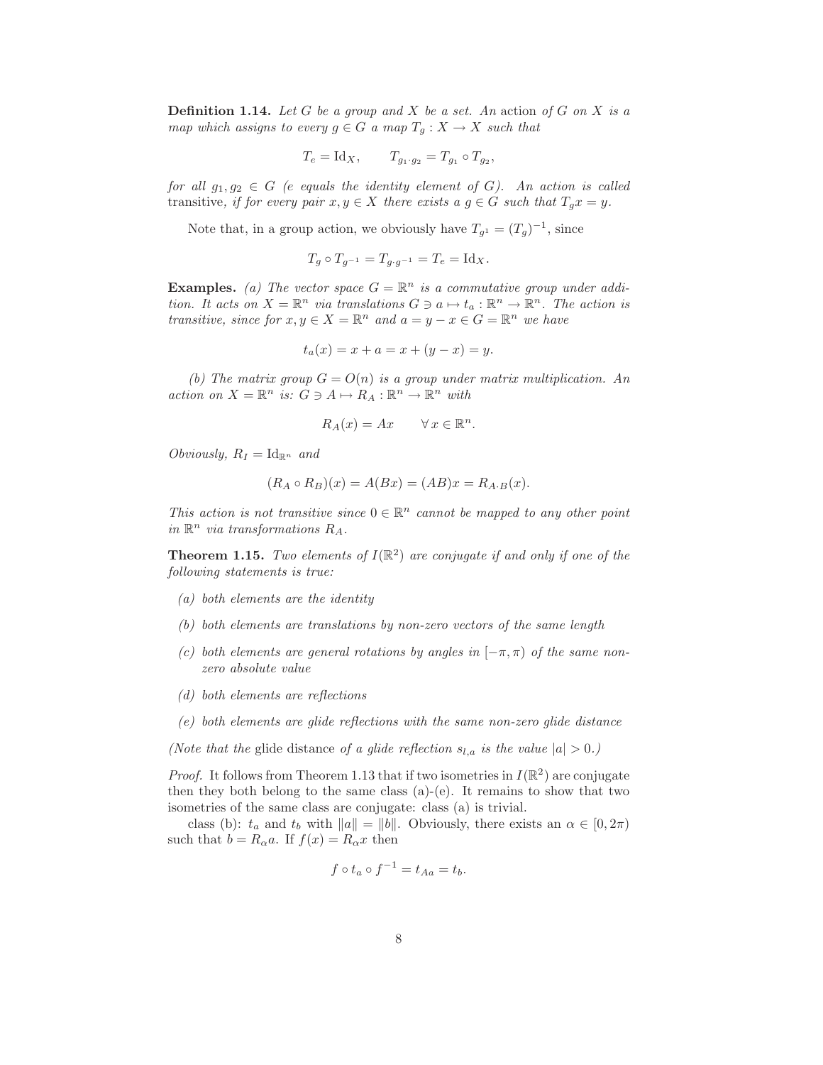**Definition 1.14.** *Let $G$ be a group and $X$ be a set. An* action *of $G$ on $X$ is a map which assigns to every $g \in G$ a map $T_g : X \to X$ such that*

$$T_e = \mathrm{Id}_X, \qquad T_{g_1 \cdot g_2} = T_{g_1} \circ T_{g_2},$$

*for all $g_1, g_2 \in G$ ($e$ equals the identity element of $G$). An action is called* transitive*, if for every pair $x, y \in X$ there exists a $g \in G$ such that $T_g x = y$.*

Note that, in a group action, we obviously have $T_{g^1} = (T_g)^{-1}$, since

$$T_g \circ T_{g^{-1}} = T_{g \cdot g^{-1}} = T_e = \mathrm{Id}_X.$$

**Examples.** *(a) The vector space $G = \mathbb{R}^n$ is a commutative group under addition. It acts on $X = \mathbb{R}^n$ via translations $G \ni a \mapsto t_a : \mathbb{R}^n \to \mathbb{R}^n$. The action is transitive, since for $x, y \in X = \mathbb{R}^n$ and $a = y - x \in G = \mathbb{R}^n$ we have*

$$t_a(x) = x + a = x + (y - x) = y.$$

*(b) The matrix group $G = O(n)$ is a group under matrix multiplication. An action on $X = \mathbb{R}^n$ is: $G \ni A \mapsto R_A : \mathbb{R}^n \to \mathbb{R}^n$ with*

$$R_A(x) = Ax \qquad \forall\, x \in \mathbb{R}^n.$$

*Obviously, $R_I = \mathrm{Id}_{\mathbb{R}^n}$ and*

$$(R_A \circ R_B)(x) = A(Bx) = (AB)x = R_{A \cdot B}(x).$$

*This action is not transitive since $0 \in \mathbb{R}^n$ cannot be mapped to any other point in $\mathbb{R}^n$ via transformations $R_A$.*

**Theorem 1.15.** *Two elements of $I(\mathbb{R}^2)$ are conjugate if and only if one of the following statements is true:*

- *(a) both elements are the identity*
- *(b) both elements are translations by non-zero vectors of the same length*
- *(c) both elements are general rotations by angles in $[-\pi, \pi)$ of the same non-zero absolute value*
- *(d) both elements are reflections*
- *(e) both elements are glide reflections with the same non-zero glide distance*

*(Note that the* glide distance *of a glide reflection $s_{l,a}$ is the value $|a| > 0$.)*

*Proof.* It follows from Theorem 1.13 that if two isometries in $I(\mathbb{R}^2)$ are conjugate then they both belong to the same class (a)-(e). It remains to show that two isometries of the same class are conjugate: class (a) is trivial.

class (b): $t_a$ and $t_b$ with $\|a\| = \|b\|$. Obviously, there exists an $\alpha \in [0, 2\pi)$ such that $b = R_\alpha a$. If $f(x) = R_\alpha x$ then

$$f \circ t_a \circ f^{-1} = t_{Aa} = t_b.$$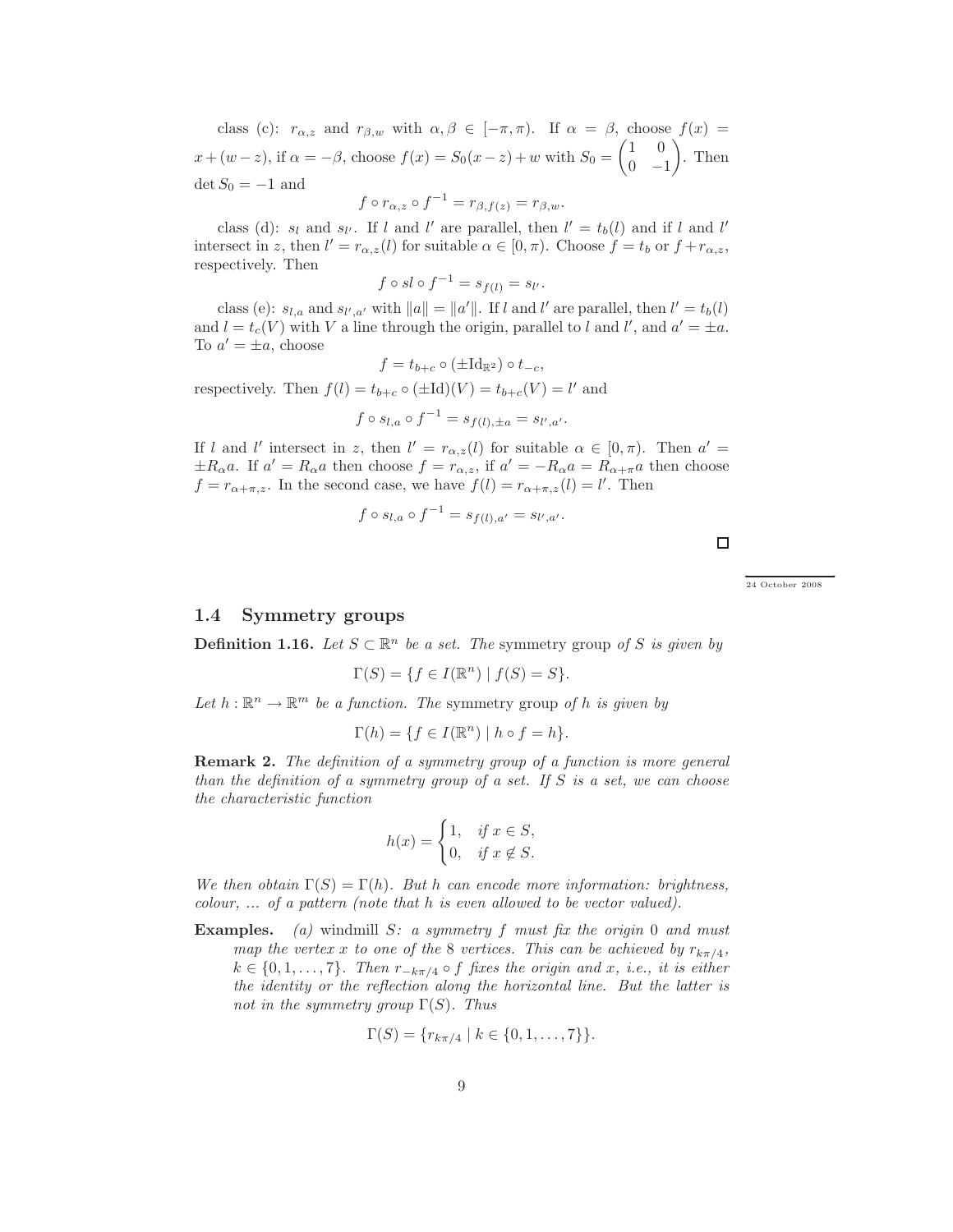class (c): $r_{\alpha,z}$ and $r_{\beta,w}$ with $\alpha, \beta \in [-\pi, \pi)$. If $\alpha = \beta$, choose $f(x) = x + (w - z)$, if $\alpha = -\beta$, choose $f(x) = S_0(x - z) + w$ with $S_0 = \begin{pmatrix} 1 & 0 \\ 0 & -1 \end{pmatrix}$. Then $\det S_0 = -1$ and

$$f \circ r_{\alpha,z} \circ f^{-1} = r_{\beta,f(z)} = r_{\beta,w}.$$

class (d): $s_l$ and $s_{l'}$. If $l$ and $l'$ are parallel, then $l' = t_b(l)$ and if $l$ and $l'$ intersect in $z$, then $l' = r_{\alpha,z}(l)$ for suitable $\alpha \in [0, \pi)$. Choose $f = t_b$ or $f + r_{\alpha,z}$, respectively. Then

$$f \circ sl \circ f^{-1} = s_{f(l)} = s_{l'}.$$

class (e): $s_{l,a}$ and $s_{l',a'}$ with $\|a\| = \|a'\|$. If $l$ and $l'$ are parallel, then $l' = t_b(l)$ and $l = t_c(V)$ with $V$ a line through the origin, parallel to $l$ and $l'$, and $a' = \pm a$. To $a' = \pm a$, choose

$$f = t_{b+c} \circ (\pm \mathrm{Id}_{\mathbb{R}^2}) \circ t_{-c},$$

respectively. Then $f(l) = t_{b+c} \circ (\pm \mathrm{Id})(V) = t_{b+c}(V) = l'$ and

$$f \circ s_{l,a} \circ f^{-1} = s_{f(l),\pm a} = s_{l',a'}.$$

If $l$ and $l'$ intersect in $z$, then $l' = r_{\alpha,z}(l)$ for suitable $\alpha \in [0, \pi)$. Then $a' = \pm R_\alpha a$. If $a' = R_\alpha a$ then choose $f = r_{\alpha,z}$, if $a' = -R_\alpha a = R_{\alpha+\pi} a$ then choose $f = r_{\alpha+\pi,z}$. In the second case, we have $f(l) = r_{\alpha+\pi,z}(l) = l'$. Then

$$f \circ s_{l,a} \circ f^{-1} = s_{f(l),a'} = s_{l',a'}.$$

□

24 October 2008

### 1.4 Symmetry groups

**Definition 1.16.** *Let $S \subset \mathbb{R}^n$ be a set. The* symmetry group *of $S$ is given by*

$$\Gamma(S) = \{f \in I(\mathbb{R}^n) \mid f(S) = S\}.$$

*Let $h : \mathbb{R}^n \to \mathbb{R}^m$ be a function. The* symmetry group *of $h$ is given by*

$$\Gamma(h) = \{f \in I(\mathbb{R}^n) \mid h \circ f = h\}.$$

**Remark 2.** *The definition of a symmetry group of a function is more general than the definition of a symmetry group of a set. If $S$ is a set, we can choose the characteristic function*

$$h(x) = \begin{cases} 1, & \text{if } x \in S, \\ 0, & \text{if } x \notin S. \end{cases}$$

*We then obtain $\Gamma(S) = \Gamma(h)$. But $h$ can encode more information: brightness, colour, ... of a pattern (note that $h$ is even allowed to be vector valued).*

**Examples.** *(a)* windmill *$S$: a symmetry $f$ must fix the origin 0 and must map the vertex $x$ to one of the 8 vertices. This can be achieved by $r_{k\pi/4}$, $k \in \{0, 1, \ldots, 7\}$. Then $r_{-k\pi/4} \circ f$ fixes the origin and $x$, i.e., it is either the identity or the reflection along the horizontal line. But the latter is not in the symmetry group $\Gamma(S)$. Thus*

$$\Gamma(S) = \{r_{k\pi/4} \mid k \in \{0, 1, \ldots, 7\}\}.$$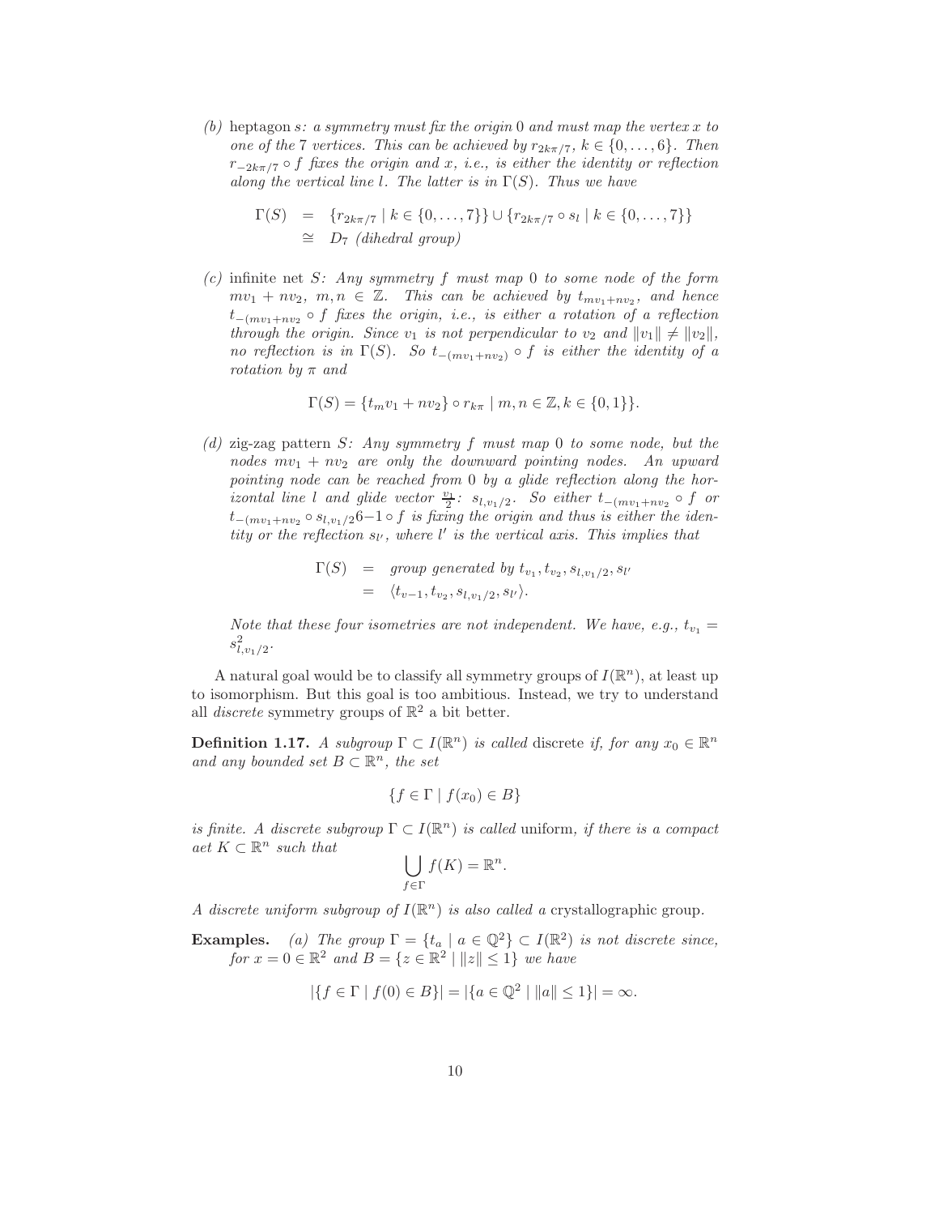*(b)* heptagon *s: a symmetry must fix the origin* 0 *and must map the vertex* $x$ *to one of the* 7 *vertices. This can be achieved by* $r_{2k\pi/7}$*,* $k \in \{0, \ldots, 6\}$*. Then* $r_{-2k\pi/7} \circ f$ *fixes the origin and* $x$*, i.e., is either the identity or reflection along the vertical line* $l$*. The latter is in* $\Gamma(S)$*. Thus we have*

$$\begin{aligned}\Gamma(S) &= \{r_{2k\pi/7} \mid k \in \{0, \ldots, 7\}\} \cup \{r_{2k\pi/7} \circ s_l \mid k \in \{0, \ldots, 7\}\} \\ &\cong D_7 \text{ (dihedral group)}\end{aligned}$$

*(c)* infinite net *S: Any symmetry* $f$ *must map* 0 *to some node of the form* $mv_1 + nv_2$*,* $m, n \in \mathbb{Z}$*. This can be achieved by* $t_{mv_1+nv_2}$*, and hence* $t_{-(mv_1+nv_2} \circ f$ *fixes the origin, i.e., is either a rotation of a reflection through the origin. Since* $v_1$ *is not perpendicular to* $v_2$ *and* $\|v_1\| \neq \|v_2\|$*, no reflection is in* $\Gamma(S)$*. So* $t_{-(mv_1+nv_2)} \circ f$ *is either the identity of a rotation by* $\pi$ *and*

$$\Gamma(S) = \{t_m v_1 + nv_2\} \circ r_{k\pi} \mid m, n \in \mathbb{Z}, k \in \{0, 1\}\}.$$

*(d)* zig-zag pattern *S: Any symmetry* $f$ *must map* 0 *to some node, but the nodes* $mv_1 + nv_2$ *are only the downward pointing nodes. An upward pointing node can be reached from* 0 *by a glide reflection along the horizontal line* $l$ *and glide vector* $\frac{v_1}{2}$*:* $s_{l,v_1/2}$*. So either* $t_{-(mv_1+nv_2} \circ f$ *or* $t_{-(mv_1+nv_2} \circ s_{l,v_1/2}6{-1} \circ f$ *is fixing the origin and thus is either the identity or the reflection* $s_{l'}$*, where* $l'$ *is the vertical axis. This implies that*

$$\begin{aligned}\Gamma(S) &= \text{group generated by } t_{v_1}, t_{v_2}, s_{l,v_1/2}, s_{l'} \\ &= \langle t_{v-1}, t_{v_2}, s_{l,v_1/2}, s_{l'} \rangle.\end{aligned}$$

*Note that these four isometries are not independent. We have, e.g.,* $t_{v_1} = s_{l,v_1/2}^2$*.*

A natural goal would be to classify all symmetry groups of $I(\mathbb{R}^n)$, at least up to isomorphism. But this goal is too ambitious. Instead, we try to understand all *discrete* symmetry groups of $\mathbb{R}^2$ a bit better.

**Definition 1.17.** *A subgroup* $\Gamma \subset I(\mathbb{R}^n)$ *is called* discrete *if, for any* $x_0 \in \mathbb{R}^n$ *and any bounded set* $B \subset \mathbb{R}^n$*, the set*

$$\{f \in \Gamma \mid f(x_0) \in B\}$$

*is finite. A discrete subgroup* $\Gamma \subset I(\mathbb{R}^n)$ *is called* uniform*, if there is a compact aet* $K \subset \mathbb{R}^n$ *such that*

$$\bigcup_{f \in \Gamma} f(K) = \mathbb{R}^n.$$

*A discrete uniform subgroup of* $I(\mathbb{R}^n)$ *is also called a* crystallographic group*.*

**Examples.** *(a) The group* $\Gamma = \{t_a \mid a \in \mathbb{Q}^2\} \subset I(\mathbb{R}^2)$ *is not discrete since, for* $x = 0 \in \mathbb{R}^2$ *and* $B = \{z \in \mathbb{R}^2 \mid \|z\| \leq 1\}$ *we have*

$$|\{f \in \Gamma \mid f(0) \in B\}| = |\{a \in \mathbb{Q}^2 \mid \|a\| \leq 1\}| = \infty.$$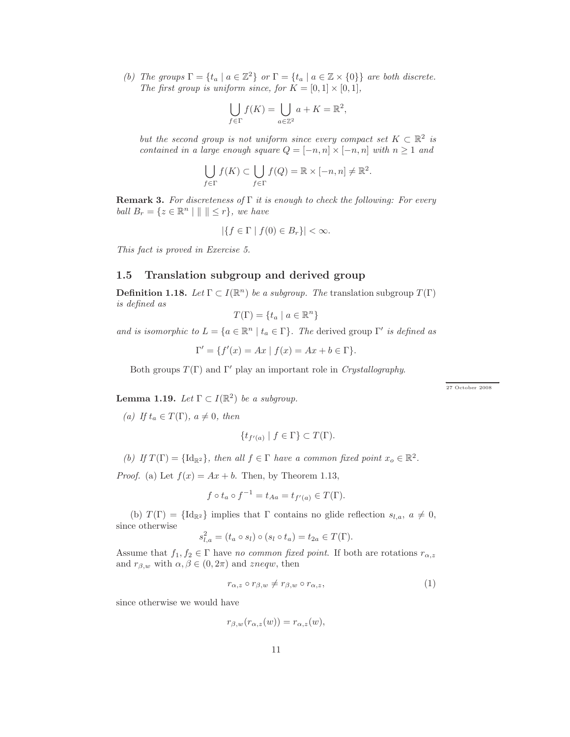*(b) The groups $\Gamma = \{t_a \mid a \in \mathbb{Z}^2\}$ or $\Gamma = \{t_a \mid a \in \mathbb{Z} \times \{0\}\}$ are both discrete. The first group is uniform since, for $K = [0,1] \times [0,1]$,*

$$\bigcup_{f \in \Gamma} f(K) = \bigcup_{a \in \mathbb{Z}^2} a + K = \mathbb{R}^2,$$

*but the second group is not uniform since every compact set $K \subset \mathbb{R}^2$ is contained in a large enough square $Q = [-n,n] \times [-n,n]$ with $n \geq 1$ and*

$$\bigcup_{f \in \Gamma} f(K) \subset \bigcup_{f \in \Gamma} f(Q) = \mathbb{R} \times [-n,n] \neq \mathbb{R}^2.$$

**Remark 3.** *For discreteness of $\Gamma$ it is enough to check the following: For every ball $B_r = \{z \in \mathbb{R}^n \mid \| \ \| \leq r\}$, we have*

$$|\{f \in \Gamma \mid f(0) \in B_r\}| < \infty.$$

*This fact is proved in Exercise 5.*

## 1.5 Translation subgroup and derived group

**Definition 1.18.** *Let $\Gamma \subset I(\mathbb{R}^n)$ be a subgroup. The* translation subgroup $T(\Gamma)$ *is defined as*

$$T(\Gamma) = \{t_a \mid a \in \mathbb{R}^n\}$$

*and is isomorphic to $L = \{a \in \mathbb{R}^n \mid t_a \in \Gamma\}$. The* derived group $\Gamma'$ *is defined as*

$$\Gamma' = \{f'(x) = Ax \mid f(x) = Ax + b \in \Gamma\}.$$

Both groups $T(\Gamma)$ and $\Gamma'$ play an important role in *Crystallography*.

27 October 2008

**Lemma 1.19.** *Let $\Gamma \subset I(\mathbb{R}^2)$ be a subgroup.*

*(a) If $t_a \in T(\Gamma)$, $a \neq 0$, then*

$$\{t_{f'(a)} \mid f \in \Gamma\} \subset T(\Gamma).$$

*(b) If $T(\Gamma) = \{\mathrm{Id}_{\mathbb{R}^2}\}$, then all $f \in \Gamma$ have a common fixed point $x_o \in \mathbb{R}^2$.*

*Proof.* (a) Let $f(x) = Ax + b$. Then, by Theorem 1.13,

$$f \circ t_a \circ f^{-1} = t_{Aa} = t_{f'(a)} \in T(\Gamma).$$

(b) $T(\Gamma) = \{\mathrm{Id}_{\mathbb{R}^2}\}$ implies that $\Gamma$ contains no glide reflection $s_{l,a}$, $a \neq 0$, since otherwise

$$s_{l,a}^2 = (t_a \circ s_l) \circ (s_l \circ t_a) = t_{2a} \in T(\Gamma).$$

Assume that $f_1, f_2 \in \Gamma$ have *no common fixed point*. If both are rotations $r_{\alpha,z}$ and $r_{\beta,w}$ with $\alpha, \beta \in (0, 2\pi)$ and $zneqw$, then

$$r_{\alpha,z} \circ r_{\beta,w} \neq r_{\beta,w} \circ r_{\alpha,z}, \tag{1}$$

since otherwise we would have

$$r_{\beta,w}(r_{\alpha,z}(w)) = r_{\alpha,z}(w),$$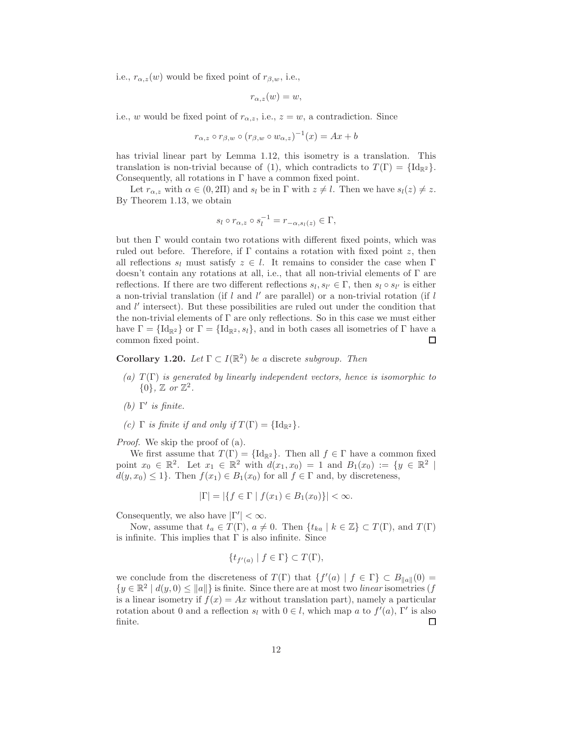i.e., $r_{\alpha,z}(w)$ would be fixed point of $r_{\beta,w}$, i.e.,

$$r_{\alpha,z}(w) = w,$$

i.e., $w$ would be fixed point of $r_{\alpha,z}$, i.e., $z = w$, a contradiction. Since

$$r_{\alpha,z} \circ r_{\beta,w} \circ (r_{\beta,w} \circ w_{\alpha,z})^{-1}(x) = Ax + b$$

has trivial linear part by Lemma 1.12, this isometry is a translation. This translation is non-trivial because of (1), which contradicts to $T(\Gamma) = \{\mathrm{Id}_{\mathbb{R}^2}\}$. Consequently, all rotations in $\Gamma$ have a common fixed point.

Let $r_{\alpha,z}$ with $\alpha \in (0, 2\Pi)$ and $s_l$ be in $\Gamma$ with $z \neq l$. Then we have $s_l(z) \neq z$. By Theorem 1.13, we obtain

$$s_l \circ r_{\alpha,z} \circ s_l^{-1} = r_{-\alpha, s_l(z)} \in \Gamma,$$

but then $\Gamma$ would contain two rotations with different fixed points, which was ruled out before. Therefore, if $\Gamma$ contains a rotation with fixed point $z$, then all reflections $s_l$ must satisfy $z \in l$. It remains to consider the case when $\Gamma$ doesn't contain any rotations at all, i.e., that all non-trivial elements of $\Gamma$ are reflections. If there are two different reflections $s_l, s_{l'} \in \Gamma$, then $s_l \circ s_{l'}$ is either a non-trivial translation (if $l$ and $l'$ are parallel) or a non-trivial rotation (if $l$ and $l'$ intersect). But these possibilities are ruled out under the condition that the non-trivial elements of $\Gamma$ are only reflections. So in this case we must either have $\Gamma = \{\mathrm{Id}_{\mathbb{R}^2}\}$ or $\Gamma = \{\mathrm{Id}_{\mathbb{R}^2}, s_l\}$, and in both cases all isometries of $\Gamma$ have a common fixed point. □

**Corollary 1.20.** *Let $\Gamma \subset I(\mathbb{R}^2)$ be a* discrete *subgroup. Then*

*(a) $T(\Gamma)$ is generated by linearly independent vectors, hence is isomorphic to $\{0\}$, $\mathbb{Z}$ or $\mathbb{Z}^2$.*

*(b) $\Gamma'$ is finite.*

*(c) $\Gamma$ is finite if and only if $T(\Gamma) = \{\mathrm{Id}_{\mathbb{R}^2}\}$.*

*Proof.* We skip the proof of (a).

We first assume that $T(\Gamma) = \{\mathrm{Id}_{\mathbb{R}^2}\}$. Then all $f \in \Gamma$ have a common fixed point $x_0 \in \mathbb{R}^2$. Let $x_1 \in \mathbb{R}^2$ with $d(x_1, x_0) = 1$ and $B_1(x_0) := \{y \in \mathbb{R}^2 \mid d(y, x_0) \leq 1\}$. Then $f(x_1) \in B_1(x_0)$ for all $f \in \Gamma$ and, by discreteness,

$$|\Gamma| = |\{f \in \Gamma \mid f(x_1) \in B_1(x_0)\}| < \infty.$$

Consequently, we also have $|\Gamma'| < \infty$.

Now, assume that $t_a \in T(\Gamma)$, $a \neq 0$. Then $\{t_{ka} \mid k \in \mathbb{Z}\} \subset T(\Gamma)$, and $T(\Gamma)$ is infinite. This implies that $\Gamma$ is also infinite. Since

$$\{t_{f'(a)} \mid f \in \Gamma\} \subset T(\Gamma),$$

we conclude from the discreteness of $T(\Gamma)$ that $\{f'(a) \mid f \in \Gamma\} \subset B_{\|a\|}(0) = \{y \in \mathbb{R}^2 \mid d(y, 0) \leq \|a\|\}$ is finite. Since there are at most two *linear* isometries ($f$ is a linear isometry if $f(x) = Ax$ without translation part), namely a particular rotation about 0 and a reflection $s_l$ with $0 \in l$, which map $a$ to $f'(a)$, $\Gamma'$ is also finite. □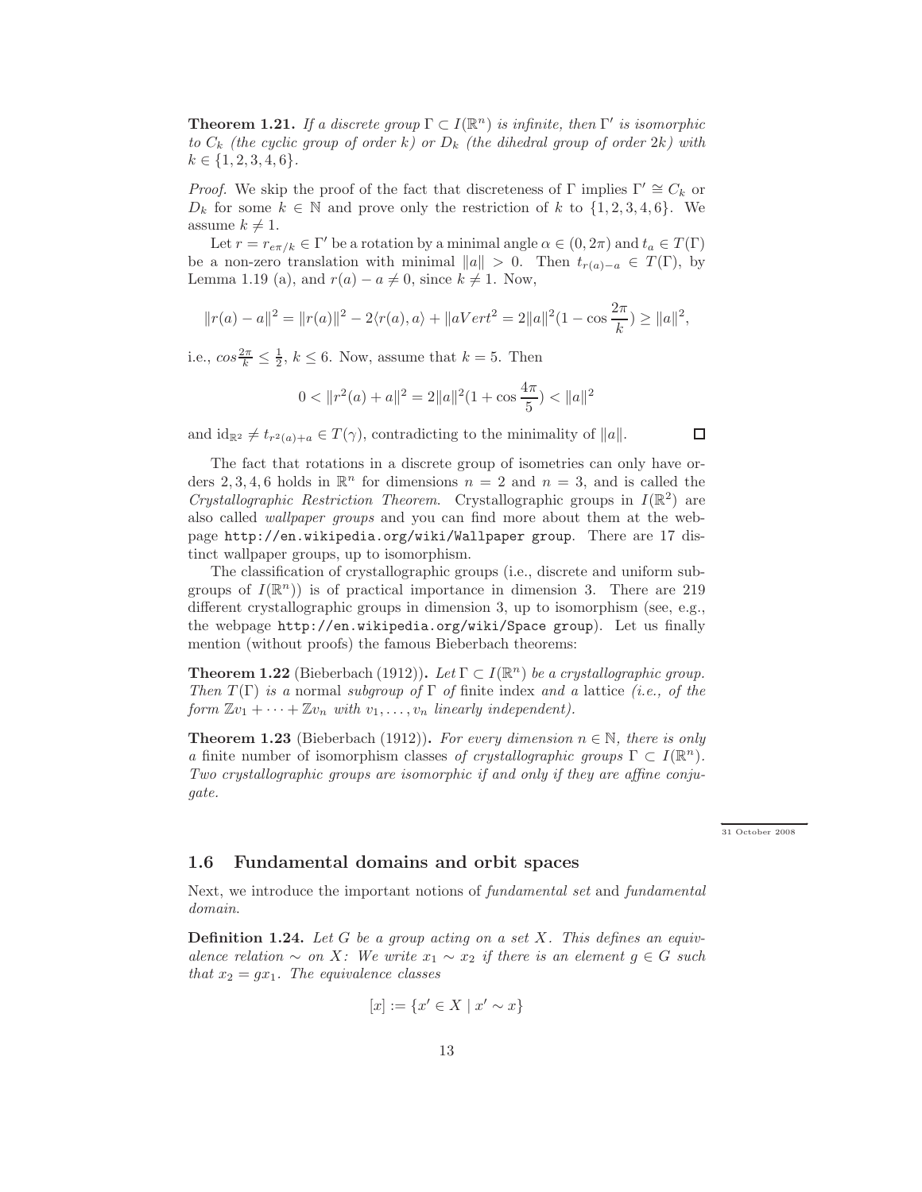**Theorem 1.21.** *If a discrete group $\Gamma \subset I(\mathbb{R}^n)$ is infinite, then $\Gamma'$ is isomorphic to $C_k$ (the cyclic group of order $k$) or $D_k$ (the dihedral group of order $2k$) with $k \in \{1, 2, 3, 4, 6\}$.*

*Proof.* We skip the proof of the fact that discreteness of $\Gamma$ implies $\Gamma' \cong C_k$ or $D_k$ for some $k \in \mathbb{N}$ and prove only the restriction of $k$ to $\{1, 2, 3, 4, 6\}$. We assume $k \neq 1$.

Let $r = r_{e\pi/k} \in \Gamma'$ be a rotation by a minimal angle $\alpha \in (0, 2\pi)$ and $t_a \in T(\Gamma)$ be a non-zero translation with minimal $\|a\| > 0$. Then $t_{r(a)-a} \in T(\Gamma)$, by Lemma 1.19 (a), and $r(a) - a \neq 0$, since $k \neq 1$. Now,

$$\|r(a) - a\|^2 = \|r(a)\|^2 - 2\langle r(a), a\rangle + \|aVert^2 = 2\|a\|^2(1 - \cos\frac{2\pi}{k}) \geq \|a\|^2,$$

i.e., $cos\frac{2\pi}{k} \leq \frac{1}{2}$, $k \leq 6$. Now, assume that $k = 5$. Then

$$0 < \|r^2(a) + a\|^2 = 2\|a\|^2(1 + \cos\frac{4\pi}{5}) < \|a\|^2$$

and $\mathrm{id}_{\mathbb{R}^2} \neq t_{r^2(a)+a} \in T(\gamma)$, contradicting to the minimality of $\|a\|$. $\square$

The fact that rotations in a discrete group of isometries can only have orders $2, 3, 4, 6$ holds in $\mathbb{R}^n$ for dimensions $n = 2$ and $n = 3$, and is called the *Crystallographic Restriction Theorem*. Crystallographic groups in $I(\mathbb{R}^2)$ are also called *wallpaper groups* and you can find more about them at the webpage `http://en.wikipedia.org/wiki/Wallpaper group`. There are 17 distinct wallpaper groups, up to isomorphism.

The classification of crystallographic groups (i.e., discrete and uniform subgroups of $I(\mathbb{R}^n)$) is of practical importance in dimension 3. There are 219 different crystallographic groups in dimension 3, up to isomorphism (see, e.g., the webpage `http://en.wikipedia.org/wiki/Space group`). Let us finally mention (without proofs) the famous Bieberbach theorems:

**Theorem 1.22** (Bieberbach (1912))**.** *Let $\Gamma \subset I(\mathbb{R}^n)$ be a crystallographic group. Then $T(\Gamma)$ is a* normal *subgroup of $\Gamma$ of* finite index *and a* lattice *(i.e., of the form $\mathbb{Z}v_1 + \cdots + \mathbb{Z}v_n$ with $v_1, \ldots, v_n$ linearly independent).*

**Theorem 1.23** (Bieberbach (1912))**.** *For every dimension $n \in \mathbb{N}$, there is only a* finite *number of isomorphism classes of crystallographic groups $\Gamma \subset I(\mathbb{R}^n)$. Two crystallographic groups are isomorphic if and only if they are affine conjugate.*

31 October 2008

## 1.6 Fundamental domains and orbit spaces

Next, we introduce the important notions of *fundamental set* and *fundamental domain*.

**Definition 1.24.** *Let $G$ be a group acting on a set $X$. This defines an equivalence relation $\sim$ on $X$: We write $x_1 \sim x_2$ if there is an element $g \in G$ such that $x_2 = gx_1$. The equivalence classes*

$$[x] := \{x' \in X \mid x' \sim x\}$$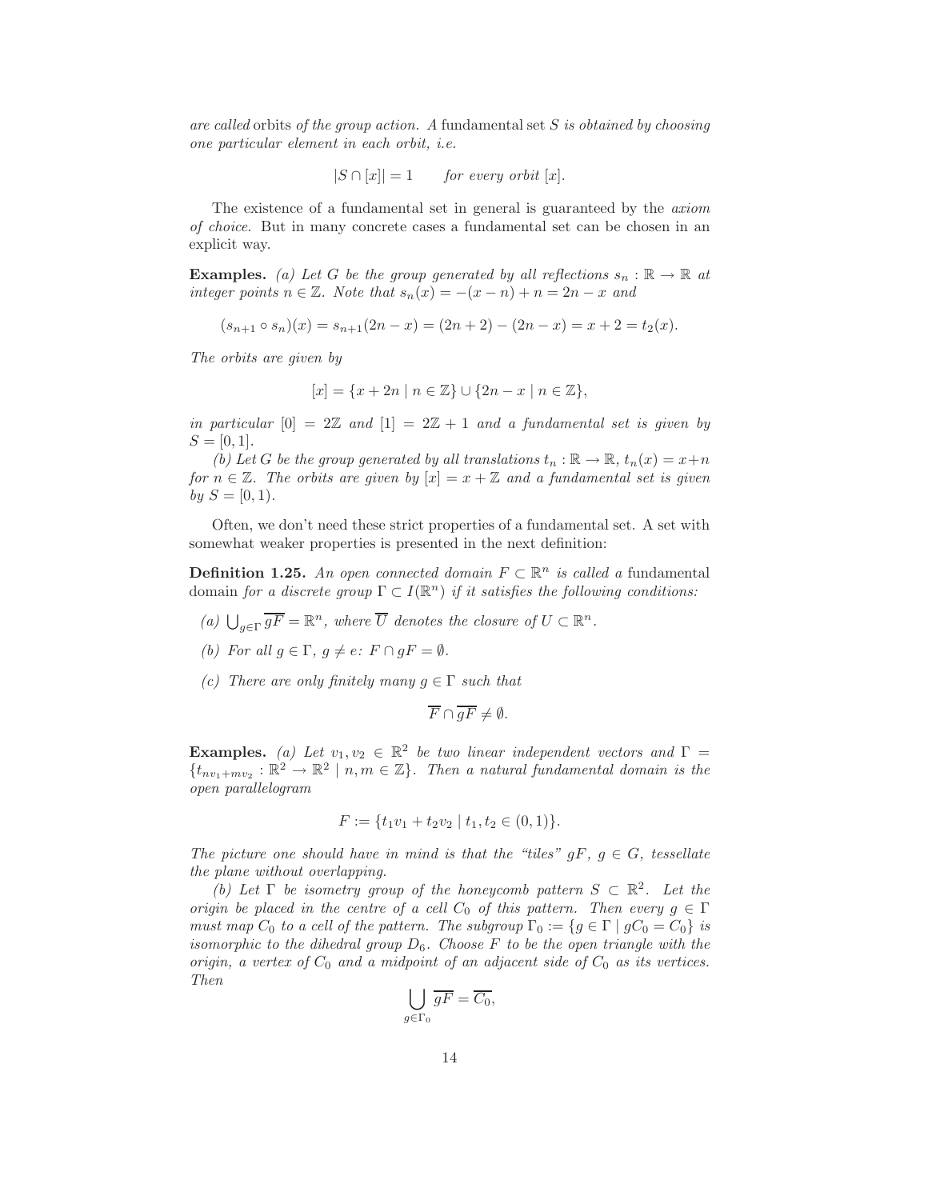*are called* orbits *of the group action. A* fundamental set $S$ *is obtained by choosing one particular element in each orbit, i.e.*

$$|S \cap [x]| = 1 \qquad \textit{for every orbit } [x].$$

The existence of a fundamental set in general is guaranteed by the *axiom of choice*. But in many concrete cases a fundamental set can be chosen in an explicit way.

**Examples.** *(a) Let $G$ be the group generated by all reflections $s_n : \mathbb{R} \to \mathbb{R}$ at integer points $n \in \mathbb{Z}$. Note that $s_n(x) = -(x-n) + n = 2n - x$ and*

$$(s_{n+1} \circ s_n)(x) = s_{n+1}(2n - x) = (2n+2) - (2n - x) = x + 2 = t_2(x).$$

*The orbits are given by*

$$[x] = \{x + 2n \mid n \in \mathbb{Z}\} \cup \{2n - x \mid n \in \mathbb{Z}\},$$

*in particular $[0] = 2\mathbb{Z}$ and $[1] = 2\mathbb{Z} + 1$ and a fundamental set is given by $S = [0, 1]$.*

*(b) Let $G$ be the group generated by all translations $t_n : \mathbb{R} \to \mathbb{R}$, $t_n(x) = x+n$ for $n \in \mathbb{Z}$. The orbits are given by $[x] = x + \mathbb{Z}$ and a fundamental set is given by $S = [0, 1)$.*

Often, we don't need these strict properties of a fundamental set. A set with somewhat weaker properties is presented in the next definition:

**Definition 1.25.** *An open connected domain $F \subset \mathbb{R}^n$ is called a* fundamental domain *for a discrete group $\Gamma \subset I(\mathbb{R}^n)$ if it satisfies the following conditions:*

*(a) $\bigcup_{g \in \Gamma} \overline{gF} = \mathbb{R}^n$, where $\overline{U}$ denotes the closure of $U \subset \mathbb{R}^n$.*

*(b) For all $g \in \Gamma$, $g \neq e$: $F \cap gF = \emptyset$.*

*(c) There are only finitely many $g \in \Gamma$ such that*

$$\overline{F} \cap \overline{gF} \neq \emptyset.$$

**Examples.** *(a) Let $v_1, v_2 \in \mathbb{R}^2$ be two linear independent vectors and $\Gamma = \{t_{nv_1 + mv_2} : \mathbb{R}^2 \to \mathbb{R}^2 \mid n, m \in \mathbb{Z}\}$. Then a natural fundamental domain is the open parallelogram*

$$F := \{t_1 v_1 + t_2 v_2 \mid t_1, t_2 \in (0, 1)\}.$$

*The picture one should have in mind is that the "tiles" $gF$, $g \in G$, tessellate the plane without overlapping.*

*(b) Let $\Gamma$ be isometry group of the honeycomb pattern $S \subset \mathbb{R}^2$. Let the origin be placed in the centre of a cell $C_0$ of this pattern. Then every $g \in \Gamma$ must map $C_0$ to a cell of the pattern. The subgroup $\Gamma_0 := \{g \in \Gamma \mid gC_0 = C_0\}$ is isomorphic to the dihedral group $D_6$. Choose $F$ to be the open triangle with the origin, a vertex of $C_0$ and a midpoint of an adjacent side of $C_0$ as its vertices. Then*

$$\bigcup_{g \in \Gamma_0} \overline{gF} = \overline{C_0},$$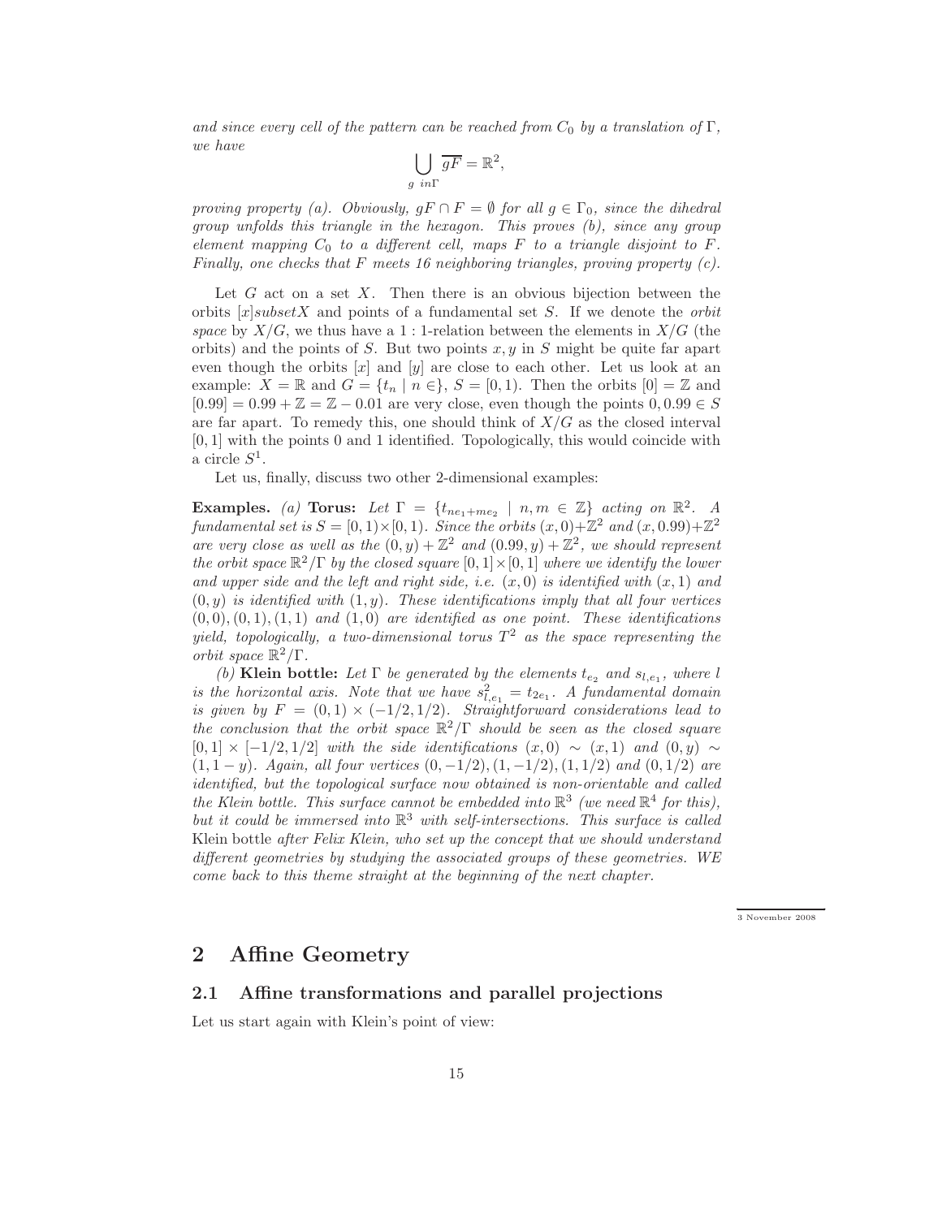*and since every cell of the pattern can be reached from $C_0$ by a translation of $\Gamma$, we have*

$$\bigcup_{g\ in\Gamma} \overline{gF} = \mathbb{R}^2,$$

*proving property (a). Obviously, $gF \cap F = \emptyset$ for all $g \in \Gamma_0$, since the dihedral group unfolds this triangle in the hexagon. This proves (b), since any group element mapping $C_0$ to a different cell, maps $F$ to a triangle disjoint to $F$. Finally, one checks that $F$ meets 16 neighboring triangles, proving property (c).*

Let $G$ act on a set $X$. Then there is an obvious bijection between the orbits $[x] subset X$ and points of a fundamental set $S$. If we denote the *orbit space* by $X/G$, we thus have a $1:1$-relation between the elements in $X/G$ (the orbits) and the points of $S$. But two points $x, y$ in $S$ might be quite far apart even though the orbits $[x]$ and $[y]$ are close to each other. Let us look at an example: $X = \mathbb{R}$ and $G = \{t_n \mid n \in\}$, $S = [0,1)$. Then the orbits $[0] = \mathbb{Z}$ and $[0.99] = 0.99 + \mathbb{Z} = \mathbb{Z} - 0.01$ are very close, even though the points $0, 0.99 \in S$ are far apart. To remedy this, one should think of $X/G$ as the closed interval $[0,1]$ with the points 0 and 1 identified. Topologically, this would coincide with a circle $S^1$.

Let us, finally, discuss two other 2-dimensional examples:

**Examples.** *(a)* **Torus:** *Let $\Gamma = \{t_{ne_1+me_2} \mid n, m \in \mathbb{Z}\}$ acting on $\mathbb{R}^2$. A fundamental set is $S = [0,1) \times [0,1)$. Since the orbits $(x,0)+\mathbb{Z}^2$ and $(x,0.99)+\mathbb{Z}^2$ are very close as well as the $(0,y)+\mathbb{Z}^2$ and $(0.99,y)+\mathbb{Z}^2$, we should represent the orbit space $\mathbb{R}^2/\Gamma$ by the closed square $[0,1]\times[0,1]$ where we identify the lower and upper side and the left and right side, i.e. $(x,0)$ is identified with $(x,1)$ and $(0,y)$ is identified with $(1,y)$. These identifications imply that all four vertices $(0,0),(0,1),(1,1)$ and $(1,0)$ are identified as one point. These identifications yield, topologically, a two-dimensional torus $T^2$ as the space representing the orbit space $\mathbb{R}^2/\Gamma$.*

*(b)* **Klein bottle:** *Let $\Gamma$ be generated by the elements $t_{e_2}$ and $s_{l,e_1}$, where $l$ is the horizontal axis. Note that we have $s_{l,e_1}^2 = t_{2e_1}$. A fundamental domain is given by $F = (0,1) \times (-1/2, 1/2)$. Straightforward considerations lead to the conclusion that the orbit space $\mathbb{R}^2/\Gamma$ should be seen as the closed square $[0,1] \times [-1/2, 1/2]$ with the side identifications $(x,0) \sim (x,1)$ and $(0,y) \sim (1, 1-y)$. Again, all four vertices $(0,-1/2), (1,-1/2), (1,1/2)$ and $(0,1/2)$ are identified, but the topological surface now obtained is non-orientable and called the Klein bottle. This surface cannot be embedded into $\mathbb{R}^3$ (we need $\mathbb{R}^4$ for this), but it could be immersed into $\mathbb{R}^3$ with self-intersections. This surface is called* Klein bottle *after Felix Klein, who set up the concept that we should understand different geometries by studying the associated groups of these geometries. WE come back to this theme straight at the beginning of the next chapter.*

3 November 2008

# 2 Affine Geometry

## 2.1 Affine transformations and parallel projections

Let us start again with Klein's point of view: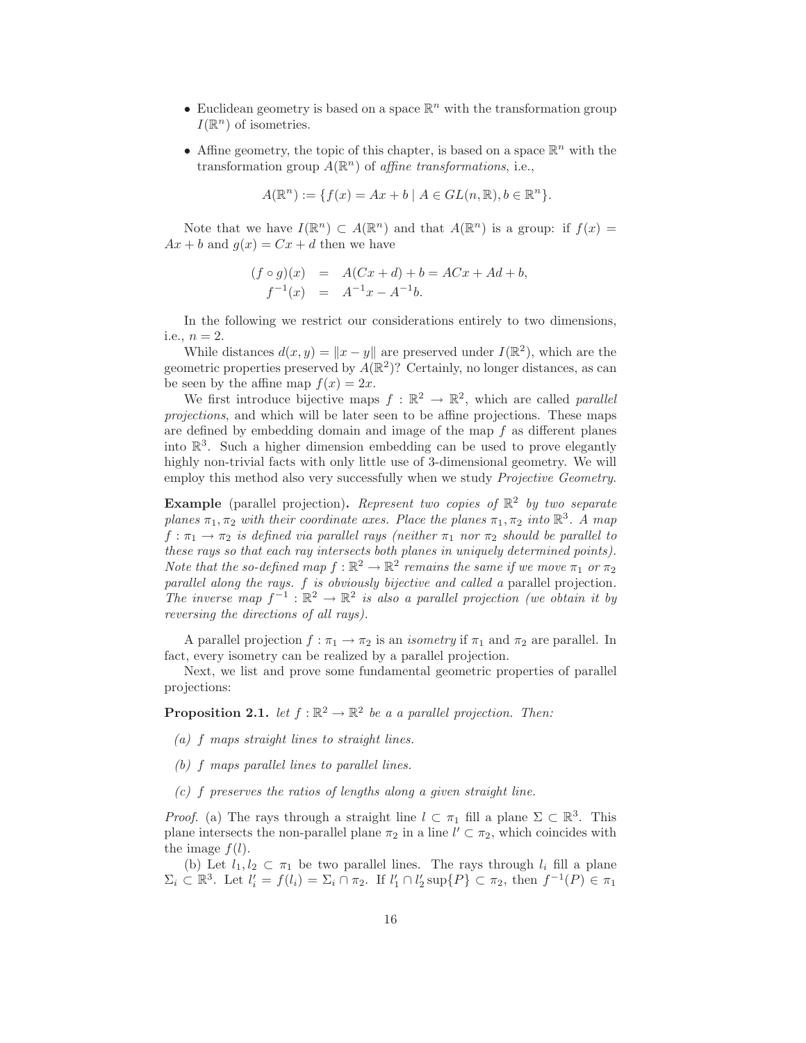- Euclidean geometry is based on a space $\mathbb{R}^n$ with the transformation group $I(\mathbb{R}^n)$ of isometries.
- Affine geometry, the topic of this chapter, is based on a space $\mathbb{R}^n$ with the transformation group $A(\mathbb{R}^n)$ of *affine transformations*, i.e.,

$$A(\mathbb{R}^n) := \{f(x) = Ax + b \mid A \in GL(n, \mathbb{R}), b \in \mathbb{R}^n\}.$$

Note that we have $I(\mathbb{R}^n) \subset A(\mathbb{R}^n)$ and that $A(\mathbb{R}^n)$ is a group: if $f(x) = Ax + b$ and $g(x) = Cx + d$ then we have

$$\begin{aligned}(f \circ g)(x) &= A(Cx + d) + b = ACx + Ad + b, \\ f^{-1}(x) &= A^{-1}x - A^{-1}b.\end{aligned}$$

In the following we restrict our considerations entirely to two dimensions, i.e., $n = 2$.

While distances $d(x, y) = \|x - y\|$ are preserved under $I(\mathbb{R}^2)$, which are the geometric properties preserved by $A(\mathbb{R}^2)$? Certainly, no longer distances, as can be seen by the affine map $f(x) = 2x$.

We first introduce bijective maps $f : \mathbb{R}^2 \to \mathbb{R}^2$, which are called *parallel projections*, and which will be later seen to be affine projections. These maps are defined by embedding domain and image of the map $f$ as different planes into $\mathbb{R}^3$. Such a higher dimension embedding can be used to prove elegantly highly non-trivial facts with only little use of 3-dimensional geometry. We will employ this method also very successfully when we study *Projective Geometry*.

**Example** (parallel projection)**.** *Represent two copies of $\mathbb{R}^2$ by two separate planes $\pi_1, \pi_2$ with their coordinate axes. Place the planes $\pi_1, \pi_2$ into $\mathbb{R}^3$. A map $f : \pi_1 \to \pi_2$ is defined via parallel rays (neither $\pi_1$ nor $\pi_2$ should be parallel to these rays so that each ray intersects both planes in uniquely determined points). Note that the so-defined map $f : \mathbb{R}^2 \to \mathbb{R}^2$ remains the same if we move $\pi_1$ or $\pi_2$ parallel along the rays. $f$ is obviously bijective and called a* parallel projection*. The inverse map $f^{-1} : \mathbb{R}^2 \to \mathbb{R}^2$ is also a parallel projection (we obtain it by reversing the directions of all rays).*

A parallel projection $f : \pi_1 \to \pi_2$ is an *isometry* if $\pi_1$ and $\pi_2$ are parallel. In fact, every isometry can be realized by a parallel projection.

Next, we list and prove some fundamental geometric properties of parallel projections:

**Proposition 2.1.** *let $f : \mathbb{R}^2 \to \mathbb{R}^2$ be a a parallel projection. Then:*

*(a) $f$ maps straight lines to straight lines.*

*(b) $f$ maps parallel lines to parallel lines.*

*(c) $f$ preserves the ratios of lengths along a given straight line.*

*Proof.* (a) The rays through a straight line $l \subset \pi_1$ fill a plane $\Sigma \subset \mathbb{R}^3$. This plane intersects the non-parallel plane $\pi_2$ in a line $l' \subset \pi_2$, which coincides with the image $f(l)$.

(b) Let $l_1, l_2 \subset \pi_1$ be two parallel lines. The rays through $l_i$ fill a plane $\Sigma_i \subset \mathbb{R}^3$. Let $l'_i = f(l_i) = \Sigma_i \cap \pi_2$. If $l'_1 \cap l'_2 \sup\{P\} \subset \pi_2$, then $f^{-1}(P) \in \pi_1$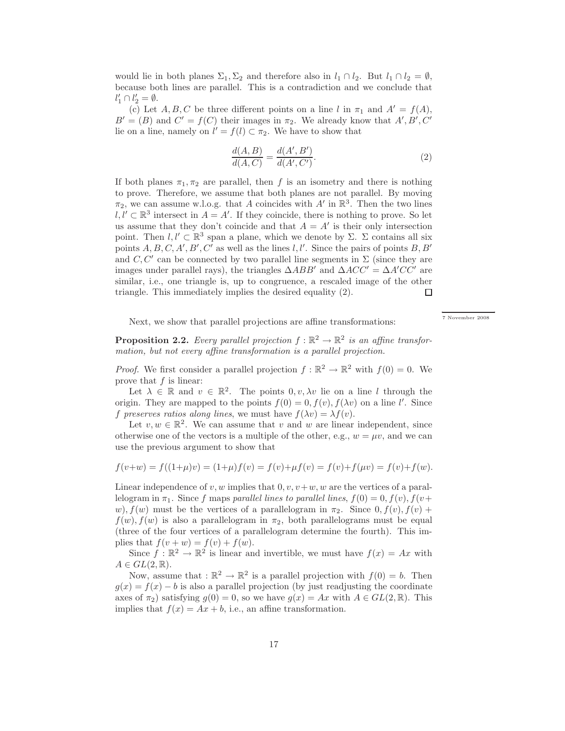would lie in both planes $\Sigma_1, \Sigma_2$ and therefore also in $l_1 \cap l_2$. But $l_1 \cap l_2 = \emptyset$, because both lines are parallel. This is a contradiction and we conclude that $l_1' \cap l_2' = \emptyset$.

(c) Let $A, B, C$ be three different points on a line $l$ in $\pi_1$ and $A' = f(A)$, $B' = (B)$ and $C' = f(C)$ their images in $\pi_2$. We already know that $A', B', C'$ lie on a line, namely on $l' = f(l) \subset \pi_2$. We have to show that

$$\frac{d(A,B)}{d(A,C)} = \frac{d(A',B')}{d(A',C')}. \tag{2}$$

If both planes $\pi_1, \pi_2$ are parallel, then $f$ is an isometry and there is nothing to prove. Therefore, we assume that both planes are not parallel. By moving $\pi_2$, we can assume w.l.o.g. that $A$ coincides with $A'$ in $\mathbb{R}^3$. Then the two lines $l, l' \subset \mathbb{R}^3$ intersect in $A = A'$. If they coincide, there is nothing to prove. So let us assume that they don't coincide and that $A = A'$ is their only intersection point. Then $l, l' \subset \mathbb{R}^3$ span a plane, which we denote by $\Sigma$. $\Sigma$ contains all six points $A, B, C, A', B', C'$ as well as the lines $l, l'$. Since the pairs of points $B, B'$ and $C, C'$ can be connected by two parallel line segments in $\Sigma$ (since they are images under parallel rays), the triangles $\Delta ABB'$ and $\Delta ACC' = \Delta A'CC'$ are similar, i.e., one triangle is, up to congruence, a rescaled image of the other triangle. This immediately implies the desired equality (2). □

7 November 2008

Next, we show that parallel projections are affine transformations:

**Proposition 2.2.** *Every parallel projection $f : \mathbb{R}^2 \to \mathbb{R}^2$ is an affine transformation, but not every affine transformation is a parallel projection.*

*Proof.* We first consider a parallel projection $f : \mathbb{R}^2 \to \mathbb{R}^2$ with $f(0) = 0$. We prove that $f$ is linear:

Let $\lambda \in \mathbb{R}$ and $v \in \mathbb{R}^2$. The points $0, v, \lambda v$ lie on a line $l$ through the origin. They are mapped to the points $f(0) = 0, f(v), f(\lambda v)$ on a line $l'$. Since $f$ *preserves ratios along lines*, we must have $f(\lambda v) = \lambda f(v)$.

Let $v, w \in \mathbb{R}^2$. We can assume that $v$ and $w$ are linear independent, since otherwise one of the vectors is a multiple of the other, e.g., $w = \mu v$, and we can use the previous argument to show that

$$f(v+w) = f((1+\mu)v) = (1+\mu)f(v) = f(v)+\mu f(v) = f(v)+f(\mu v) = f(v)+f(w).$$

Linear independence of $v, w$ implies that $0, v, v+w, w$ are the vertices of a parallelogram in $\pi_1$. Since $f$ maps *parallel lines to parallel lines*, $f(0) = 0, f(v), f(v+w), f(w)$ must be the vertices of a parallelogram in $\pi_2$. Since $0, f(v), f(v) + f(w), f(w)$ is also a parallelogram in $\pi_2$, both parallelograms must be equal (three of the four vertices of a parallelogram determine the fourth). This implies that $f(v+w) = f(v) + f(w)$.

Since $f : \mathbb{R}^2 \to \mathbb{R}^2$ is linear and invertible, we must have $f(x) = Ax$ with $A \in GL(2, \mathbb{R})$.

Now, assume that $: \mathbb{R}^2 \to \mathbb{R}^2$ is a parallel projection with $f(0) = b$. Then $g(x) = f(x) - b$ is also a parallel projection (by just readjusting the coordinate axes of $\pi_2$) satisfying $g(0) = 0$, so we have $g(x) = Ax$ with $A \in GL(2, \mathbb{R})$. This implies that $f(x) = Ax + b$, i.e., an affine transformation.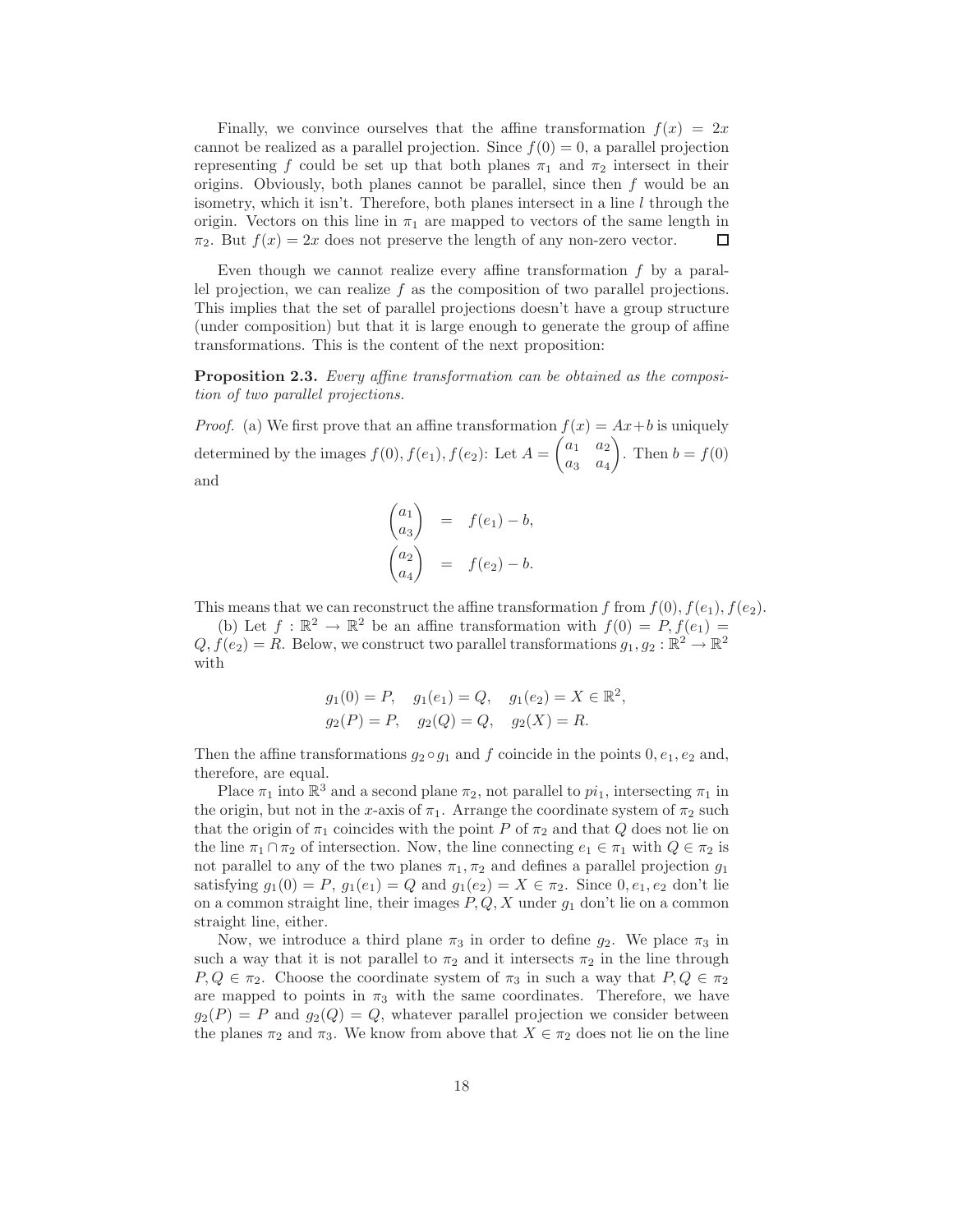Finally, we convince ourselves that the affine transformation $f(x) = 2x$ cannot be realized as a parallel projection. Since $f(0) = 0$, a parallel projection representing $f$ could be set up that both planes $\pi_1$ and $\pi_2$ intersect in their origins. Obviously, both planes cannot be parallel, since then $f$ would be an isometry, which it isn't. Therefore, both planes intersect in a line $l$ through the origin. Vectors on this line in $\pi_1$ are mapped to vectors of the same length in $\pi_2$. But $f(x) = 2x$ does not preserve the length of any non-zero vector. □

Even though we cannot realize every affine transformation $f$ by a parallel projection, we can realize $f$ as the composition of two parallel projections. This implies that the set of parallel projections doesn't have a group structure (under composition) but that it is large enough to generate the group of affine transformations. This is the content of the next proposition:

**Proposition 2.3.** *Every affine transformation can be obtained as the composition of two parallel projections.*

*Proof.* (a) We first prove that an affine transformation $f(x) = Ax+b$ is uniquely determined by the images $f(0), f(e_1), f(e_2)$: Let $A = \begin{pmatrix} a_1 & a_2 \\ a_3 & a_4 \end{pmatrix}$. Then $b = f(0)$ and

$$\begin{pmatrix} a_1 \\ a_3 \end{pmatrix} = f(e_1) - b,$$
$$\begin{pmatrix} a_2 \\ a_4 \end{pmatrix} = f(e_2) - b.$$

This means that we can reconstruct the affine transformation $f$ from $f(0), f(e_1), f(e_2)$.

(b) Let $f : \mathbb{R}^2 \to \mathbb{R}^2$ be an affine transformation with $f(0) = P, f(e_1) = Q, f(e_2) = R$. Below, we construct two parallel transformations $g_1, g_2 : \mathbb{R}^2 \to \mathbb{R}^2$ with

$$g_1(0) = P, \quad g_1(e_1) = Q, \quad g_1(e_2) = X \in \mathbb{R}^2,$$
$$g_2(P) = P, \quad g_2(Q) = Q, \quad g_2(X) = R.$$

Then the affine transformations $g_2 \circ g_1$ and $f$ coincide in the points $0, e_1, e_2$ and, therefore, are equal.

Place $\pi_1$ into $\mathbb{R}^3$ and a second plane $\pi_2$, not parallel to $pi_1$, intersecting $\pi_1$ in the origin, but not in the $x$-axis of $\pi_1$. Arrange the coordinate system of $\pi_2$ such that the origin of $\pi_1$ coincides with the point $P$ of $\pi_2$ and that $Q$ does not lie on the line $\pi_1 \cap \pi_2$ of intersection. Now, the line connecting $e_1 \in \pi_1$ with $Q \in \pi_2$ is not parallel to any of the two planes $\pi_1, \pi_2$ and defines a parallel projection $g_1$ satisfying $g_1(0) = P$, $g_1(e_1) = Q$ and $g_1(e_2) = X \in \pi_2$. Since $0, e_1, e_2$ don't lie on a common straight line, their images $P, Q, X$ under $g_1$ don't lie on a common straight line, either.

Now, we introduce a third plane $\pi_3$ in order to define $g_2$. We place $\pi_3$ in such a way that it is not parallel to $\pi_2$ and it intersects $\pi_2$ in the line through $P, Q \in \pi_2$. Choose the coordinate system of $\pi_3$ in such a way that $P, Q \in \pi_2$ are mapped to points in $\pi_3$ with the same coordinates. Therefore, we have $g_2(P) = P$ and $g_2(Q) = Q$, whatever parallel projection we consider between the planes $\pi_2$ and $\pi_3$. We know from above that $X \in \pi_2$ does not lie on the line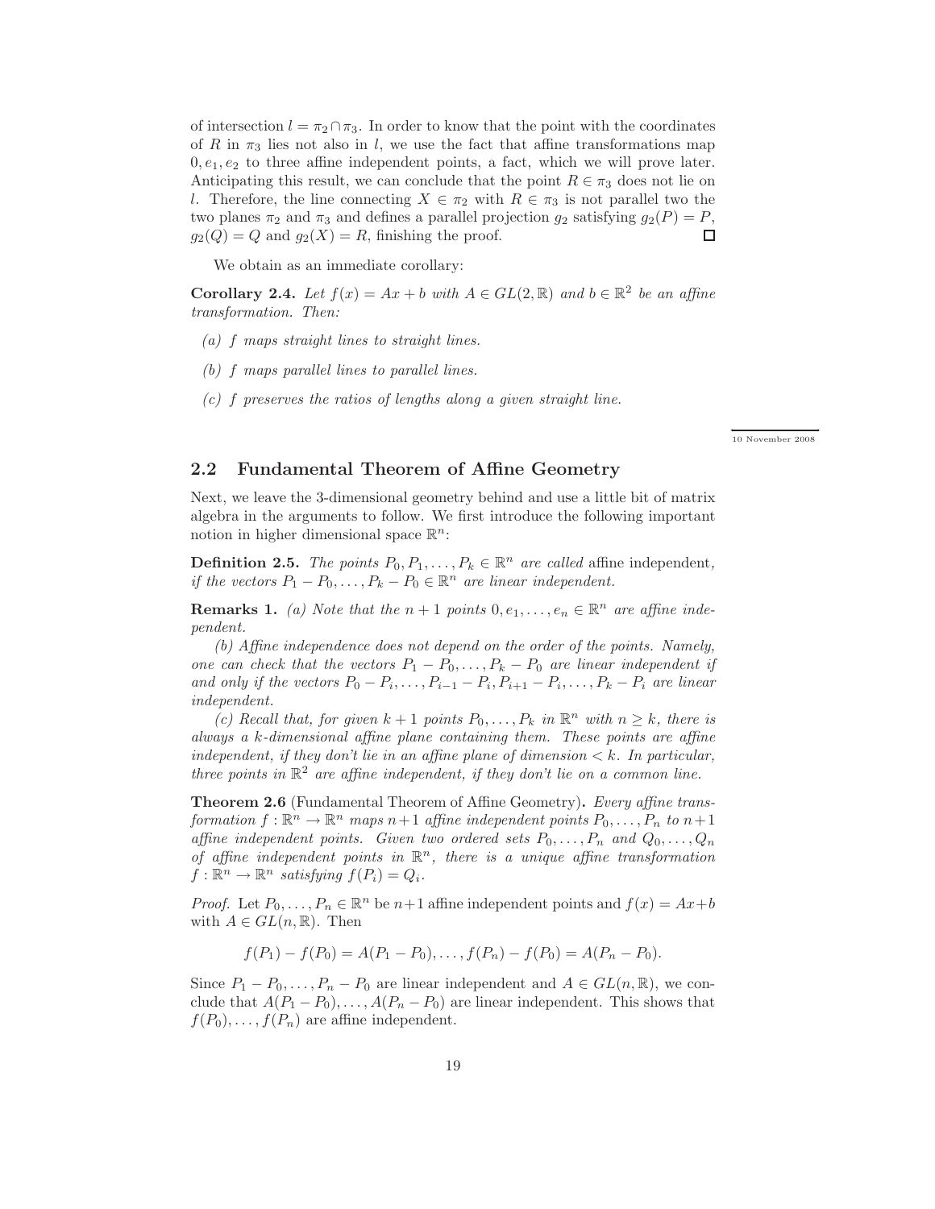of intersection $l = \pi_2 \cap \pi_3$. In order to know that the point with the coordinates of $R$ in $\pi_3$ lies not also in $l$, we use the fact that affine transformations map $0, e_1, e_2$ to three affine independent points, a fact, which we will prove later. Anticipating this result, we can conclude that the point $R \in \pi_3$ does not lie on $l$. Therefore, the line connecting $X \in \pi_2$ with $R \in \pi_3$ is not parallel two the two planes $\pi_2$ and $\pi_3$ and defines a parallel projection $g_2$ satisfying $g_2(P) = P$, $g_2(Q) = Q$ and $g_2(X) = R$, finishing the proof. □

We obtain as an immediate corollary:

**Corollary 2.4.** *Let $f(x) = Ax + b$ with $A \in GL(2, \mathbb{R})$ and $b \in \mathbb{R}^2$ be an affine transformation. Then:*

*(a) $f$ maps straight lines to straight lines.*

*(b) $f$ maps parallel lines to parallel lines.*

*(c) $f$ preserves the ratios of lengths along a given straight line.*

10 November 2008

## 2.2 Fundamental Theorem of Affine Geometry

Next, we leave the 3-dimensional geometry behind and use a little bit of matrix algebra in the arguments to follow. We first introduce the following important notion in higher dimensional space $\mathbb{R}^n$:

**Definition 2.5.** *The points $P_0, P_1, \dots, P_k \in \mathbb{R}^n$ are called* affine independent*, if the vectors $P_1 - P_0, \dots, P_k - P_0 \in \mathbb{R}^n$ are linear independent.*

**Remarks 1.** *(a) Note that the $n+1$ points $0, e_1, \dots, e_n \in \mathbb{R}^n$ are affine independent.*

*(b) Affine independence does not depend on the order of the points. Namely, one can check that the vectors $P_1 - P_0, \dots, P_k - P_0$ are linear independent if and only if the vectors $P_0 - P_i, \dots, P_{i-1} - P_i, P_{i+1} - P_i, \dots, P_k - P_i$ are linear independent.*

*(c) Recall that, for given $k+1$ points $P_0, \dots, P_k$ in $\mathbb{R}^n$ with $n \geq k$, there is always a $k$-dimensional affine plane containing them. These points are affine independent, if they don't lie in an affine plane of dimension $< k$. In particular, three points in $\mathbb{R}^2$ are affine independent, if they don't lie on a common line.*

**Theorem 2.6** (Fundamental Theorem of Affine Geometry)**.** *Every affine transformation $f : \mathbb{R}^n \to \mathbb{R}^n$ maps $n+1$ affine independent points $P_0, \dots, P_n$ to $n+1$ affine independent points. Given two ordered sets $P_0, \dots, P_n$ and $Q_0, \dots, Q_n$ of affine independent points in $\mathbb{R}^n$, there is a unique affine transformation $f : \mathbb{R}^n \to \mathbb{R}^n$ satisfying $f(P_i) = Q_i$.*

*Proof.* Let $P_0, \dots, P_n \in \mathbb{R}^n$ be $n+1$ affine independent points and $f(x) = Ax + b$ with $A \in GL(n, \mathbb{R})$. Then

$$f(P_1) - f(P_0) = A(P_1 - P_0), \dots, f(P_n) - f(P_0) = A(P_n - P_0).$$

Since $P_1 - P_0, \dots, P_n - P_0$ are linear independent and $A \in GL(n, \mathbb{R})$, we conclude that $A(P_1 - P_0), \dots, A(P_n - P_0)$ are linear independent. This shows that $f(P_0), \dots, f(P_n)$ are affine independent.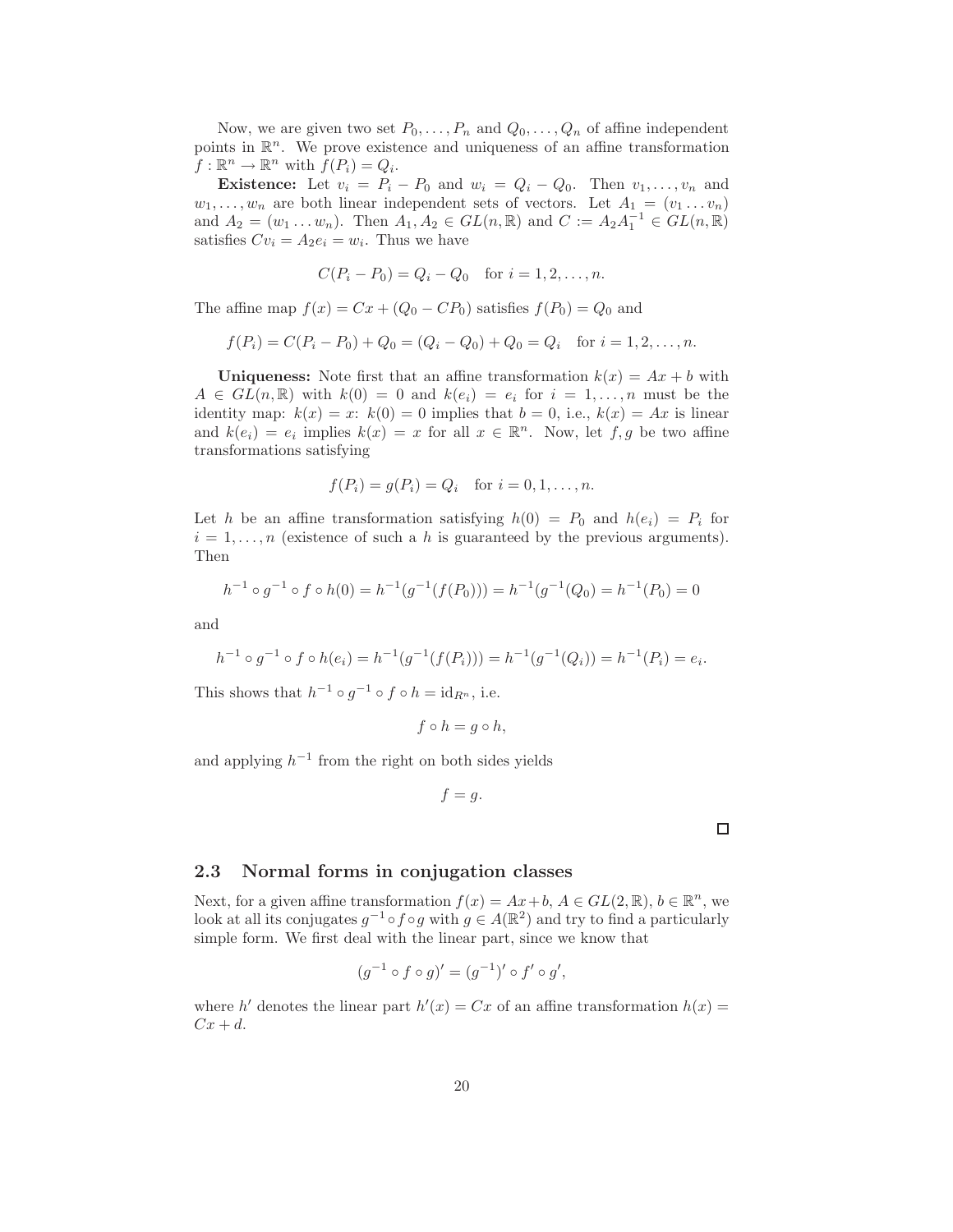Now, we are given two set $P_0, \dots, P_n$ and $Q_0, \dots, Q_n$ of affine independent points in $\mathbb{R}^n$. We prove existence and uniqueness of an affine transformation $f : \mathbb{R}^n \to \mathbb{R}^n$ with $f(P_i) = Q_i$.

**Existence:** Let $v_i = P_i - P_0$ and $w_i = Q_i - Q_0$. Then $v_1, \dots, v_n$ and $w_1, \dots, w_n$ are both linear independent sets of vectors. Let $A_1 = (v_1 \dots v_n)$ and $A_2 = (w_1 \dots w_n)$. Then $A_1, A_2 \in GL(n, \mathbb{R})$ and $C := A_2 A_1^{-1} \in GL(n, \mathbb{R})$ satisfies $Cv_i = A_2 e_i = w_i$. Thus we have

$$C(P_i - P_0) = Q_i - Q_0 \quad \text{for } i = 1, 2, \dots, n.$$

The affine map $f(x) = Cx + (Q_0 - CP_0)$ satisfies $f(P_0) = Q_0$ and

$$f(P_i) = C(P_i - P_0) + Q_0 = (Q_i - Q_0) + Q_0 = Q_i \quad \text{for } i = 1, 2, \dots, n.$$

**Uniqueness:** Note first that an affine transformation $k(x) = Ax + b$ with $A \in GL(n, \mathbb{R})$ with $k(0) = 0$ and $k(e_i) = e_i$ for $i = 1, \dots, n$ must be the identity map: $k(x) = x$: $k(0) = 0$ implies that $b = 0$, i.e., $k(x) = Ax$ is linear and $k(e_i) = e_i$ implies $k(x) = x$ for all $x \in \mathbb{R}^n$. Now, let $f, g$ be two affine transformations satisfying

$$f(P_i) = g(P_i) = Q_i \quad \text{for } i = 0, 1, \dots, n.$$

Let $h$ be an affine transformation satisfying $h(0) = P_0$ and $h(e_i) = P_i$ for $i = 1, \dots, n$ (existence of such a $h$ is guaranteed by the previous arguments). Then

$$h^{-1} \circ g^{-1} \circ f \circ h(0) = h^{-1}(g^{-1}(f(P_0))) = h^{-1}(g^{-1}(Q_0) = h^{-1}(P_0) = 0$$

and

$$h^{-1} \circ g^{-1} \circ f \circ h(e_i) = h^{-1}(g^{-1}(f(P_i))) = h^{-1}(g^{-1}(Q_i)) = h^{-1}(P_i) = e_i.$$

This shows that $h^{-1} \circ g^{-1} \circ f \circ h = \mathrm{id}_{R^n}$, i.e.

$$f \circ h = g \circ h,$$

and applying $h^{-1}$ from the right on both sides yields

$$f = g.$$

□

## 2.3 Normal forms in conjugation classes

Next, for a given affine transformation $f(x) = Ax + b$, $A \in GL(2, \mathbb{R})$, $b \in \mathbb{R}^n$, we look at all its conjugates $g^{-1} \circ f \circ g$ with $g \in A(\mathbb{R}^2)$ and try to find a particularly simple form. We first deal with the linear part, since we know that

$$(g^{-1} \circ f \circ g)' = (g^{-1})' \circ f' \circ g',$$

where $h'$ denotes the linear part $h'(x) = Cx$ of an affine transformation $h(x) = Cx + d$.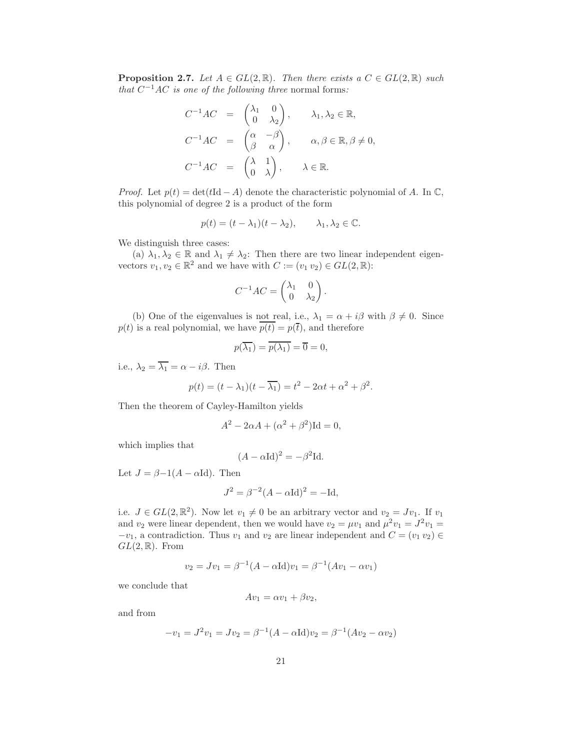**Proposition 2.7.** *Let $A \in GL(2,\mathbb{R})$. Then there exists a $C \in GL(2,\mathbb{R})$ such that $C^{-1}AC$ is one of the following three* normal forms*:*

$$
\begin{aligned}
C^{-1}AC &= \begin{pmatrix} \lambda_1 & 0 \\ 0 & \lambda_2 \end{pmatrix}, \qquad \lambda_1, \lambda_2 \in \mathbb{R}, \\
C^{-1}AC &= \begin{pmatrix} \alpha & -\beta \\ \beta & \alpha \end{pmatrix}, \qquad \alpha, \beta \in \mathbb{R}, \beta \neq 0, \\
C^{-1}AC &= \begin{pmatrix} \lambda & 1 \\ 0 & \lambda \end{pmatrix}, \qquad \lambda \in \mathbb{R}.
\end{aligned}
$$

*Proof.* Let $p(t) = \det(t\mathrm{Id} - A)$ denote the characteristic polynomial of $A$. In $\mathbb{C}$, this polynomial of degree 2 is a product of the form

$$p(t) = (t - \lambda_1)(t - \lambda_2), \qquad \lambda_1, \lambda_2 \in \mathbb{C}.$$

We distinguish three cases:

(a) $\lambda_1, \lambda_2 \in \mathbb{R}$ and $\lambda_1 \neq \lambda_2$: Then there are two linear independent eigenvectors $v_1, v_2 \in \mathbb{R}^2$ and we have with $C := (v_1\, v_2) \in GL(2,\mathbb{R})$:

$$C^{-1}AC = \begin{pmatrix} \lambda_1 & 0 \\ 0 & \lambda_2 \end{pmatrix}.$$

(b) One of the eigenvalues is not real, i.e., $\lambda_1 = \alpha + i\beta$ with $\beta \neq 0$. Since $p(t)$ is a real polynomial, we have $\overline{p(t)} = p(\overline{t})$, and therefore

$$p(\overline{\lambda_1}) = \overline{p(\lambda_1)} = \overline{0} = 0,$$

i.e., $\lambda_2 = \overline{\lambda_1} = \alpha - i\beta$. Then

$$p(t) = (t - \lambda_1)(t - \overline{\lambda_1}) = t^2 - 2\alpha t + \alpha^2 + \beta^2.$$

Then the theorem of Cayley-Hamilton yields

$$A^2 - 2\alpha A + (\alpha^2 + \beta^2)\mathrm{Id} = 0,$$

which implies that

$$(A - \alpha \mathrm{Id})^2 = -\beta^2 \mathrm{Id}.$$

Let $J = \beta{-}1(A - \alpha\mathrm{Id})$. Then

$$J^2 = \beta^{-2}(A - \alpha\mathrm{Id})^2 = -\mathrm{Id},$$

i.e. $J \in GL(2,\mathbb{R}^2)$. Now let $v_1 \neq 0$ be an arbitrary vector and $v_2 = Jv_1$. If $v_1$ and $v_2$ were linear dependent, then we would have $v_2 = \mu v_1$ and $\mu^2 v_1 = J^2 v_1 = -v_1$, a contradiction. Thus $v_1$ and $v_2$ are linear independent and $C = (v_1\, v_2) \in GL(2,\mathbb{R})$. From

$$v_2 = Jv_1 = \beta^{-1}(A - \alpha\mathrm{Id})v_1 = \beta^{-1}(Av_1 - \alpha v_1)$$

we conclude that

$$Av_1 = \alpha v_1 + \beta v_2,$$

and from

$$-v_1 = J^2 v_1 = Jv_2 = \beta^{-1}(A - \alpha\mathrm{Id})v_2 = \beta^{-1}(Av_2 - \alpha v_2)$$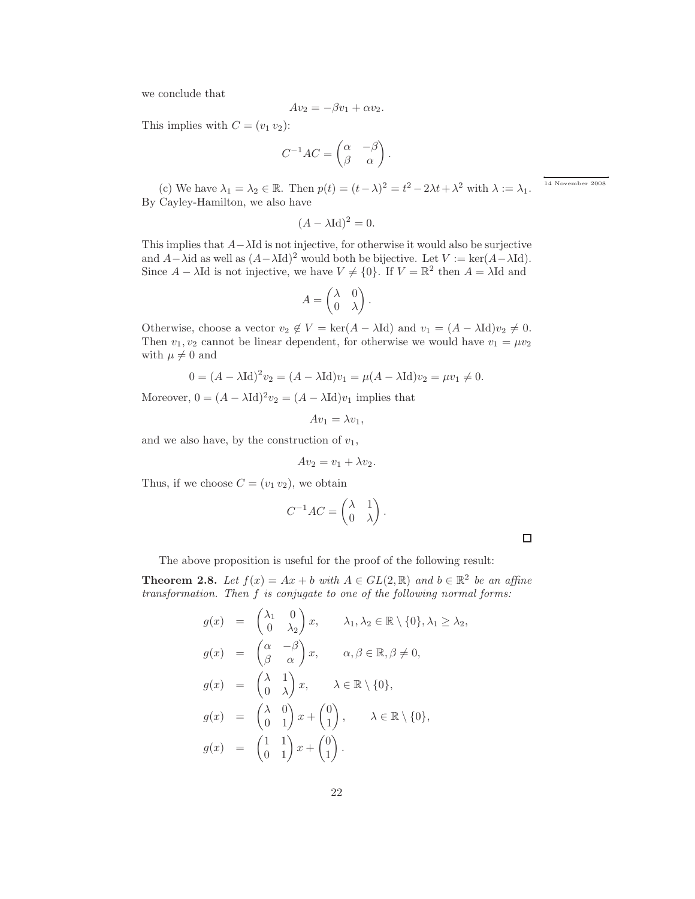we conclude that

$$Av_2 = -\beta v_1 + \alpha v_2.$$

This implies with $C = (v_1 \; v_2)$:

$$C^{-1}AC = \begin{pmatrix} \alpha & -\beta \\ \beta & \alpha \end{pmatrix}.$$

14 November 2008

(c) We have $\lambda_1 = \lambda_2 \in \mathbb{R}$. Then $p(t) = (t-\lambda)^2 = t^2 - 2\lambda t + \lambda^2$ with $\lambda := \lambda_1$. By Cayley-Hamilton, we also have

$$(A - \lambda \mathrm{Id})^2 = 0.$$

This implies that $A - \lambda\mathrm{Id}$ is not injective, for otherwise it would also be surjective and $A - \lambda\mathrm{id}$ as well as $(A - \lambda\mathrm{Id})^2$ would both be bijective. Let $V := \ker(A - \lambda\mathrm{Id})$. Since $A - \lambda\mathrm{Id}$ is not injective, we have $V \neq \{0\}$. If $V = \mathbb{R}^2$ then $A = \lambda\mathrm{Id}$ and

$$A = \begin{pmatrix} \lambda & 0 \\ 0 & \lambda \end{pmatrix}.$$

Otherwise, choose a vector $v_2 \notin V = \ker(A - \lambda\mathrm{Id})$ and $v_1 = (A - \lambda\mathrm{Id})v_2 \neq 0$. Then $v_1, v_2$ cannot be linear dependent, for otherwise we would have $v_1 = \mu v_2$ with $\mu \neq 0$ and

$$0 = (A - \lambda\mathrm{Id})^2 v_2 = (A - \lambda\mathrm{Id})v_1 = \mu(A - \lambda\mathrm{Id})v_2 = \mu v_1 \neq 0.$$

Moreover, $0 = (A - \lambda\mathrm{Id})^2 v_2 = (A - \lambda\mathrm{Id})v_1$ implies that

$$Av_1 = \lambda v_1,$$

and we also have, by the construction of $v_1$,

$$Av_2 = v_1 + \lambda v_2.$$

Thus, if we choose $C = (v_1 \; v_2)$, we obtain

$$C^{-1}AC = \begin{pmatrix} \lambda & 1 \\ 0 & \lambda \end{pmatrix}.$$

□

The above proposition is useful for the proof of the following result:

**Theorem 2.8.** *Let $f(x) = Ax + b$ with $A \in GL(2, \mathbb{R})$ and $b \in \mathbb{R}^2$ be an affine transformation. Then $f$ is conjugate to one of the following normal forms:*

$$
\begin{aligned}
g(x) &= \begin{pmatrix} \lambda_1 & 0 \\ 0 & \lambda_2 \end{pmatrix} x, \qquad \lambda_1, \lambda_2 \in \mathbb{R} \setminus \{0\}, \lambda_1 \geq \lambda_2, \\
g(x) &= \begin{pmatrix} \alpha & -\beta \\ \beta & \alpha \end{pmatrix} x, \qquad \alpha, \beta \in \mathbb{R}, \beta \neq 0, \\
g(x) &= \begin{pmatrix} \lambda & 1 \\ 0 & \lambda \end{pmatrix} x, \qquad \lambda \in \mathbb{R} \setminus \{0\}, \\
g(x) &= \begin{pmatrix} \lambda & 0 \\ 0 & 1 \end{pmatrix} x + \begin{pmatrix} 0 \\ 1 \end{pmatrix}, \qquad \lambda \in \mathbb{R} \setminus \{0\}, \\
g(x) &= \begin{pmatrix} 1 & 1 \\ 0 & 1 \end{pmatrix} x + \begin{pmatrix} 0 \\ 1 \end{pmatrix}.
\end{aligned}
$$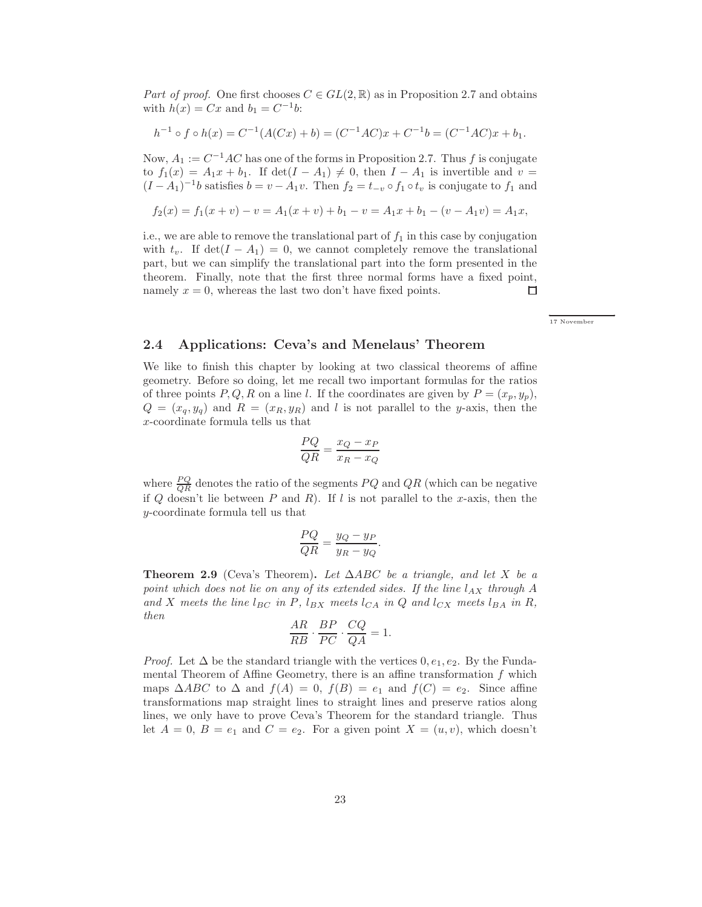*Part of proof.* One first chooses $C \in GL(2,\mathbb{R})$ as in Proposition 2.7 and obtains with $h(x) = Cx$ and $b_1 = C^{-1}b$:

$$h^{-1} \circ f \circ h(x) = C^{-1}(A(Cx) + b) = (C^{-1}AC)x + C^{-1}b = (C^{-1}AC)x + b_1.$$

Now, $A_1 := C^{-1}AC$ has one of the forms in Proposition 2.7. Thus $f$ is conjugate to $f_1(x) = A_1 x + b_1$. If $\det(I - A_1) \neq 0$, then $I - A_1$ is invertible and $v = (I - A_1)^{-1}b$ satisfies $b = v - A_1 v$. Then $f_2 = t_{-v} \circ f_1 \circ t_v$ is conjugate to $f_1$ and

$$f_2(x) = f_1(x + v) - v = A_1(x + v) + b_1 - v = A_1 x + b_1 - (v - A_1 v) = A_1 x,$$

i.e., we are able to remove the translational part of $f_1$ in this case by conjugation with $t_v$. If $\det(I - A_1) = 0$, we cannot completely remove the translational part, but we can simplify the translational part into the form presented in the theorem. Finally, note that the first three normal forms have a fixed point, namely $x = 0$, whereas the last two don't have fixed points. □

17 November

## 2.4 Applications: Ceva's and Menelaus' Theorem

We like to finish this chapter by looking at two classical theorems of affine geometry. Before so doing, let me recall two important formulas for the ratios of three points $P, Q, R$ on a line $l$. If the coordinates are given by $P = (x_p, y_p)$, $Q = (x_q, y_q)$ and $R = (x_R, y_R)$ and $l$ is not parallel to the $y$-axis, then the $x$-coordinate formula tells us that

$$\frac{PQ}{QR} = \frac{x_Q - x_P}{x_R - x_Q}$$

where $\frac{PQ}{QR}$ denotes the ratio of the segments $PQ$ and $QR$ (which can be negative if $Q$ doesn't lie between $P$ and $R$). If $l$ is not parallel to the $x$-axis, then the $y$-coordinate formula tell us that

$$\frac{PQ}{QR} = \frac{y_Q - y_P}{y_R - y_Q}.$$

**Theorem 2.9** (Ceva's Theorem)**.** *Let $\Delta ABC$ be a triangle, and let $X$ be a point which does not lie on any of its extended sides. If the line $l_{AX}$ through $A$ and $X$ meets the line $l_{BC}$ in $P$, $l_{BX}$ meets $l_{CA}$ in $Q$ and $l_{CX}$ meets $l_{BA}$ in $R$, then*

$$\frac{AR}{RB} \cdot \frac{BP}{PC} \cdot \frac{CQ}{QA} = 1.$$

*Proof.* Let $\Delta$ be the standard triangle with the vertices $0, e_1, e_2$. By the Fundamental Theorem of Affine Geometry, there is an affine transformation $f$ which maps $\Delta ABC$ to $\Delta$ and $f(A) = 0$, $f(B) = e_1$ and $f(C) = e_2$. Since affine transformations map straight lines to straight lines and preserve ratios along lines, we only have to prove Ceva's Theorem for the standard triangle. Thus let $A = 0$, $B = e_1$ and $C = e_2$. For a given point $X = (u, v)$, which doesn't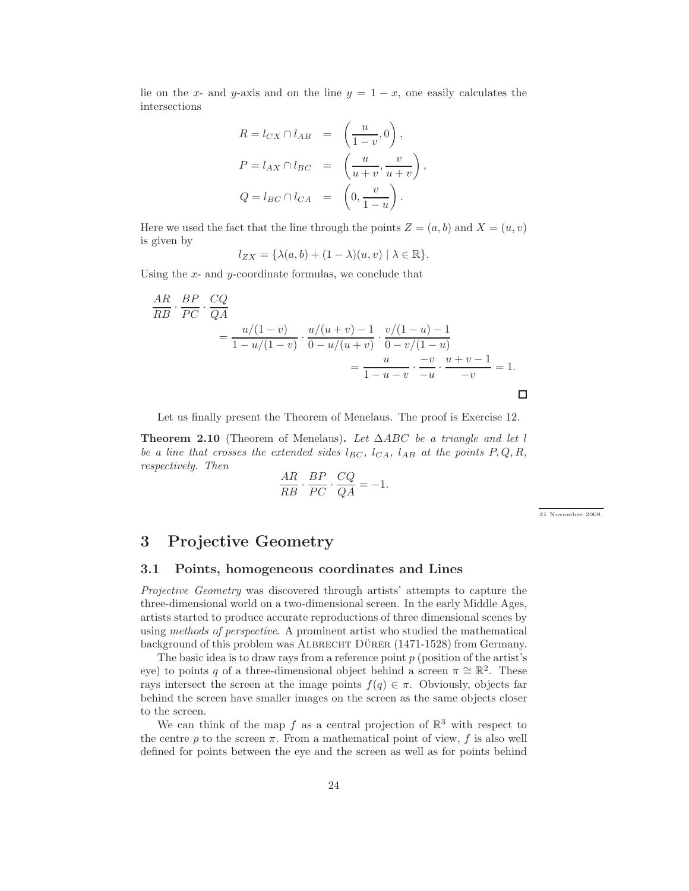lie on the $x$- and $y$-axis and on the line $y = 1 - x$, one easily calculates the intersections

$$
\begin{aligned}
R = l_{CX} \cap l_{AB} &= \left( \frac{u}{1-v}, 0 \right), \\
P = l_{AX} \cap l_{BC} &= \left( \frac{u}{u+v}, \frac{v}{u+v} \right), \\
Q = l_{BC} \cap l_{CA} &= \left( 0, \frac{v}{1-u} \right).
\end{aligned}
$$

Here we used the fact that the line through the points $Z = (a, b)$ and $X = (u, v)$ is given by

$$
l_{ZX} = \{\lambda(a, b) + (1 - \lambda)(u, v) \mid \lambda \in \mathbb{R}\}.
$$

Using the $x$- and $y$-coordinate formulas, we conclude that

$$
\begin{aligned}
&\frac{AR}{RB} \cdot \frac{BP}{PC} \cdot \frac{CQ}{QA} \\
&\qquad = \frac{u/(1-v)}{1 - u/(1-v)} \cdot \frac{u/(u+v) - 1}{0 - u/(u+v)} \cdot \frac{v/(1-u) - 1}{0 - v/(1-u)} \\
&\qquad\qquad = \frac{u}{1-u-v} \cdot \frac{-v}{-u} \cdot \frac{u+v-1}{-v} = 1.
\end{aligned}
$$

□

Let us finally present the Theorem of Menelaus. The proof is Exercise 12.

**Theorem 2.10** (Theorem of Menelaus)**.** *Let $\Delta ABC$ be a triangle and let $l$ be a line that crosses the extended sides $l_{BC}$, $l_{CA}$, $l_{AB}$ at the points $P, Q, R$, respectively. Then*

$$
\frac{AR}{RB} \cdot \frac{BP}{PC} \cdot \frac{CQ}{QA} = -1.
$$

21 November 2008

# 3 Projective Geometry

## 3.1 Points, homogeneous coordinates and Lines

*Projective Geometry* was discovered through artists' attempts to capture the three-dimensional world on a two-dimensional screen. In the early Middle Ages, artists started to produce accurate reproductions of three dimensional scenes by using *methods of perspective*. A prominent artist who studied the mathematical background of this problem was Albrecht Dürer (1471-1528) from Germany.

The basic idea is to draw rays from a reference point $p$ (position of the artist's eye) to points $q$ of a three-dimensional object behind a screen $\pi \cong \mathbb{R}^2$. These rays intersect the screen at the image points $f(q) \in \pi$. Obviously, objects far behind the screen have smaller images on the screen as the same objects closer to the screen.

We can think of the map $f$ as a central projection of $\mathbb{R}^3$ with respect to the centre $p$ to the screen $\pi$. From a mathematical point of view, $f$ is also well defined for points between the eye and the screen as well as for points behind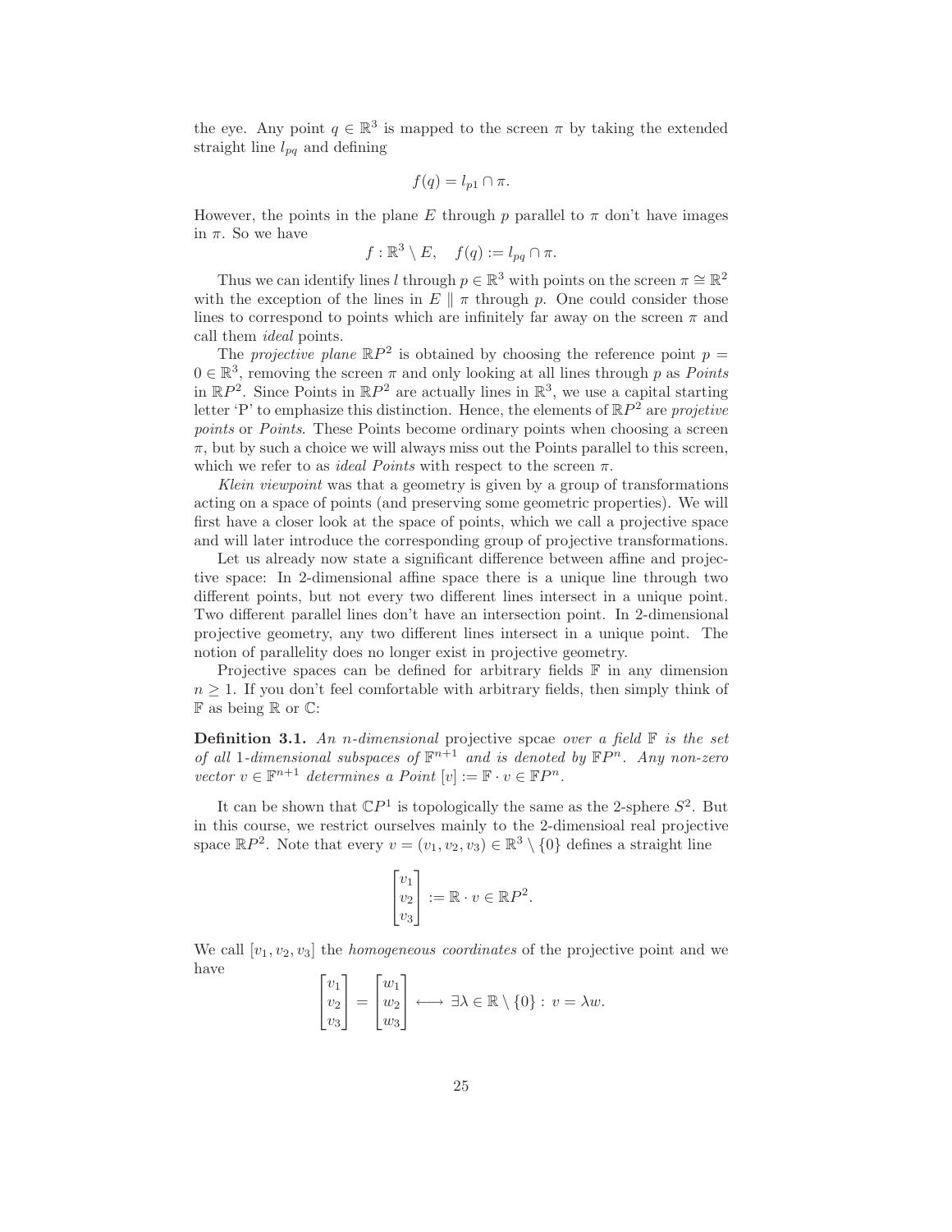the eye. Any point $q \in \mathbb{R}^3$ is mapped to the screen $\pi$ by taking the extended straight line $l_{pq}$ and defining

$$f(q) = l_{p1} \cap \pi.$$

However, the points in the plane $E$ through $p$ parallel to $\pi$ don't have images in $\pi$. So we have

$$f : \mathbb{R}^3 \setminus E, \quad f(q) := l_{pq} \cap \pi.$$

Thus we can identify lines $l$ through $p \in \mathbb{R}^3$ with points on the screen $\pi \cong \mathbb{R}^2$ with the exception of the lines in $E \parallel \pi$ through $p$. One could consider those lines to correspond to points which are infinitely far away on the screen $\pi$ and call them *ideal* points.

The *projective plane* $\mathbb{R}P^2$ is obtained by choosing the reference point $p = 0 \in \mathbb{R}^3$, removing the screen $\pi$ and only looking at all lines through $p$ as *Points* in $\mathbb{R}P^2$. Since Points in $\mathbb{R}P^2$ are actually lines in $\mathbb{R}^3$, we use a capital starting letter 'P' to emphasize this distinction. Hence, the elements of $\mathbb{R}P^2$ are *projetive points* or *Points*. These Points become ordinary points when choosing a screen $\pi$, but by such a choice we will always miss out the Points parallel to this screen, which we refer to as *ideal Points* with respect to the screen $\pi$.

*Klein viewpoint* was that a geometry is given by a group of transformations acting on a space of points (and preserving some geometric properties). We will first have a closer look at the space of points, which we call a projective space and will later introduce the corresponding group of projective transformations.

Let us already now state a significant difference between affine and projective space: In 2-dimensional affine space there is a unique line through two different points, but not every two different lines intersect in a unique point. Two different parallel lines don't have an intersection point. In 2-dimensional projective geometry, any two different lines intersect in a unique point. The notion of parallelity does no longer exist in projective geometry.

Projective spaces can be defined for arbitrary fields $\mathbb{F}$ in any dimension $n \geq 1$. If you don't feel comfortable with arbitrary fields, then simply think of $\mathbb{F}$ as being $\mathbb{R}$ or $\mathbb{C}$:

**Definition 3.1.** *An n-dimensional* projective spcae *over a field* $\mathbb{F}$ *is the set of all* 1*-dimensional subspaces of* $\mathbb{F}^{n+1}$ *and is denoted by* $\mathbb{F}P^n$*. Any non-zero vector* $v \in \mathbb{F}^{n+1}$ *determines a Point* $[v] := \mathbb{F} \cdot v \in \mathbb{F}P^n$*.*

It can be shown that $\mathbb{C}P^1$ is topologically the same as the 2-sphere $S^2$. But in this course, we restrict ourselves mainly to the 2-dimensioal real projective space $\mathbb{R}P^2$. Note that every $v = (v_1, v_2, v_3) \in \mathbb{R}^3 \setminus \{0\}$ defines a straight line

$$\begin{bmatrix} v_1 \\ v_2 \\ v_3 \end{bmatrix} := \mathbb{R} \cdot v \in \mathbb{R}P^2.$$

We call $[v_1, v_2, v_3]$ the *homogeneous coordinates* of the projective point and we have

$$\begin{bmatrix} v_1 \\ v_2 \\ v_3 \end{bmatrix} = \begin{bmatrix} w_1 \\ w_2 \\ w_3 \end{bmatrix} \longleftrightarrow \exists \lambda \in \mathbb{R} \setminus \{0\} : v = \lambda w.$$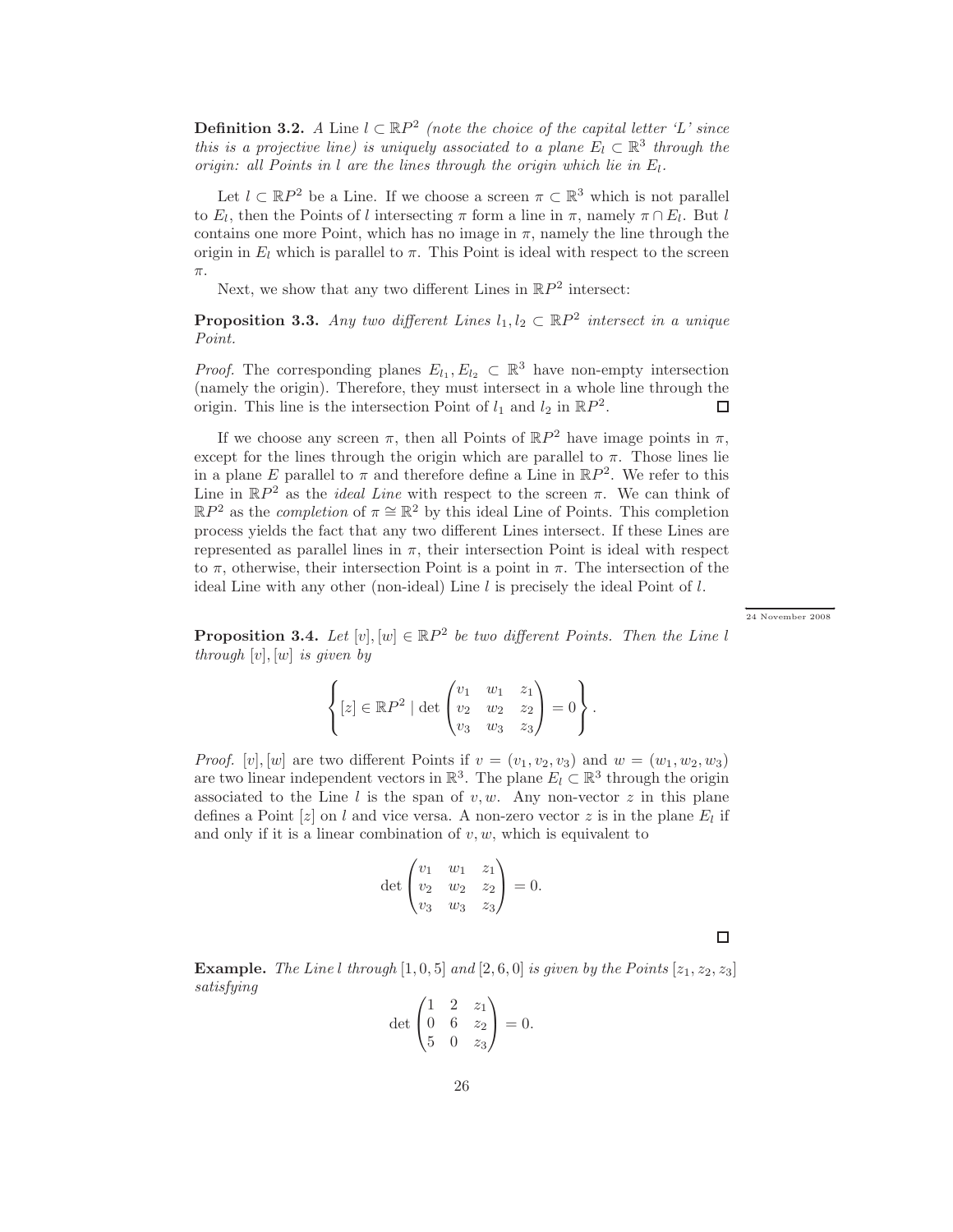**Definition 3.2.** *A* Line $l \subset \mathbb{R}P^2$ *(note the choice of the capital letter 'L' since this is a projective line) is uniquely associated to a plane $E_l \subset \mathbb{R}^3$ through the origin: all Points in $l$ are the lines through the origin which lie in $E_l$.*

Let $l \subset \mathbb{R}P^2$ be a Line. If we choose a screen $\pi \subset \mathbb{R}^3$ which is not parallel to $E_l$, then the Points of $l$ intersecting $\pi$ form a line in $\pi$, namely $\pi \cap E_l$. But $l$ contains one more Point, which has no image in $\pi$, namely the line through the origin in $E_l$ which is parallel to $\pi$. This Point is ideal with respect to the screen $\pi$.

Next, we show that any two different Lines in $\mathbb{R}P^2$ intersect:

**Proposition 3.3.** *Any two different Lines $l_1, l_2 \subset \mathbb{R}P^2$ intersect in a unique Point.*

*Proof.* The corresponding planes $E_{l_1}, E_{l_2} \subset \mathbb{R}^3$ have non-empty intersection (namely the origin). Therefore, they must intersect in a whole line through the origin. This line is the intersection Point of $l_1$ and $l_2$ in $\mathbb{R}P^2$. □

If we choose any screen $\pi$, then all Points of $\mathbb{R}P^2$ have image points in $\pi$, except for the lines through the origin which are parallel to $\pi$. Those lines lie in a plane $E$ parallel to $\pi$ and therefore define a Line in $\mathbb{R}P^2$. We refer to this Line in $\mathbb{R}P^2$ as the *ideal Line* with respect to the screen $\pi$. We can think of $\mathbb{R}P^2$ as the *completion* of $\pi \cong \mathbb{R}^2$ by this ideal Line of Points. This completion process yields the fact that any two different Lines intersect. If these Lines are represented as parallel lines in $\pi$, their intersection Point is ideal with respect to $\pi$, otherwise, their intersection Point is a point in $\pi$. The intersection of the ideal Line with any other (non-ideal) Line $l$ is precisely the ideal Point of $l$.

24 November 2008

**Proposition 3.4.** *Let $[v], [w] \in \mathbb{R}P^2$ be two different Points. Then the Line $l$ through $[v], [w]$ is given by*

$$\left\{ [z] \in \mathbb{R}P^2 \mid \det \begin{pmatrix} v_1 & w_1 & z_1 \\ v_2 & w_2 & z_2 \\ v_3 & w_3 & z_3 \end{pmatrix} = 0 \right\}.$$

*Proof.* $[v], [w]$ are two different Points if $v = (v_1, v_2, v_3)$ and $w = (w_1, w_2, w_3)$ are two linear independent vectors in $\mathbb{R}^3$. The plane $E_l \subset \mathbb{R}^3$ through the origin associated to the Line $l$ is the span of $v, w$. Any non-vector $z$ in this plane defines a Point $[z]$ on $l$ and vice versa. A non-zero vector $z$ is in the plane $E_l$ if and only if it is a linear combination of $v, w$, which is equivalent to

$$\det \begin{pmatrix} v_1 & w_1 & z_1 \\ v_2 & w_2 & z_2 \\ v_3 & w_3 & z_3 \end{pmatrix} = 0.$$

□

**Example.** *The Line $l$ through $[1, 0, 5]$ and $[2, 6, 0]$ is given by the Points $[z_1, z_2, z_3]$ satisfying*

$$\det \begin{pmatrix} 1 & 2 & z_1 \\ 0 & 6 & z_2 \\ 5 & 0 & z_3 \end{pmatrix} = 0.$$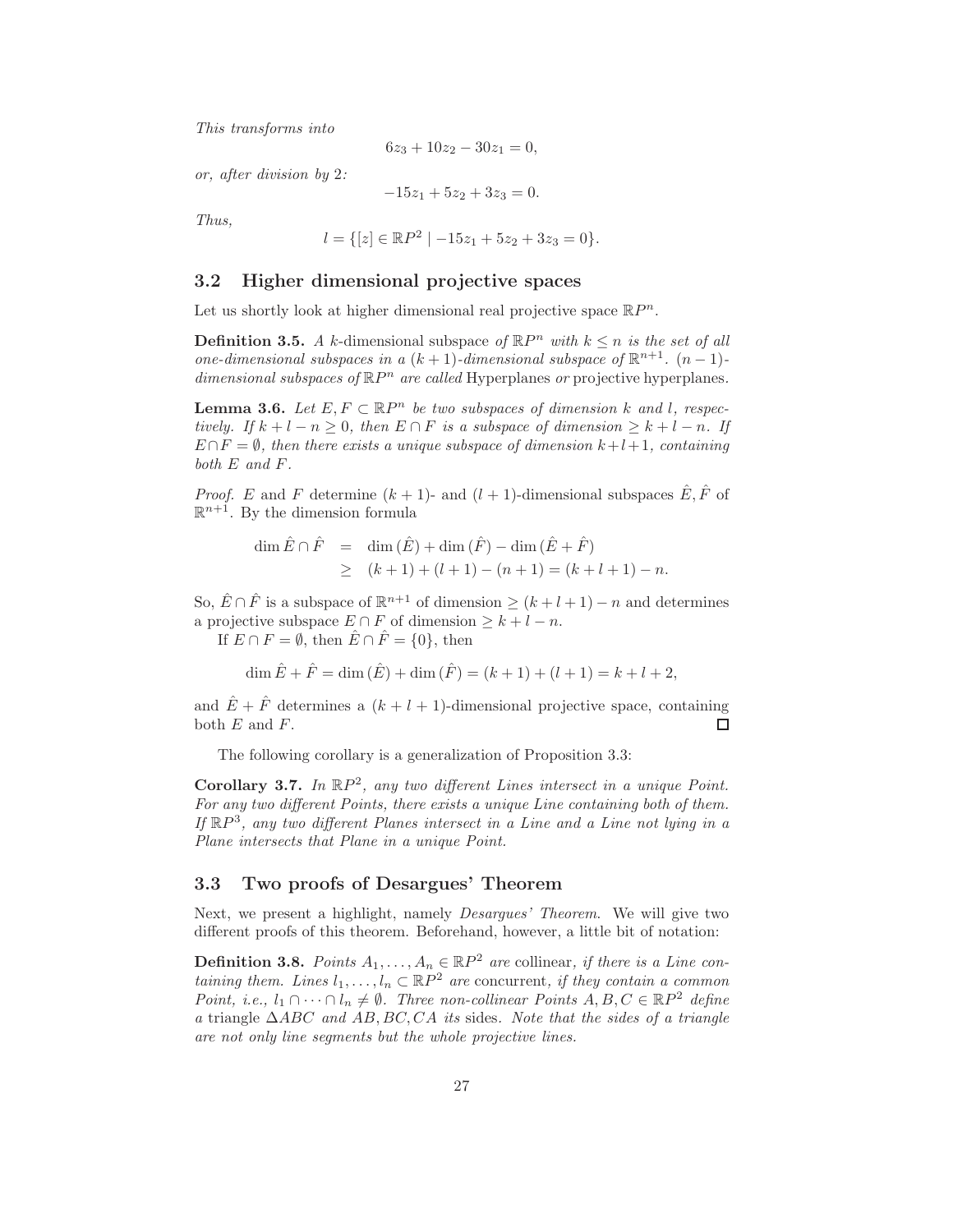*This transforms into*

$$6z_3 + 10z_2 - 30z_1 = 0,$$

*or, after division by* 2*:*

$$-15z_1 + 5z_2 + 3z_3 = 0.$$

*Thus,*

$$l = \{[z] \in \mathbb{R}P^2 \mid -15z_1 + 5z_2 + 3z_3 = 0\}.$$

## 3.2 Higher dimensional projective spaces

Let us shortly look at higher dimensional real projective space $\mathbb{R}P^n$.

**Definition 3.5.** *A $k$-dimensional subspace of $\mathbb{R}P^n$ with $k \leq n$ is the set of all one-dimensional subspaces in a $(k+1)$-dimensional subspace of $\mathbb{R}^{n+1}$. $(n-1)$-dimensional subspaces of $\mathbb{R}P^n$ are called* Hyperplanes *or* projective hyperplanes*.*

**Lemma 3.6.** *Let $E, F \subset \mathbb{R}P^n$ be two subspaces of dimension $k$ and $l$, respectively. If $k + l - n \geq 0$, then $E \cap F$ is a subspace of dimension $\geq k + l - n$. If $E \cap F = \emptyset$, then there exists a unique subspace of dimension $k + l + 1$, containing both $E$ and $F$.*

*Proof.* $E$ and $F$ determine $(k+1)$- and $(l+1)$-dimensional subspaces $\hat{E}, \hat{F}$ of $\mathbb{R}^{n+1}$. By the dimension formula

$$\begin{aligned} \dim \hat{E} \cap \hat{F} &= \dim(\hat{E}) + \dim(\hat{F}) - \dim(\hat{E} + \hat{F}) \\ &\geq (k+1) + (l+1) - (n+1) = (k+l+1) - n. \end{aligned}$$

So, $\hat{E} \cap \hat{F}$ is a subspace of $\mathbb{R}^{n+1}$ of dimension $\geq (k+l+1) - n$ and determines a projective subspace $E \cap F$ of dimension $\geq k + l - n$.

If $E \cap F = \emptyset$, then $\hat{E} \cap \hat{F} = \{0\}$, then

$$\dim \hat{E} + \hat{F} = \dim(\hat{E}) + \dim(\hat{F}) = (k+1) + (l+1) = k + l + 2,$$

and $\hat{E} + \hat{F}$ determines a $(k+l+1)$-dimensional projective space, containing both $E$ and $F$. □

The following corollary is a generalization of Proposition 3.3:

**Corollary 3.7.** *In $\mathbb{R}P^2$, any two different Lines intersect in a unique Point. For any two different Points, there exists a unique Line containing both of them. If $\mathbb{R}P^3$, any two different Planes intersect in a Line and a Line not lying in a Plane intersects that Plane in a unique Point.*

## 3.3 Two proofs of Desargues' Theorem

Next, we present a highlight, namely *Desargues' Theorem*. We will give two different proofs of this theorem. Beforehand, however, a little bit of notation:

**Definition 3.8.** *Points $A_1, \ldots, A_n \in \mathbb{R}P^2$ are* collinear*, if there is a Line containing them. Lines $l_1, \ldots, l_n \subset \mathbb{R}P^2$ are* concurrent*, if they contain a common Point, i.e., $l_1 \cap \cdots \cap l_n \neq \emptyset$. Three non-collinear Points $A, B, C \in \mathbb{R}P^2$ define a* triangle *$\Delta ABC$ and $AB, BC, CA$ its* sides*. Note that the sides of a triangle are not only line segments but the whole projective lines.*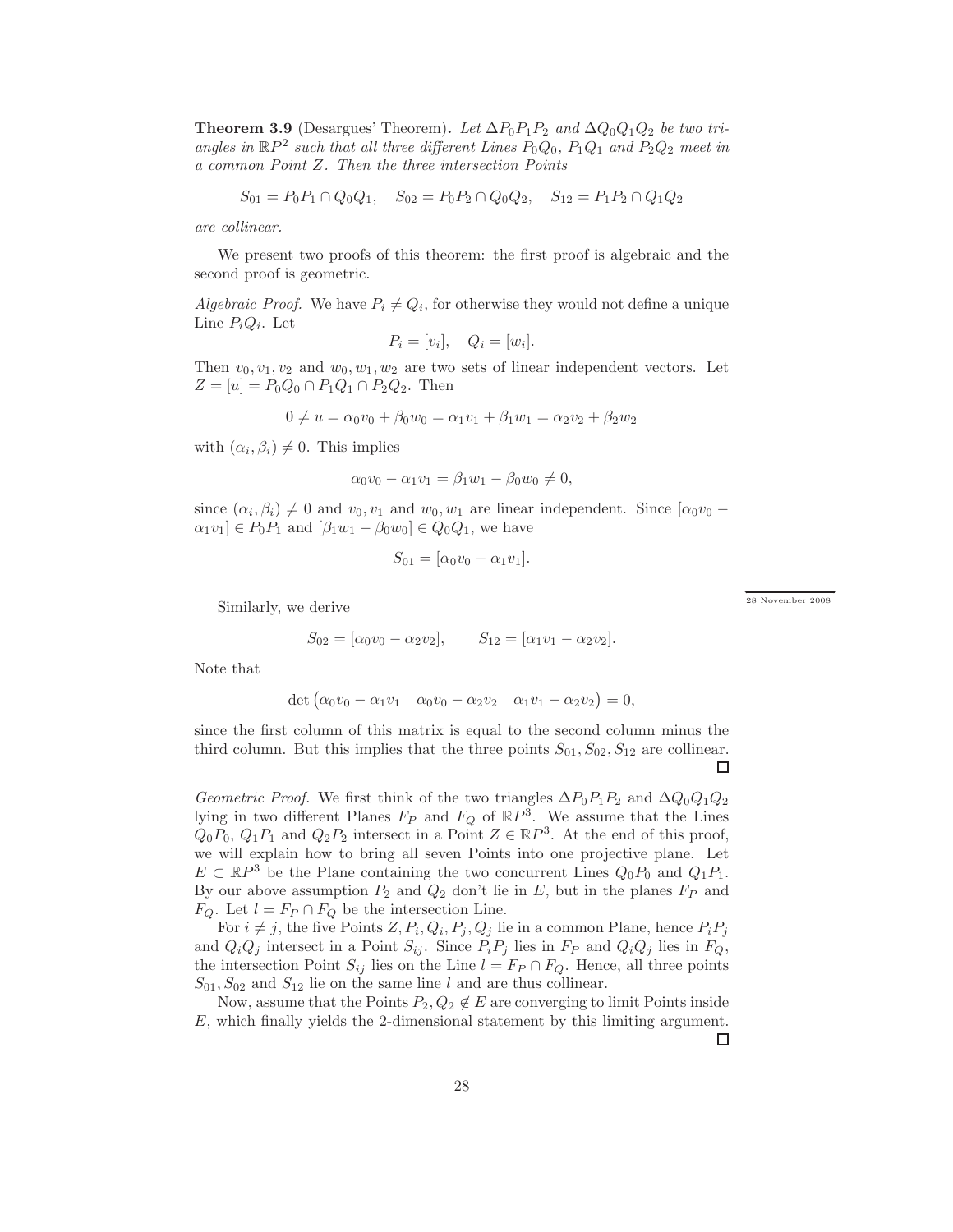**Theorem 3.9** (Desargues' Theorem)**.** *Let $\Delta P_0P_1P_2$ and $\Delta Q_0Q_1Q_2$ be two triangles in $\mathbb{R}P^2$ such that all three different Lines $P_0Q_0$, $P_1Q_1$ and $P_2Q_2$ meet in a common Point $Z$. Then the three intersection Points*

$$S_{01} = P_0P_1 \cap Q_0Q_1, \quad S_{02} = P_0P_2 \cap Q_0Q_2, \quad S_{12} = P_1P_2 \cap Q_1Q_2$$

*are collinear.*

We present two proofs of this theorem: the first proof is algebraic and the second proof is geometric.

*Algebraic Proof.* We have $P_i \neq Q_i$, for otherwise they would not define a unique Line $P_iQ_i$. Let

$$P_i = [v_i], \quad Q_i = [w_i].$$

Then $v_0, v_1, v_2$ and $w_0, w_1, w_2$ are two sets of linear independent vectors. Let $Z = [u] = P_0Q_0 \cap P_1Q_1 \cap P_2Q_2$. Then

$$0 \neq u = \alpha_0 v_0 + \beta_0 w_0 = \alpha_1 v_1 + \beta_1 w_1 = \alpha_2 v_2 + \beta_2 w_2$$

with $(\alpha_i, \beta_i) \neq 0$. This implies

$$\alpha_0 v_0 - \alpha_1 v_1 = \beta_1 w_1 - \beta_0 w_0 \neq 0,$$

since $(\alpha_i, \beta_i) \neq 0$ and $v_0, v_1$ and $w_0, w_1$ are linear independent. Since $[\alpha_0 v_0 - \alpha_1 v_1] \in P_0P_1$ and $[\beta_1 w_1 - \beta_0 w_0] \in Q_0Q_1$, we have

$$S_{01} = [\alpha_0 v_0 - \alpha_1 v_1].$$

28 November 2008

Similarly, we derive

$$S_{02} = [\alpha_0 v_0 - \alpha_2 v_2], \qquad S_{12} = [\alpha_1 v_1 - \alpha_2 v_2].$$

Note that

$$\det \begin{pmatrix} \alpha_0 v_0 - \alpha_1 v_1 & \alpha_0 v_0 - \alpha_2 v_2 & \alpha_1 v_1 - \alpha_2 v_2 \end{pmatrix} = 0,$$

since the first column of this matrix is equal to the second column minus the third column. But this implies that the three points $S_{01}, S_{02}, S_{12}$ are collinear. □

*Geometric Proof.* We first think of the two triangles $\Delta P_0P_1P_2$ and $\Delta Q_0Q_1Q_2$ lying in two different Planes $F_P$ and $F_Q$ of $\mathbb{R}P^3$. We assume that the Lines $Q_0P_0$, $Q_1P_1$ and $Q_2P_2$ intersect in a Point $Z \in \mathbb{R}P^3$. At the end of this proof, we will explain how to bring all seven Points into one projective plane. Let $E \subset \mathbb{R}P^3$ be the Plane containing the two concurrent Lines $Q_0P_0$ and $Q_1P_1$. By our above assumption $P_2$ and $Q_2$ don't lie in $E$, but in the planes $F_P$ and $F_Q$. Let $l = F_P \cap F_Q$ be the intersection Line.

For $i \neq j$, the five Points $Z, P_i, Q_i, P_j, Q_j$ lie in a common Plane, hence $P_iP_j$ and $Q_iQ_j$ intersect in a Point $S_{ij}$. Since $P_iP_j$ lies in $F_P$ and $Q_iQ_j$ lies in $F_Q$, the intersection Point $S_{ij}$ lies on the Line $l = F_P \cap F_Q$. Hence, all three points $S_{01}, S_{02}$ and $S_{12}$ lie on the same line $l$ and are thus collinear.

Now, assume that the Points $P_2, Q_2 \notin E$ are converging to limit Points inside $E$, which finally yields the 2-dimensional statement by this limiting argument. □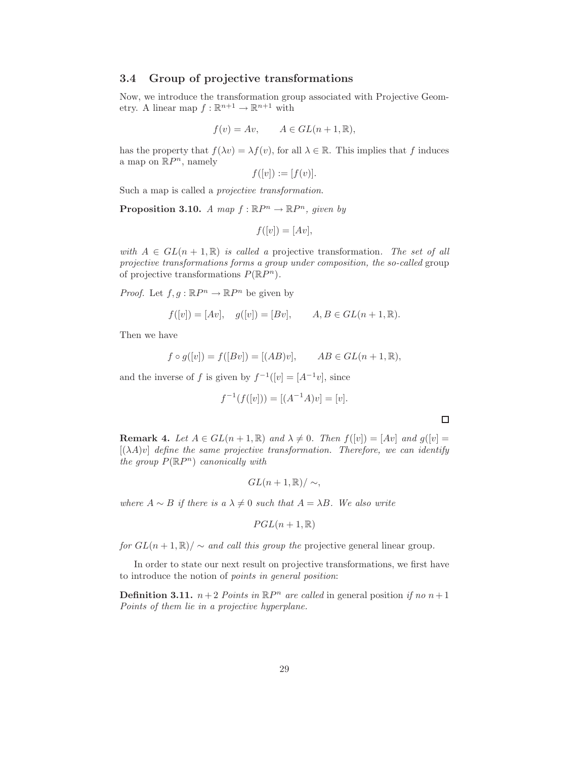### 3.4 Group of projective transformations

Now, we introduce the transformation group associated with Projective Geometry. A linear map $f : \mathbb{R}^{n+1} \to \mathbb{R}^{n+1}$ with

$$f(v) = Av, \qquad A \in GL(n+1, \mathbb{R}),$$

has the property that $f(\lambda v) = \lambda f(v)$, for all $\lambda \in \mathbb{R}$. This implies that $f$ induces a map on $\mathbb{R}P^n$, namely

$$f([v]) := [f(v)].$$

Such a map is called a *projective transformation*.

**Proposition 3.10.** *A map $f : \mathbb{R}P^n \to \mathbb{R}P^n$, given by*

$$f([v]) = [Av],$$

*with $A \in GL(n+1, \mathbb{R})$ is called a* projective transformation. *The set of all projective transformations forms a group under composition, the so-called* group of projective transformations $P(\mathbb{R}P^n)$.

*Proof.* Let $f, g : \mathbb{R}P^n \to \mathbb{R}P^n$ be given by

$$f([v]) = [Av], \quad g([v]) = [Bv], \qquad A, B \in GL(n+1, \mathbb{R}).$$

Then we have

$$f \circ g([v]) = f([Bv]) = [(AB)v], \qquad AB \in GL(n+1, \mathbb{R}),$$

and the inverse of $f$ is given by $f^{-1}([v] = [A^{-1}v]$, since

$$f^{-1}(f([v])) = [(A^{-1}A)v] = [v].$$

□

**Remark 4.** *Let $A \in GL(n+1, \mathbb{R})$ and $\lambda \neq 0$. Then $f([v]) = [Av]$ and $g([v] = [(\lambda A)v]$ define the same projective transformation. Therefore, we can identify the group $P(\mathbb{R}P^n)$ canonically with*

$$GL(n+1, \mathbb{R})/\sim,$$

*where $A \sim B$ if there is a $\lambda \neq 0$ such that $A = \lambda B$. We also write*

$$PGL(n+1, \mathbb{R})$$

*for $GL(n+1, \mathbb{R})/\sim$ and call this group the* projective general linear group.

In order to state our next result on projective transformations, we first have to introduce the notion of *points in general position*:

**Definition 3.11.** *$n+2$ Points in $\mathbb{R}P^n$ are called* in general position *if no $n+1$ Points of them lie in a projective hyperplane.*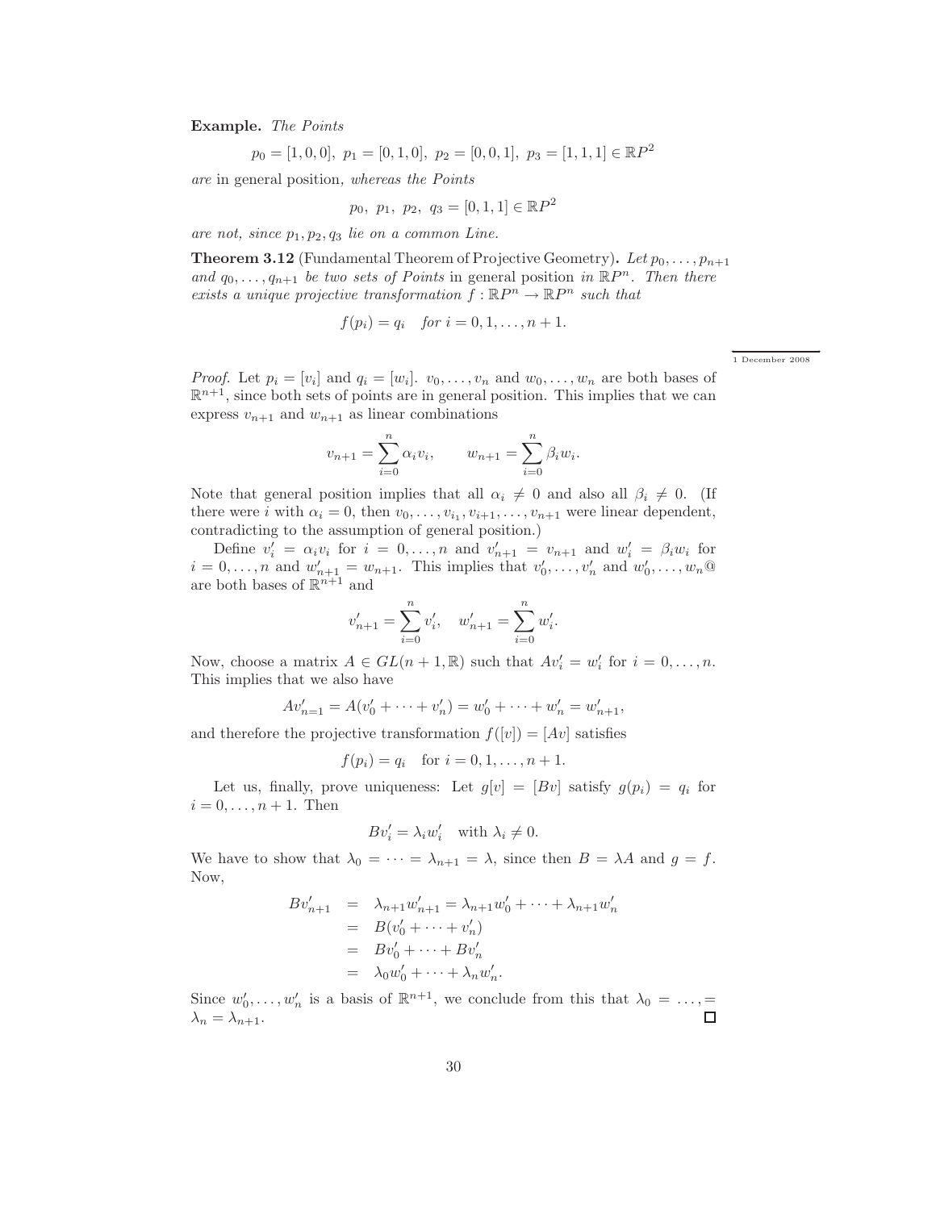**Example.** *The Points*

$$p_0 = [1,0,0],\ p_1 = [0,1,0],\ p_2 = [0,0,1],\ p_3 = [1,1,1] \in \mathbb{R}P^2$$

*are* in general position*, whereas the Points*

$$p_0,\ p_1,\ p_2,\ q_3 = [0,1,1] \in \mathbb{R}P^2$$

*are not, since $p_1, p_2, q_3$ lie on a common Line.*

**Theorem 3.12** (Fundamental Theorem of Projective Geometry)**.** *Let $p_0, \dots, p_{n+1}$ and $q_0, \dots, q_{n+1}$ be two sets of Points* in general position *in $\mathbb{R}P^n$. Then there exists a unique projective transformation $f : \mathbb{R}P^n \to \mathbb{R}P^n$ such that*

$$f(p_i) = q_i \quad \textit{for } i = 0, 1, \dots, n+1.$$

1 December 2008

*Proof.* Let $p_i = [v_i]$ and $q_i = [w_i]$. $v_0, \dots, v_n$ and $w_0, \dots, w_n$ are both bases of $\mathbb{R}^{n+1}$, since both sets of points are in general position. This implies that we can express $v_{n+1}$ and $w_{n+1}$ as linear combinations

$$v_{n+1} = \sum_{i=0}^{n} \alpha_i v_i, \qquad w_{n+1} = \sum_{i=0}^{n} \beta_i w_i.$$

Note that general position implies that all $\alpha_i \neq 0$ and also all $\beta_i \neq 0$. (If there were $i$ with $\alpha_i = 0$, then $v_0, \dots, v_{i_1}, v_{i+1}, \dots, v_{n+1}$ were linear dependent, contradicting to the assumption of general position.)

Define $v'_i = \alpha_i v_i$ for $i = 0, \dots, n$ and $v'_{n+1} = v_{n+1}$ and $w'_i = \beta_i w_i$ for $i = 0, \dots, n$ and $w'_{n+1} = w_{n+1}$. This implies that $v'_0, \dots, v'_n$ and $w'_0, \dots, w_n$@ are both bases of $\mathbb{R}^{n+1}$ and

$$v'_{n+1} = \sum_{i=0}^{n} v'_i, \quad w'_{n+1} = \sum_{i=0}^{n} w'_i.$$

Now, choose a matrix $A \in GL(n+1, \mathbb{R})$ such that $Av'_i = w'_i$ for $i = 0, \dots, n$. This implies that we also have

$$Av'_{n=1} = A(v'_0 + \cdots + v'_n) = w'_0 + \cdots + w'_n = w'_{n+1},$$

and therefore the projective transformation $f([v]) = [Av]$ satisfies

$$f(p_i) = q_i \quad \text{for } i = 0, 1, \dots, n+1.$$

Let us, finally, prove uniqueness: Let $g[v] = [Bv]$ satisfy $g(p_i) = q_i$ for $i = 0, \dots, n+1$. Then

$$Bv'_i = \lambda_i w'_i \quad \text{with } \lambda_i \neq 0.$$

We have to show that $\lambda_0 = \cdots = \lambda_{n+1} = \lambda$, since then $B = \lambda A$ and $g = f$. Now,

$$\begin{aligned}
Bv'_{n+1} &= \lambda_{n+1} w'_{n+1} = \lambda_{n+1} w'_0 + \cdots + \lambda_{n+1} w'_n \\
&= B(v'_0 + \cdots + v'_n) \\
&= Bv'_0 + \cdots + Bv'_n \\
&= \lambda_0 w'_0 + \cdots + \lambda_n w'_n.
\end{aligned}$$

Since $w'_0, \dots, w'_n$ is a basis of $\mathbb{R}^{n+1}$, we conclude from this that $\lambda_0 = \dots, = \lambda_n = \lambda_{n+1}$. ∎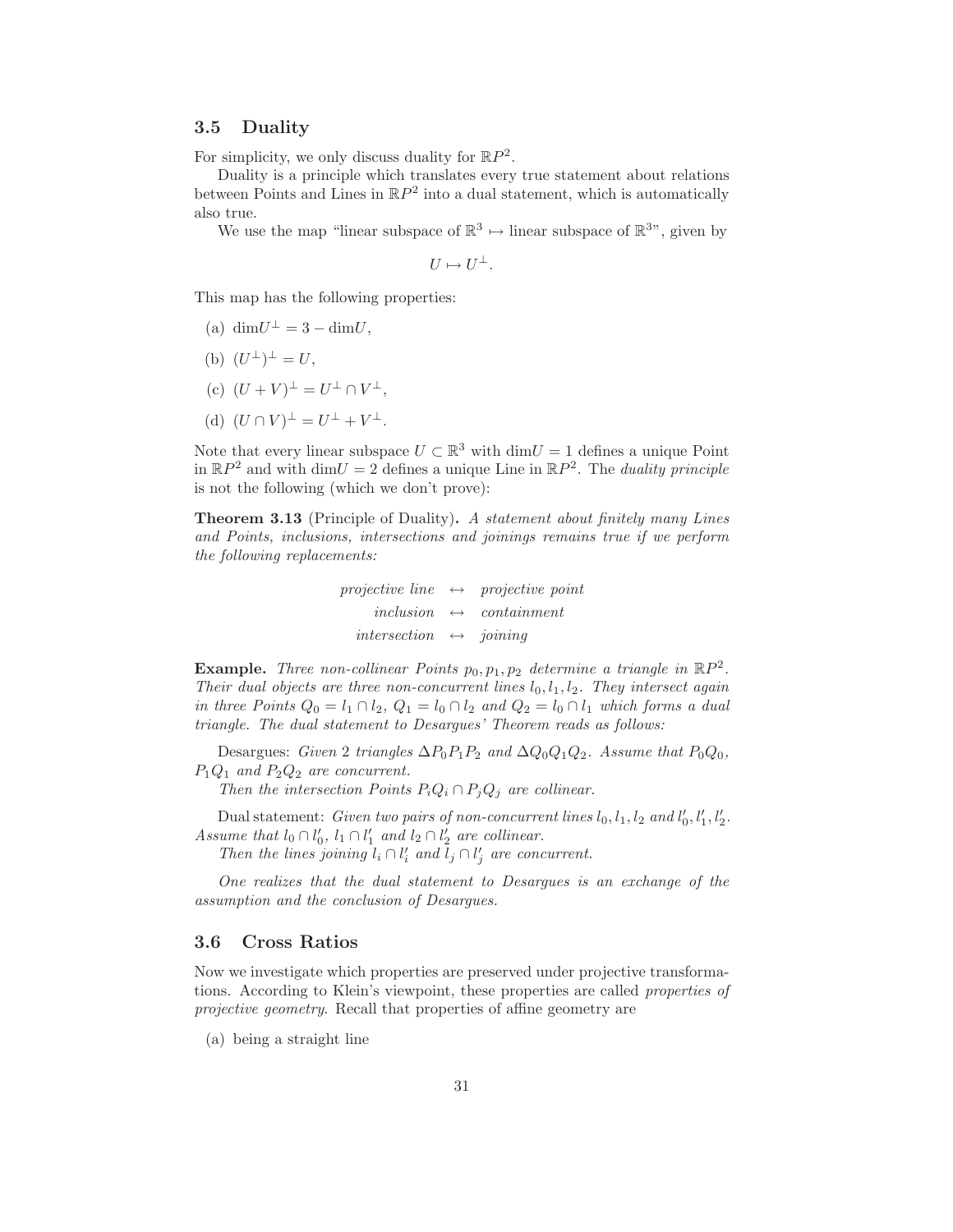## 3.5 Duality

For simplicity, we only discuss duality for $\mathbb{R}P^2$.

Duality is a principle which translates every true statement about relations between Points and Lines in $\mathbb{R}P^2$ into a dual statement, which is automatically also true.

We use the map "linear subspace of $\mathbb{R}^3 \mapsto$ linear subspace of $\mathbb{R}^3$", given by

$$U \mapsto U^\perp.$$

This map has the following properties:

(a) $\dim U^\perp = 3 - \dim U$,

(b) $(U^\perp)^\perp = U$,

(c) $(U+V)^\perp = U^\perp \cap V^\perp$,

(d) $(U \cap V)^\perp = U^\perp + V^\perp$.

Note that every linear subspace $U \subset \mathbb{R}^3$ with $\dim U = 1$ defines a unique Point in $\mathbb{R}P^2$ and with $\dim U = 2$ defines a unique Line in $\mathbb{R}P^2$. The *duality principle* is not the following (which we don't prove):

**Theorem 3.13** (Principle of Duality)**.** *A statement about finitely many Lines and Points, inclusions, intersections and joinings remains true if we perform the following replacements:*

$$\begin{array}{rcl} \textit{projective line} & \leftrightarrow & \textit{projective point} \\ \textit{inclusion} & \leftrightarrow & \textit{containment} \\ \textit{intersection} & \leftrightarrow & \textit{joining} \end{array}$$

**Example.** *Three non-collinear Points $p_0, p_1, p_2$ determine a triangle in $\mathbb{R}P^2$. Their dual objects are three non-concurrent lines $l_0, l_1, l_2$. They intersect again in three Points $Q_0 = l_1 \cap l_2$, $Q_1 = l_0 \cap l_2$ and $Q_2 = l_0 \cap l_1$ which forms a dual triangle. The dual statement to Desargues' Theorem reads as follows:*

Desargues: *Given 2 triangles $\Delta P_0P_1P_2$ and $\Delta Q_0Q_1Q_2$. Assume that $P_0Q_0$, $P_1Q_1$ and $P_2Q_2$ are concurrent.*

*Then the intersection Points $P_iQ_i \cap P_jQ_j$ are collinear.*

Dual statement: *Given two pairs of non-concurrent lines $l_0, l_1, l_2$ and $l_0', l_1', l_2'$. Assume that $l_0 \cap l_0'$, $l_1 \cap l_1'$ and $l_2 \cap l_2'$ are collinear.*

*Then the lines joining $l_i \cap l_i'$ and $l_j \cap l_j'$ are concurrent.*

*One realizes that the dual statement to Desargues is an exchange of the assumption and the conclusion of Desargues.*

## 3.6 Cross Ratios

Now we investigate which properties are preserved under projective transformations. According to Klein's viewpoint, these properties are called *properties of projective geometry*. Recall that properties of affine geometry are

(a) being a straight line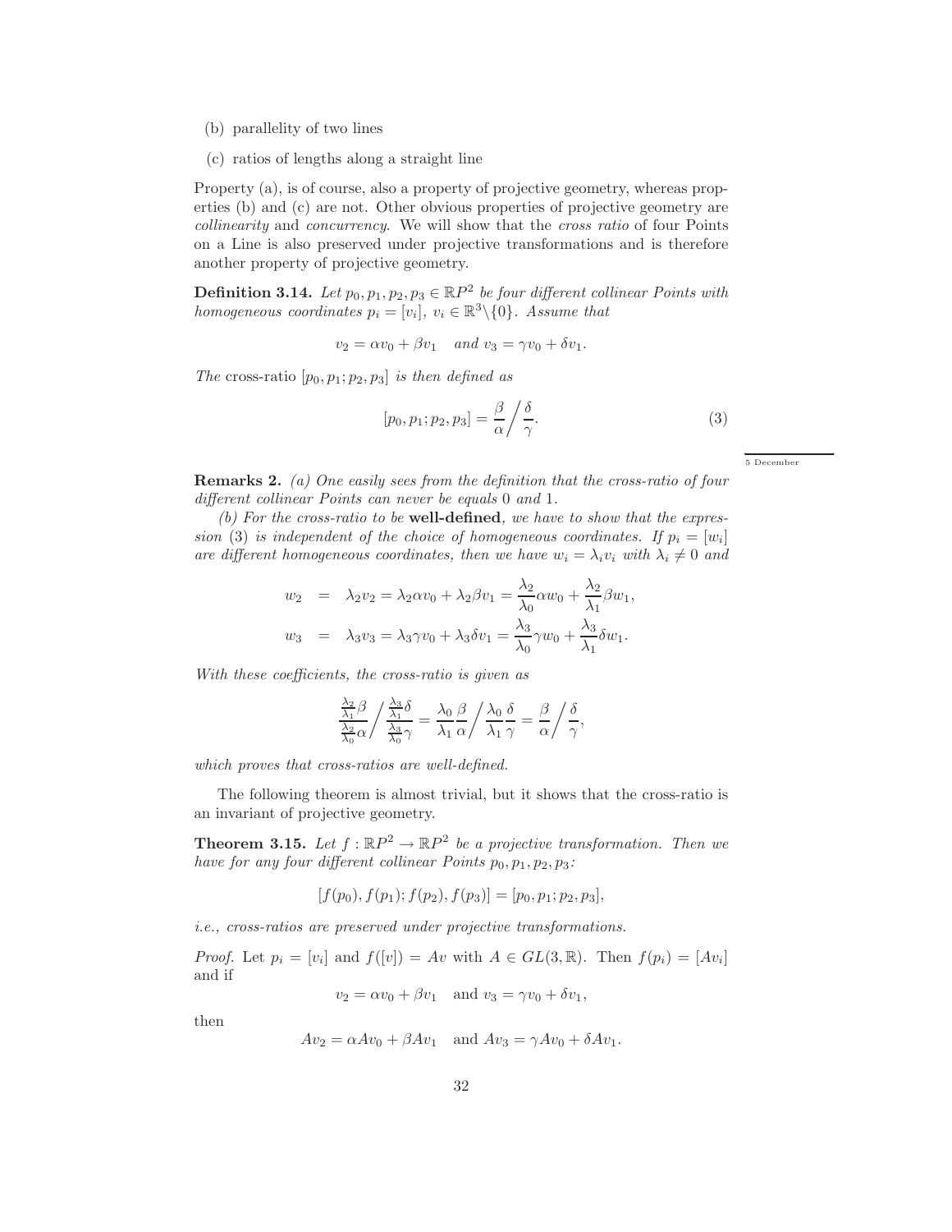(b) parallelity of two lines

(c) ratios of lengths along a straight line

Property (a), is of course, also a property of projective geometry, whereas properties (b) and (c) are not. Other obvious properties of projective geometry are *collinearity* and *concurrency*. We will show that the *cross ratio* of four Points on a Line is also preserved under projective transformations and is therefore another property of projective geometry.

**Definition 3.14.** *Let $p_0, p_1, p_2, p_3 \in \mathbb{R}P^2$ be four different collinear Points with homogeneous coordinates $p_i = [v_i]$, $v_i \in \mathbb{R}^3 \backslash \{0\}$. Assume that*

$$v_2 = \alpha v_0 + \beta v_1 \quad \textit{and } v_3 = \gamma v_0 + \delta v_1.$$

*The* cross-ratio $[p_0, p_1; p_2, p_3]$ *is then defined as*

$$[p_0, p_1; p_2, p_3] = \frac{\beta}{\alpha} \Big/ \frac{\delta}{\gamma}. \tag{3}$$

5 December

**Remarks 2.** *(a) One easily sees from the definition that the cross-ratio of four different collinear Points can never be equals 0 and 1.*

*(b) For the cross-ratio to be* **well-defined**, *we have to show that the expression (3) is independent of the choice of homogeneous coordinates. If $p_i = [w_i]$ are different homogeneous coordinates, then we have $w_i = \lambda_i v_i$ with $\lambda_i \neq 0$ and*

$$\begin{aligned} w_2 &= \lambda_2 v_2 = \lambda_2 \alpha v_0 + \lambda_2 \beta v_1 = \frac{\lambda_2}{\lambda_0} \alpha w_0 + \frac{\lambda_2}{\lambda_1} \beta w_1, \\ w_3 &= \lambda_3 v_3 = \lambda_3 \gamma v_0 + \lambda_3 \delta v_1 = \frac{\lambda_3}{\lambda_0} \gamma w_0 + \frac{\lambda_3}{\lambda_1} \delta w_1. \end{aligned}$$

*With these coefficients, the cross-ratio is given as*

$$\frac{\frac{\lambda_2}{\lambda_1}\beta}{\frac{\lambda_2}{\lambda_0}\alpha} \Big/ \frac{\frac{\lambda_3}{\lambda_1}\delta}{\frac{\lambda_3}{\lambda_0}\gamma} = \frac{\lambda_0}{\lambda_1}\frac{\beta}{\alpha} \Big/ \frac{\lambda_0}{\lambda_1}\frac{\delta}{\gamma} = \frac{\beta}{\alpha} \Big/ \frac{\delta}{\gamma},$$

*which proves that cross-ratios are well-defined.*

The following theorem is almost trivial, but it shows that the cross-ratio is an invariant of projective geometry.

**Theorem 3.15.** *Let $f : \mathbb{R}P^2 \to \mathbb{R}P^2$ be a projective transformation. Then we have for any four different collinear Points $p_0, p_1, p_2, p_3$:*

$$[f(p_0), f(p_1); f(p_2), f(p_3)] = [p_0, p_1; p_2, p_3],$$

*i.e., cross-ratios are preserved under projective transformations.*

*Proof.* Let $p_i = [v_i]$ and $f([v]) = Av$ with $A \in GL(3, \mathbb{R})$. Then $f(p_i) = [Av_i]$ and if

$$v_2 = \alpha v_0 + \beta v_1 \quad \text{and } v_3 = \gamma v_0 + \delta v_1,$$

then

$$Av_2 = \alpha Av_0 + \beta Av_1 \quad \text{and } Av_3 = \gamma Av_0 + \delta Av_1.$$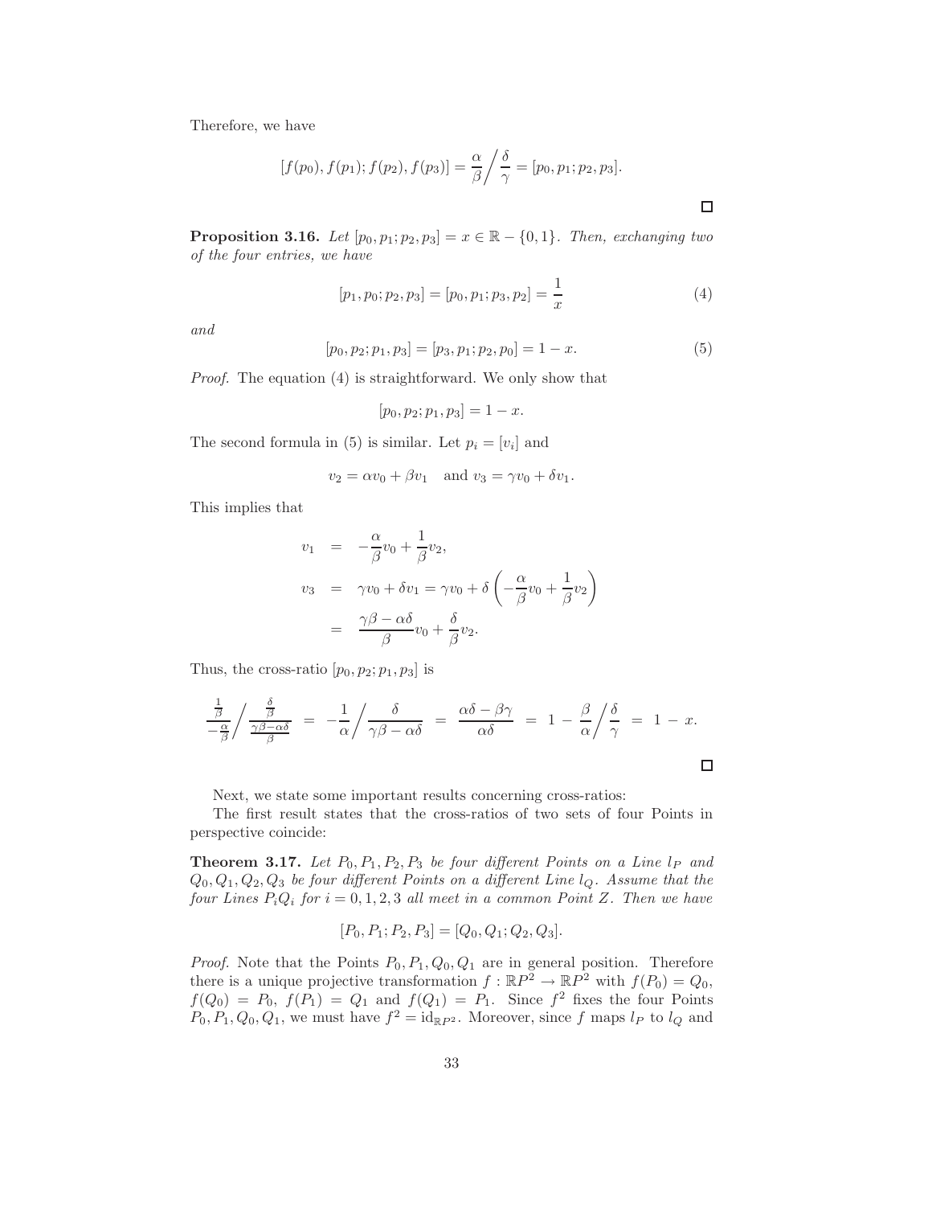Therefore, we have

$$[f(p_0), f(p_1); f(p_2), f(p_3)] = \frac{\alpha}{\beta} \Big/ \frac{\delta}{\gamma} = [p_0, p_1; p_2, p_3].$$

□

**Proposition 3.16.** *Let $[p_0, p_1; p_2, p_3] = x \in \mathbb{R} - \{0, 1\}$. Then, exchanging two of the four entries, we have*

$$[p_1, p_0; p_2, p_3] = [p_0, p_1; p_3, p_2] = \frac{1}{x} \tag{4}$$

*and*

$$[p_0, p_2; p_1, p_3] = [p_3, p_1; p_2, p_0] = 1 - x. \tag{5}$$

*Proof.* The equation (4) is straightforward. We only show that

$$[p_0, p_2; p_1, p_3] = 1 - x.$$

The second formula in (5) is similar. Let $p_i = [v_i]$ and

$$v_2 = \alpha v_0 + \beta v_1 \quad \text{and } v_3 = \gamma v_0 + \delta v_1.$$

This implies that

$$\begin{aligned} v_1 &= -\frac{\alpha}{\beta} v_0 + \frac{1}{\beta} v_2, \\ v_3 &= \gamma v_0 + \delta v_1 = \gamma v_0 + \delta \left( -\frac{\alpha}{\beta} v_0 + \frac{1}{\beta} v_2 \right) \\ &= \frac{\gamma\beta - \alpha\delta}{\beta} v_0 + \frac{\delta}{\beta} v_2. \end{aligned}$$

Thus, the cross-ratio $[p_0, p_2; p_1, p_3]$ is

$$\frac{\frac{1}{\beta}}{-\frac{\alpha}{\beta}} \Big/ \frac{\frac{\delta}{\beta}}{\frac{\gamma\beta - \alpha\delta}{\beta}} \;=\; -\frac{1}{\alpha} \Big/ \frac{\delta}{\gamma\beta - \alpha\delta} \;=\; \frac{\alpha\delta - \beta\gamma}{\alpha\delta} \;=\; 1 - \frac{\beta}{\alpha} \Big/ \frac{\delta}{\gamma} \;=\; 1 - x.$$

□

Next, we state some important results concerning cross-ratios:

The first result states that the cross-ratios of two sets of four Points in perspective coincide:

**Theorem 3.17.** *Let $P_0, P_1, P_2, P_3$ be four different Points on a Line $l_P$ and $Q_0, Q_1, Q_2, Q_3$ be four different Points on a different Line $l_Q$. Assume that the four Lines $P_iQ_i$ for $i = 0, 1, 2, 3$ all meet in a common Point $Z$. Then we have*

$$[P_0, P_1; P_2, P_3] = [Q_0, Q_1; Q_2, Q_3].$$

*Proof.* Note that the Points $P_0, P_1, Q_0, Q_1$ are in general position. Therefore there is a unique projective transformation $f : \mathbb{R}P^2 \to \mathbb{R}P^2$ with $f(P_0) = Q_0$, $f(Q_0) = P_0$, $f(P_1) = Q_1$ and $f(Q_1) = P_1$. Since $f^2$ fixes the four Points $P_0, P_1, Q_0, Q_1$, we must have $f^2 = \mathrm{id}_{\mathbb{R}P^2}$. Moreover, since $f$ maps $l_P$ to $l_Q$ and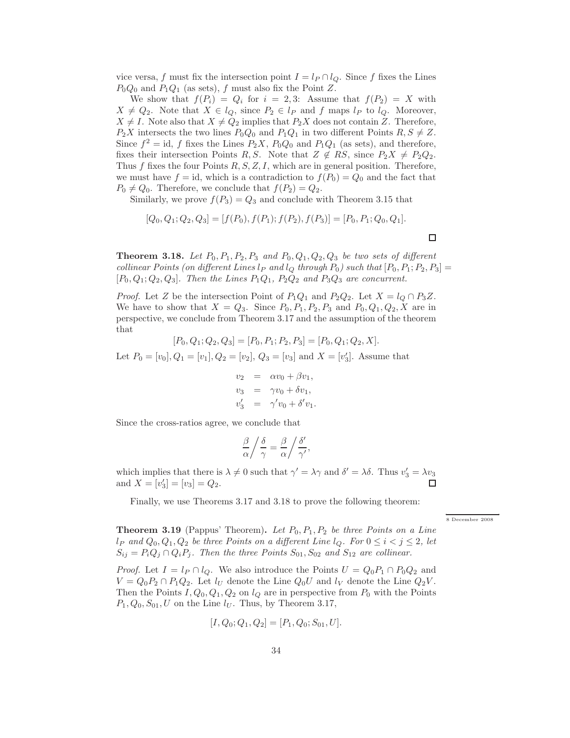vice versa, $f$ must fix the intersection point $I = l_P \cap l_Q$. Since $f$ fixes the Lines $P_0Q_0$ and $P_1Q_1$ (as sets), $f$ must also fix the Point $Z$.

We show that $f(P_i) = Q_i$ for $i = 2, 3$: Assume that $f(P_2) = X$ with $X \neq Q_2$. Note that $X \in l_Q$, since $P_2 \in l_P$ and $f$ maps $l_P$ to $l_Q$. Moreover, $X \neq I$. Note also that $X \neq Q_2$ implies that $P_2X$ does not contain $Z$. Therefore, $P_2X$ intersects the two lines $P_0Q_0$ and $P_1Q_1$ in two different Points $R, S \neq Z$. Since $f^2 = \text{id}$, $f$ fixes the Lines $P_2X$, $P_0Q_0$ and $P_1Q_1$ (as sets), and therefore, fixes their intersection Points $R, S$. Note that $Z \notin RS$, since $P_2X \neq P_2Q_2$. Thus $f$ fixes the four Points $R, S, Z, I$, which are in general position. Therefore, we must have $f = \text{id}$, which is a contradiction to $f(P_0) = Q_0$ and the fact that $P_0 \neq Q_0$. Therefore, we conclude that $f(P_2) = Q_2$.

Similarly, we prove $f(P_3) = Q_3$ and conclude with Theorem 3.15 that

$$[Q_0, Q_1; Q_2, Q_3] = [f(P_0), f(P_1); f(P_2), f(P_3)] = [P_0, P_1; Q_0, Q_1].$$

□

**Theorem 3.18.** *Let $P_0, P_1, P_2, P_3$ and $P_0, Q_1, Q_2, Q_3$ be two sets of different collinear Points (on different Lines $l_P$ and $l_Q$ through $P_0$) such that $[P_0, P_1; P_2, P_3] = [P_0, Q_1; Q_2, Q_3]$. Then the Lines $P_1Q_1$, $P_2Q_2$ and $P_3Q_3$ are concurrent.*

*Proof.* Let $Z$ be the intersection Point of $P_1Q_1$ and $P_2Q_2$. Let $X = l_Q \cap P_3Z$. We have to show that $X = Q_3$. Since $P_0, P_1, P_2, P_3$ and $P_0, Q_1, Q_2, X$ are in perspective, we conclude from Theorem 3.17 and the assumption of the theorem that

$$[P_0, Q_1; Q_2, Q_3] = [P_0, P_1; P_2, P_3] = [P_0, Q_1; Q_2, X].$$

Let $P_0 = [v_0], Q_1 = [v_1], Q_2 = [v_2]$, $Q_3 = [v_3]$ and $X = [v_3']$. Assume that

$$\begin{aligned} v_2 &= \alpha v_0 + \beta v_1, \\ v_3 &= \gamma v_0 + \delta v_1, \\ v_3' &= \gamma' v_0 + \delta' v_1. \end{aligned}$$

Since the cross-ratios agree, we conclude that

$$\frac{\beta}{\alpha} \Big/ \frac{\delta}{\gamma} = \frac{\beta}{\alpha} \Big/ \frac{\delta'}{\gamma'},$$

which implies that there is $\lambda \neq 0$ such that $\gamma' = \lambda\gamma$ and $\delta' = \lambda\delta$. Thus $v_3' = \lambda v_3$ and $X = [v_3'] = [v_3] = Q_2$. □

Finally, we use Theorems 3.17 and 3.18 to prove the following theorem:

8 December 2008

**Theorem 3.19** (Pappus' Theorem)**.** *Let $P_0, P_1, P_2$ be three Points on a Line $l_P$ and $Q_0, Q_1, Q_2$ be three Points on a different Line $l_Q$. For $0 \le i < j \le 2$, let $S_{ij} = P_iQ_j \cap Q_iP_j$. Then the three Points $S_{01}, S_{02}$ and $S_{12}$ are collinear.*

*Proof.* Let $I = l_P \cap l_Q$. We also introduce the Points $U = Q_0P_1 \cap P_0Q_2$ and $V = Q_0P_2 \cap P_1Q_2$. Let $l_U$ denote the Line $Q_0U$ and $l_V$ denote the Line $Q_2V$. Then the Points $I, Q_0, Q_1, Q_2$ on $l_Q$ are in perspective from $P_0$ with the Points $P_1, Q_0, S_{01}, U$ on the Line $l_U$. Thus, by Theorem 3.17,

$$[I, Q_0; Q_1, Q_2] = [P_1, Q_0; S_{01}, U].$$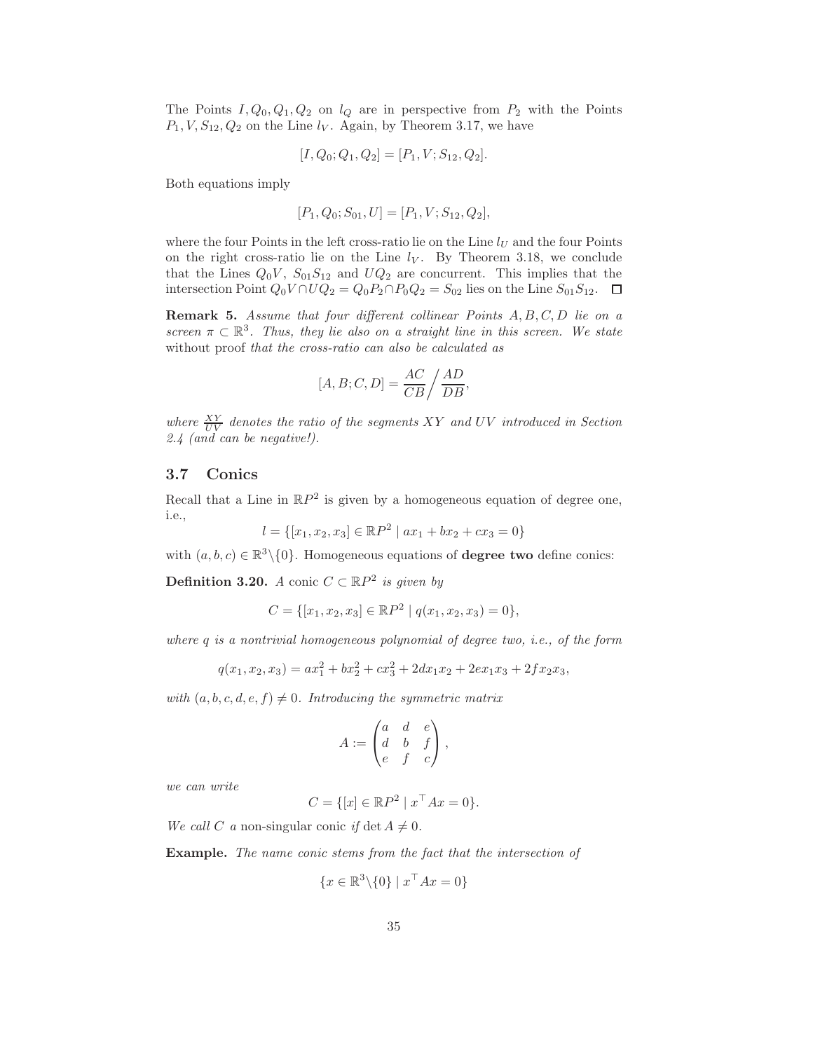The Points $I, Q_0, Q_1, Q_2$ on $l_Q$ are in perspective from $P_2$ with the Points $P_1, V, S_{12}, Q_2$ on the Line $l_V$. Again, by Theorem 3.17, we have

$$[I, Q_0; Q_1, Q_2] = [P_1, V; S_{12}, Q_2].$$

Both equations imply

$$[P_1, Q_0; S_{01}, U] = [P_1, V; S_{12}, Q_2],$$

where the four Points in the left cross-ratio lie on the Line $l_U$ and the four Points on the right cross-ratio lie on the Line $l_V$. By Theorem 3.18, we conclude that the Lines $Q_0V$, $S_{01}S_{12}$ and $UQ_2$ are concurrent. This implies that the intersection Point $Q_0V \cap UQ_2 = Q_0P_2 \cap P_0Q_2 = S_{02}$ lies on the Line $S_{01}S_{12}$. $\square$

**Remark 5.** *Assume that four different collinear Points $A, B, C, D$ lie on a screen $\pi \subset \mathbb{R}^3$. Thus, they lie also on a straight line in this screen. We state* without proof *that the cross-ratio can also be calculated as*

$$[A, B; C, D] = \frac{AC}{CB} \Big/ \frac{AD}{DB},$$

*where $\frac{XY}{UV}$ denotes the ratio of the segments $XY$ and $UV$ introduced in Section 2.4 (and can be negative!).*

## 3.7 Conics

Recall that a Line in $\mathbb{R}P^2$ is given by a homogeneous equation of degree one, i.e.,

$$l = \{[x_1, x_2, x_3] \in \mathbb{R}P^2 \mid ax_1 + bx_2 + cx_3 = 0\}$$

with $(a, b, c) \in \mathbb{R}^3 \backslash \{0\}$. Homogeneous equations of **degree two** define conics:

**Definition 3.20.** *A conic $C \subset \mathbb{R}P^2$ is given by*

$$C = \{[x_1, x_2, x_3] \in \mathbb{R}P^2 \mid q(x_1, x_2, x_3) = 0\},$$

*where $q$ is a nontrivial homogeneous polynomial of degree two, i.e., of the form*

$$q(x_1, x_2, x_3) = ax_1^2 + bx_2^2 + cx_3^2 + 2dx_1x_2 + 2ex_1x_3 + 2fx_2x_3,$$

*with $(a, b, c, d, e, f) \neq 0$. Introducing the symmetric matrix*

$$A := \begin{pmatrix} a & d & e \\ d & b & f \\ e & f & c \end{pmatrix},$$

*we can write*

$$C = \{[x] \in \mathbb{R}P^2 \mid x^\top Ax = 0\}.$$

*We call $C$ a* non-singular conic *if $\det A \neq 0$.*

**Example.** *The name conic stems from the fact that the intersection of*

$$\{x \in \mathbb{R}^3 \backslash \{0\} \mid x^\top Ax = 0\}$$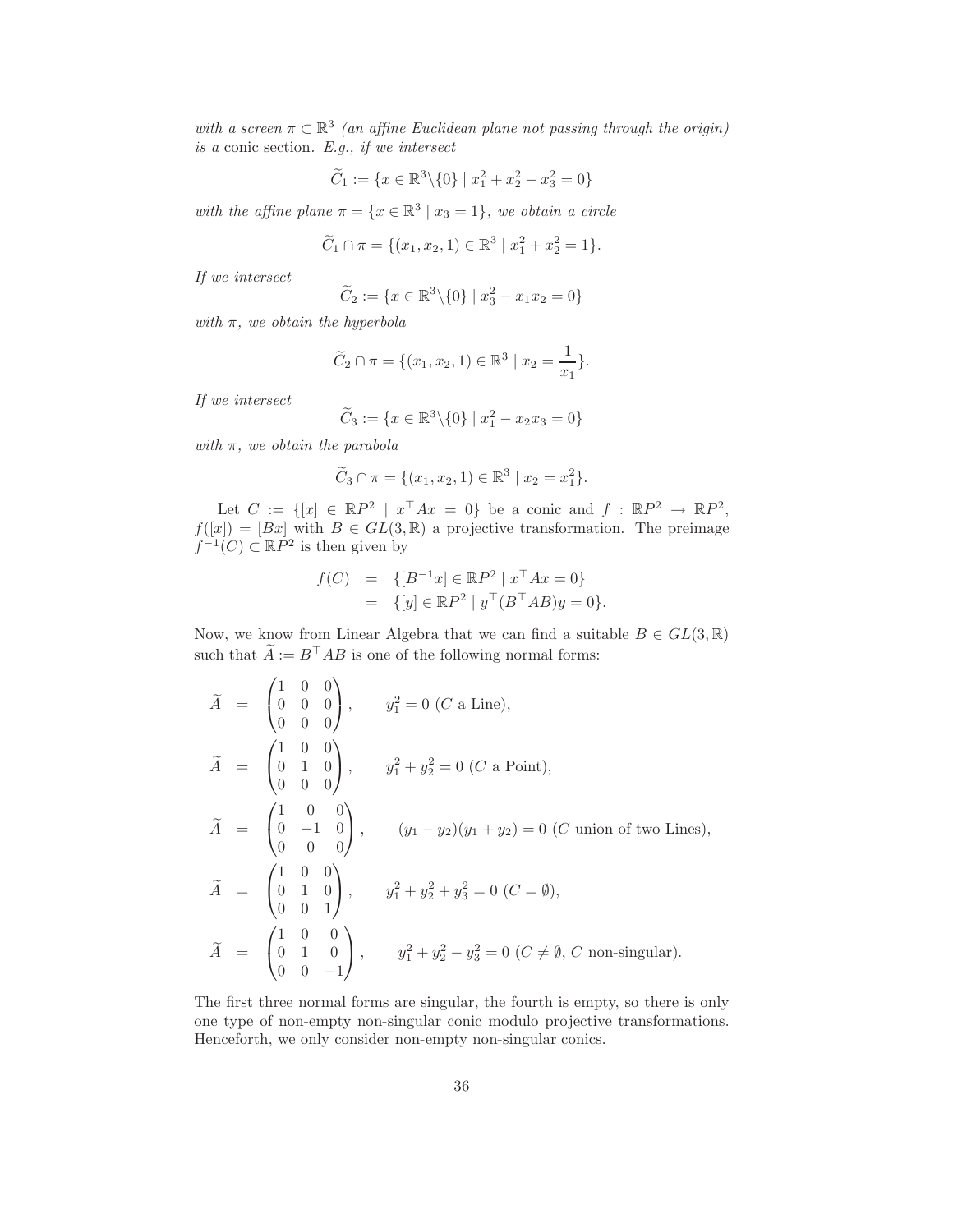*with a screen $\pi \subset \mathbb{R}^3$ (an affine Euclidean plane not passing through the origin) is a* conic section. *E.g., if we intersect*

$$\widetilde{C}_1 := \{x \in \mathbb{R}^3 \backslash \{0\} \mid x_1^2 + x_2^2 - x_3^2 = 0\}$$

*with the affine plane $\pi = \{x \in \mathbb{R}^3 \mid x_3 = 1\}$, we obtain a circle*

$$\widetilde{C}_1 \cap \pi = \{(x_1, x_2, 1) \in \mathbb{R}^3 \mid x_1^2 + x_2^2 = 1\}.$$

*If we intersect*

$$\widetilde{C}_2 := \{x \in \mathbb{R}^3 \backslash \{0\} \mid x_3^2 - x_1 x_2 = 0\}$$

*with $\pi$, we obtain the hyperbola*

$$\widetilde{C}_2 \cap \pi = \{(x_1, x_2, 1) \in \mathbb{R}^3 \mid x_2 = \frac{1}{x_1}\}.$$

*If we intersect*

$$\widetilde{C}_3 := \{x \in \mathbb{R}^3 \backslash \{0\} \mid x_1^2 - x_2 x_3 = 0\}$$

*with $\pi$, we obtain the parabola*

$$\widetilde{C}_3 \cap \pi = \{(x_1, x_2, 1) \in \mathbb{R}^3 \mid x_2 = x_1^2\}.$$

Let $C := \{[x] \in \mathbb{R}P^2 \mid x^\top A x = 0\}$ be a conic and $f : \mathbb{R}P^2 \to \mathbb{R}P^2$, $f([x]) = [Bx]$ with $B \in GL(3, \mathbb{R})$ a projective transformation. The preimage $f^{-1}(C) \subset \mathbb{R}P^2$ is then given by

$$\begin{aligned} f(C) &= \{[B^{-1}x] \in \mathbb{R}P^2 \mid x^\top A x = 0\} \\ &= \{[y] \in \mathbb{R}P^2 \mid y^\top (B^\top A B) y = 0\}. \end{aligned}$$

Now, we know from Linear Algebra that we can find a suitable $B \in GL(3, \mathbb{R})$ such that $\widetilde{A} := B^\top A B$ is one of the following normal forms:

$$\begin{aligned}
\widetilde{A} &= \begin{pmatrix} 1 & 0 & 0 \\ 0 & 0 & 0 \\ 0 & 0 & 0 \end{pmatrix}, \qquad y_1^2 = 0 \ (C \text{ a Line}), \\
\widetilde{A} &= \begin{pmatrix} 1 & 0 & 0 \\ 0 & 1 & 0 \\ 0 & 0 & 0 \end{pmatrix}, \qquad y_1^2 + y_2^2 = 0 \ (C \text{ a Point}), \\
\widetilde{A} &= \begin{pmatrix} 1 & 0 & 0 \\ 0 & -1 & 0 \\ 0 & 0 & 0 \end{pmatrix}, \qquad (y_1 - y_2)(y_1 + y_2) = 0 \ (C \text{ union of two Lines}), \\
\widetilde{A} &= \begin{pmatrix} 1 & 0 & 0 \\ 0 & 1 & 0 \\ 0 & 0 & 1 \end{pmatrix}, \qquad y_1^2 + y_2^2 + y_3^2 = 0 \ (C = \emptyset), \\
\widetilde{A} &= \begin{pmatrix} 1 & 0 & 0 \\ 0 & 1 & 0 \\ 0 & 0 & -1 \end{pmatrix}, \qquad y_1^2 + y_2^2 - y_3^2 = 0 \ (C \neq \emptyset, \ C \text{ non-singular}).
\end{aligned}$$

The first three normal forms are singular, the fourth is empty, so there is only one type of non-empty non-singular conic modulo projective transformations. Henceforth, we only consider non-empty non-singular conics.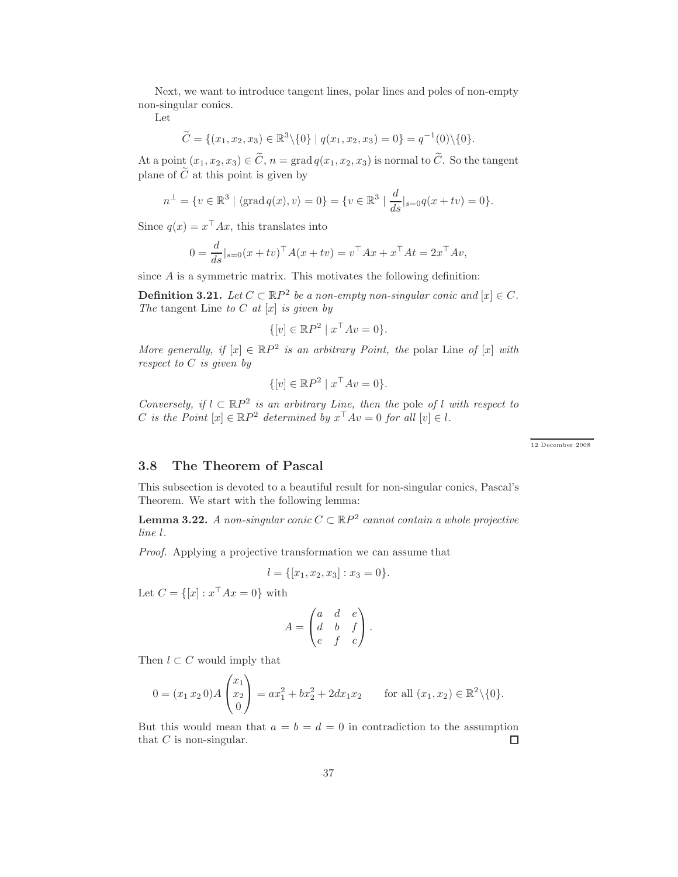Next, we want to introduce tangent lines, polar lines and poles of non-empty non-singular conics.

Let

$$\widetilde{C} = \{(x_1, x_2, x_3) \in \mathbb{R}^3 \backslash \{0\} \mid q(x_1, x_2, x_3) = 0\} = q^{-1}(0) \backslash \{0\}.$$

At a point $(x_1, x_2, x_3) \in \widetilde{C}$, $n = \operatorname{grad} q(x_1, x_2, x_3)$ is normal to $\widetilde{C}$. So the tangent plane of $\widetilde{C}$ at this point is given by

$$n^\perp = \{v \in \mathbb{R}^3 \mid \langle \operatorname{grad} q(x), v \rangle = 0\} = \{v \in \mathbb{R}^3 \mid \frac{d}{ds}|_{s=0} q(x + tv) = 0\}.$$

Since $q(x) = x^\top Ax$, this translates into

$$0 = \frac{d}{ds}|_{s=0}(x + tv)^\top A(x + tv) = v^\top Ax + x^\top At = 2x^\top Av,$$

since $A$ is a symmetric matrix. This motivates the following definition:

**Definition 3.21.** *Let $C \subset \mathbb{R}P^2$ be a non-empty non-singular conic and $[x] \in C$. The* tangent Line *to $C$ at $[x]$ is given by*

$$\{[v] \in \mathbb{R}P^2 \mid x^\top Av = 0\}.$$

*More generally, if $[x] \in \mathbb{R}P^2$ is an arbitrary Point, the* polar Line *of $[x]$ with respect to $C$ is given by*

$$\{[v] \in \mathbb{R}P^2 \mid x^\top Av = 0\}.$$

*Conversely, if $l \subset \mathbb{R}P^2$ is an arbitrary Line, then the* pole *of $l$ with respect to $C$ is the Point $[x] \in \mathbb{R}P^2$ determined by $x^\top Av = 0$ for all $[v] \in l$.*

12 December 2008

## 3.8 The Theorem of Pascal

This subsection is devoted to a beautiful result for non-singular conics, Pascal's Theorem. We start with the following lemma:

**Lemma 3.22.** *A non-singular conic $C \subset \mathbb{R}P^2$ cannot contain a whole projective line $l$.*

*Proof.* Applying a projective transformation we can assume that

$$l = \{[x_1, x_2, x_3] : x_3 = 0\}.$$

Let $C = \{[x] : x^\top Ax = 0\}$ with

$$A = \begin{pmatrix} a & d & e \\ d & b & f \\ e & f & c \end{pmatrix}.$$

Then $l \subset C$ would imply that

$$0 = (x_1 \, x_2 \, 0)A \begin{pmatrix} x_1 \\ x_2 \\ 0 \end{pmatrix} = ax_1^2 + bx_2^2 + 2dx_1x_2 \qquad \text{for all } (x_1, x_2) \in \mathbb{R}^2 \backslash \{0\}.$$

But this would mean that $a = b = d = 0$ in contradiction to the assumption that $C$ is non-singular. $\square$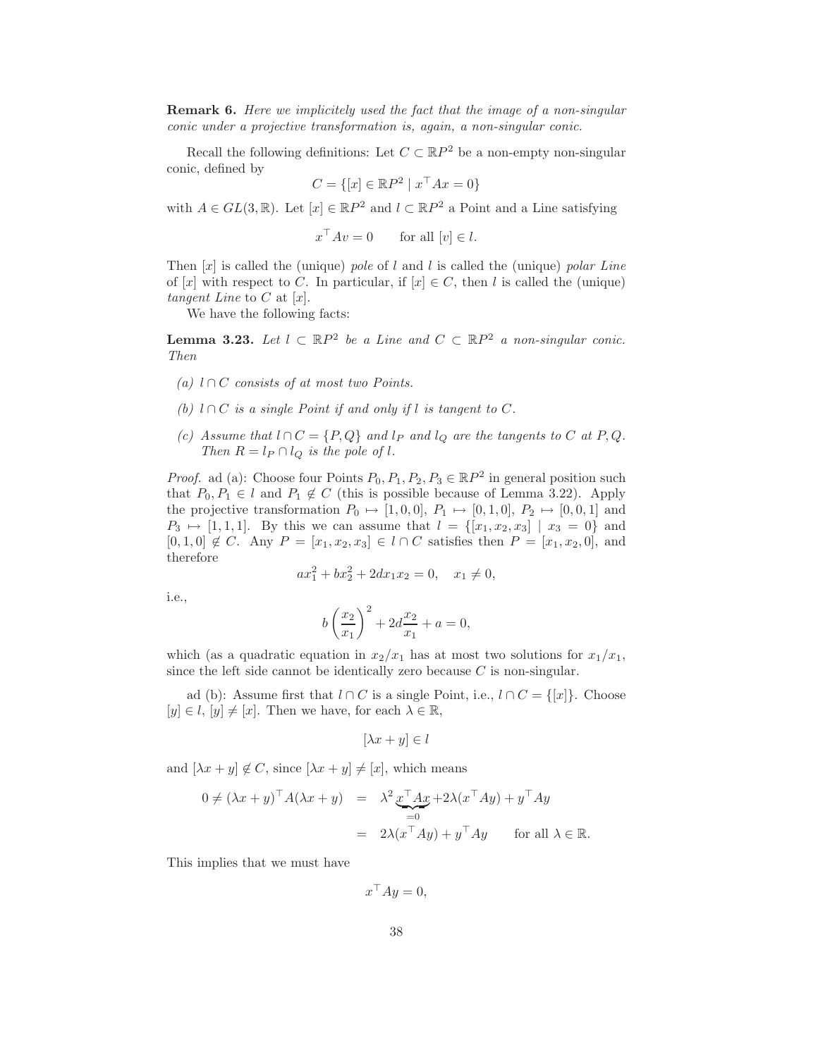**Remark 6.** *Here we implicitely used the fact that the image of a non-singular conic under a projective transformation is, again, a non-singular conic.*

Recall the following definitions: Let $C \subset \mathbb{R}P^2$ be a non-empty non-singular conic, defined by

$$C = \{[x] \in \mathbb{R}P^2 \mid x^\top A x = 0\}$$

with $A \in GL(3, \mathbb{R})$. Let $[x] \in \mathbb{R}P^2$ and $l \subset \mathbb{R}P^2$ a Point and a Line satisfying

$$x^\top A v = 0 \qquad \text{for all } [v] \in l.$$

Then $[x]$ is called the (unique) *pole* of $l$ and $l$ is called the (unique) *polar Line* of $[x]$ with respect to $C$. In particular, if $[x] \in C$, then $l$ is called the (unique) *tangent Line* to $C$ at $[x]$.

We have the following facts:

**Lemma 3.23.** *Let $l \subset \mathbb{R}P^2$ be a Line and $C \subset \mathbb{R}P^2$ a non-singular conic. Then*

*(a) $l \cap C$ consists of at most two Points.*

*(b) $l \cap C$ is a single Point if and only if $l$ is tangent to $C$.*

*(c) Assume that $l \cap C = \{P, Q\}$ and $l_P$ and $l_Q$ are the tangents to $C$ at $P, Q$. Then $R = l_P \cap l_Q$ is the pole of $l$.*

*Proof.* ad (a): Choose four Points $P_0, P_1, P_2, P_3 \in \mathbb{R}P^2$ in general position such that $P_0, P_1 \in l$ and $P_1 \notin C$ (this is possible because of Lemma 3.22). Apply the projective transformation $P_0 \mapsto [1,0,0]$, $P_1 \mapsto [0,1,0]$, $P_2 \mapsto [0,0,1]$ and $P_3 \mapsto [1,1,1]$. By this we can assume that $l = \{[x_1, x_2, x_3] \mid x_3 = 0\}$ and $[0,1,0] \notin C$. Any $P = [x_1, x_2, x_3] \in l \cap C$ satisfies then $P = [x_1, x_2, 0]$, and therefore

$$ax_1^2 + bx_2^2 + 2dx_1x_2 = 0, \quad x_1 \neq 0,$$

i.e.,

$$b\left(\frac{x_2}{x_1}\right)^2 + 2d\frac{x_2}{x_1} + a = 0,$$

which (as a quadratic equation in $x_2/x_1$ has at most two solutions for $x_1/x_1$, since the left side cannot be identically zero because $C$ is non-singular.

ad (b): Assume first that $l \cap C$ is a single Point, i.e., $l \cap C = \{[x]\}$. Choose $[y] \in l$, $[y] \neq [x]$. Then we have, for each $\lambda \in \mathbb{R}$,

$$[\lambda x + y] \in l$$

and $[\lambda x + y] \notin C$, since $[\lambda x + y] \neq [x]$, which means

$$\begin{aligned} 0 \neq (\lambda x + y)^\top A(\lambda x + y) &= \lambda^2 \underbrace{x^\top A x}_{=0} + 2\lambda(x^\top A y) + y^\top A y \\ &= 2\lambda(x^\top A y) + y^\top A y \qquad \text{for all } \lambda \in \mathbb{R}. \end{aligned}$$

This implies that we must have

$$x^\top A y = 0,$$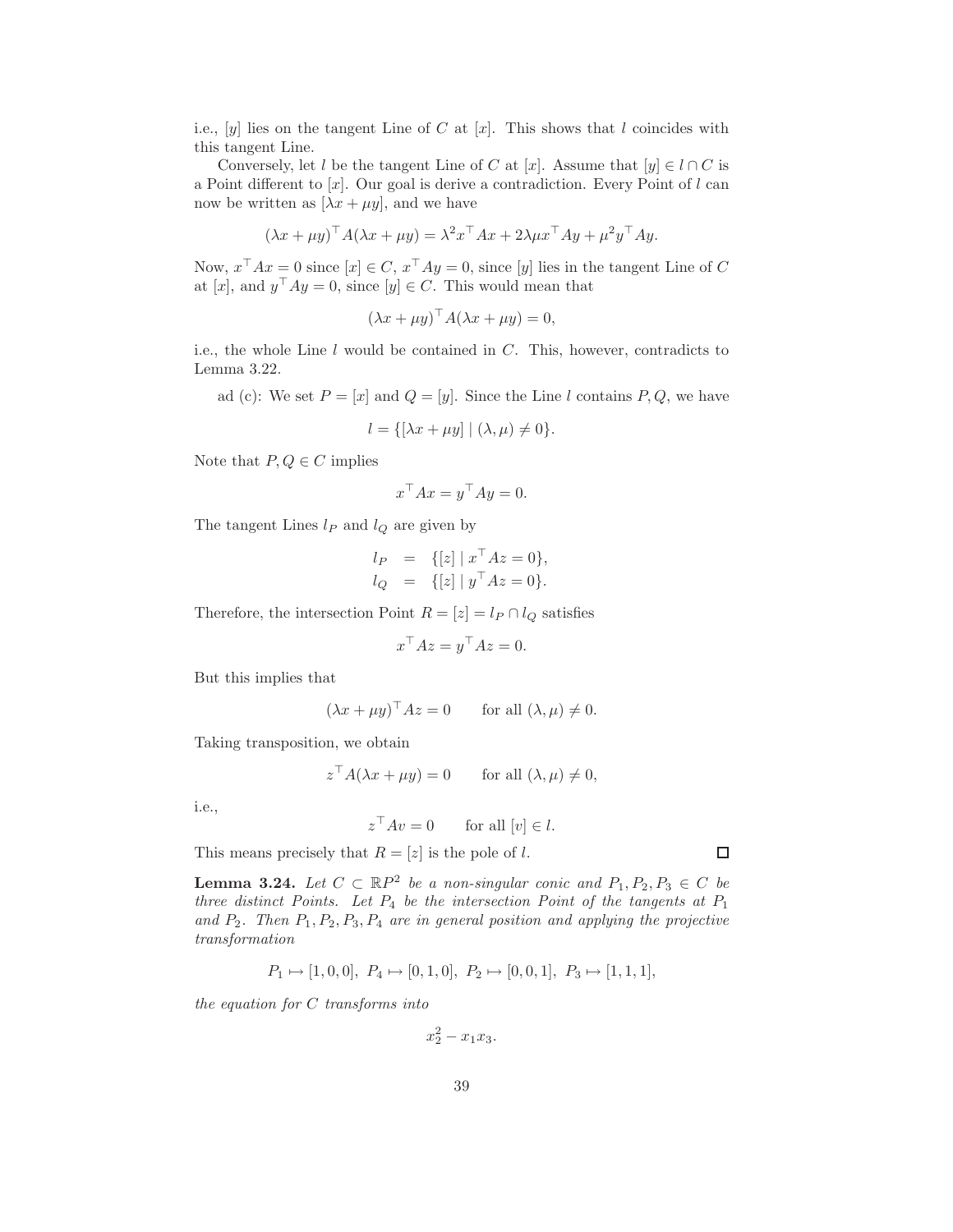i.e., $[y]$ lies on the tangent Line of $C$ at $[x]$. This shows that $l$ coincides with this tangent Line.

Conversely, let $l$ be the tangent Line of $C$ at $[x]$. Assume that $[y] \in l \cap C$ is a Point different to $[x]$. Our goal is derive a contradiction. Every Point of $l$ can now be written as $[\lambda x + \mu y]$, and we have

$$(\lambda x + \mu y)^\top A(\lambda x + \mu y) = \lambda^2 x^\top Ax + 2\lambda\mu x^\top Ay + \mu^2 y^\top Ay.$$

Now, $x^\top Ax = 0$ since $[x] \in C$, $x^\top Ay = 0$, since $[y]$ lies in the tangent Line of $C$ at $[x]$, and $y^\top Ay = 0$, since $[y] \in C$. This would mean that

$$(\lambda x + \mu y)^\top A(\lambda x + \mu y) = 0,$$

i.e., the whole Line $l$ would be contained in $C$. This, however, contradicts to Lemma 3.22.

ad (c): We set $P = [x]$ and $Q = [y]$. Since the Line $l$ contains $P, Q$, we have

$$l = \{[\lambda x + \mu y] \mid (\lambda, \mu) \neq 0\}.$$

Note that $P, Q \in C$ implies

$$x^\top Ax = y^\top Ay = 0.$$

The tangent Lines $l_P$ and $l_Q$ are given by

$$\begin{aligned} l_P &= \{[z] \mid x^\top Az = 0\}, \\ l_Q &= \{[z] \mid y^\top Az = 0\}. \end{aligned}$$

Therefore, the intersection Point $R = [z] = l_P \cap l_Q$ satisfies

$$x^\top Az = y^\top Az = 0.$$

But this implies that

$$(\lambda x + \mu y)^\top Az = 0 \qquad \text{for all } (\lambda, \mu) \neq 0.$$

Taking transposition, we obtain

$$z^\top A(\lambda x + \mu y) = 0 \qquad \text{for all } (\lambda, \mu) \neq 0,$$

i.e.,

$$z^\top Av = 0 \qquad \text{for all } [v] \in l.$$

This means precisely that $R = [z]$ is the pole of $l$. ☐

**Lemma 3.24.** *Let $C \subset \mathbb{R}P^2$ be a non-singular conic and $P_1, P_2, P_3 \in C$ be three distinct Points. Let $P_4$ be the intersection Point of the tangents at $P_1$ and $P_2$. Then $P_1, P_2, P_3, P_4$ are in general position and applying the projective transformation*

$$P_1 \mapsto [1, 0, 0],\ P_4 \mapsto [0, 1, 0],\ P_2 \mapsto [0, 0, 1],\ P_3 \mapsto [1, 1, 1],$$

*the equation for $C$ transforms into*

$$x_2^2 - x_1 x_3.$$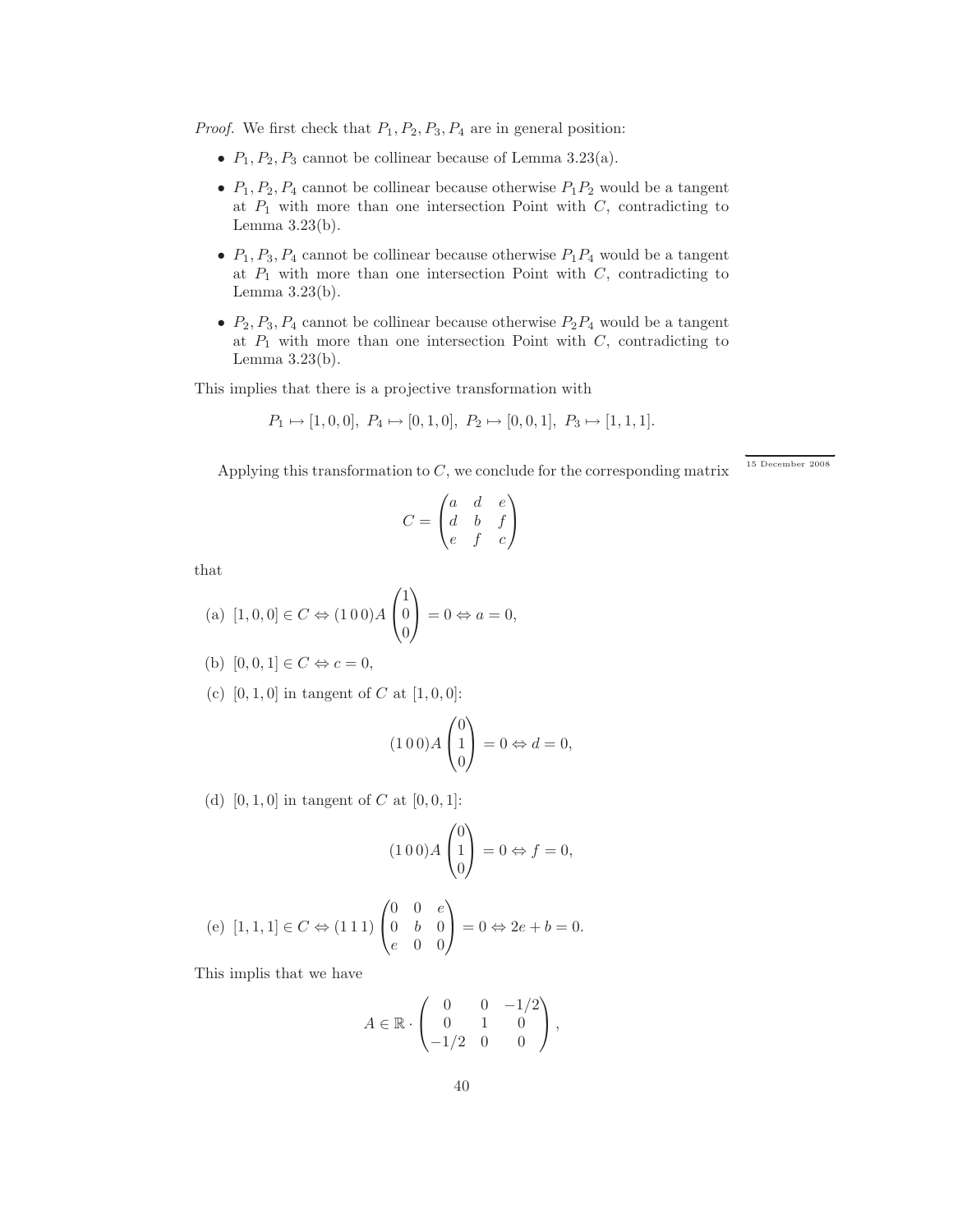*Proof.* We first check that $P_1, P_2, P_3, P_4$ are in general position:

- $P_1, P_2, P_3$ cannot be collinear because of Lemma 3.23(a).
- $P_1, P_2, P_4$ cannot be collinear because otherwise $P_1P_2$ would be a tangent at $P_1$ with more than one intersection Point with $C$, contradicting to Lemma 3.23(b).
- $P_1, P_3, P_4$ cannot be collinear because otherwise $P_1P_4$ would be a tangent at $P_1$ with more than one intersection Point with $C$, contradicting to Lemma 3.23(b).
- $P_2, P_3, P_4$ cannot be collinear because otherwise $P_2P_4$ would be a tangent at $P_1$ with more than one intersection Point with $C$, contradicting to Lemma 3.23(b).

This implies that there is a projective transformation with

$$P_1 \mapsto [1,0,0],\ P_4 \mapsto [0,1,0],\ P_2 \mapsto [0,0,1],\ P_3 \mapsto [1,1,1].$$

15 December 2008

Applying this transformation to $C$, we conclude for the corresponding matrix

$$C = \begin{pmatrix} a & d & e \\ d & b & f \\ e & f & c \end{pmatrix}$$

that

(a) $[1,0,0] \in C \Leftrightarrow (1\,0\,0)A \begin{pmatrix} 1 \\ 0 \\ 0 \end{pmatrix} = 0 \Leftrightarrow a = 0,$

(b) $[0,0,1] \in C \Leftrightarrow c = 0,$

(c) $[0,1,0]$ in tangent of $C$ at $[1,0,0]$:

$$(1\,0\,0)A \begin{pmatrix} 0 \\ 1 \\ 0 \end{pmatrix} = 0 \Leftrightarrow d = 0,$$

(d) $[0,1,0]$ in tangent of $C$ at $[0,0,1]$:

$$(1\,0\,0)A \begin{pmatrix} 0 \\ 1 \\ 0 \end{pmatrix} = 0 \Leftrightarrow f = 0,$$

(e) $[1,1,1] \in C \Leftrightarrow (1\,1\,1) \begin{pmatrix} 0 & 0 & e \\ 0 & b & 0 \\ e & 0 & 0 \end{pmatrix} = 0 \Leftrightarrow 2e + b = 0.$

This implis that we have

$$A \in \mathbb{R} \cdot \begin{pmatrix} 0 & 0 & -1/2 \\ 0 & 1 & 0 \\ -1/2 & 0 & 0 \end{pmatrix},$$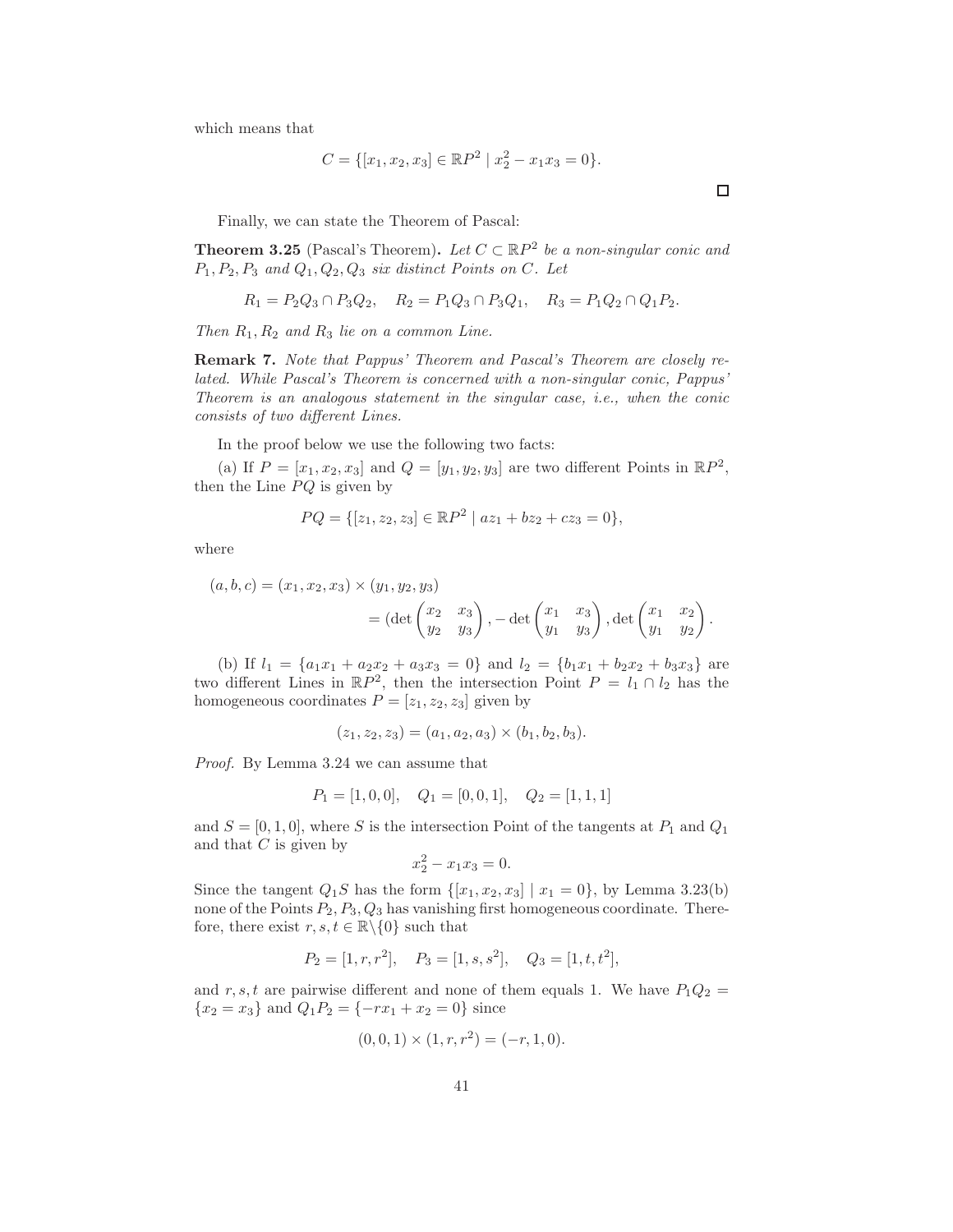which means that

$$C = \{[x_1, x_2, x_3] \in \mathbb{R}P^2 \mid x_2^2 - x_1 x_3 = 0\}.$$

□

Finally, we can state the Theorem of Pascal:

**Theorem 3.25** (Pascal's Theorem)**.** *Let $C \subset \mathbb{R}P^2$ be a non-singular conic and $P_1, P_2, P_3$ and $Q_1, Q_2, Q_3$ six distinct Points on $C$. Let*

$$R_1 = P_2Q_3 \cap P_3Q_2, \quad R_2 = P_1Q_3 \cap P_3Q_1, \quad R_3 = P_1Q_2 \cap Q_1P_2.$$

*Then $R_1, R_2$ and $R_3$ lie on a common Line.*

**Remark 7.** *Note that Pappus' Theorem and Pascal's Theorem are closely related. While Pascal's Theorem is concerned with a non-singular conic, Pappus' Theorem is an analogous statement in the singular case, i.e., when the conic consists of two different Lines.*

In the proof below we use the following two facts:

(a) If $P = [x_1, x_2, x_3]$ and $Q = [y_1, y_2, y_3]$ are two different Points in $\mathbb{R}P^2$, then the Line $PQ$ is given by

$$PQ = \{[z_1, z_2, z_3] \in \mathbb{R}P^2 \mid az_1 + bz_2 + cz_3 = 0\},$$

where

$$(a, b, c) = (x_1, x_2, x_3) \times (y_1, y_2, y_3) = (\det \begin{pmatrix} x_2 & x_3 \\ y_2 & y_3 \end{pmatrix}, -\det \begin{pmatrix} x_1 & x_3 \\ y_1 & y_3 \end{pmatrix}, \det \begin{pmatrix} x_1 & x_2 \\ y_1 & y_2 \end{pmatrix}.$$

(b) If $l_1 = \{a_1x_1 + a_2x_2 + a_3x_3 = 0\}$ and $l_2 = \{b_1x_1 + b_2x_2 + b_3x_3\}$ are two different Lines in $\mathbb{R}P^2$, then the intersection Point $P = l_1 \cap l_2$ has the homogeneous coordinates $P = [z_1, z_2, z_3]$ given by

$$(z_1, z_2, z_3) = (a_1, a_2, a_3) \times (b_1, b_2, b_3).$$

*Proof.* By Lemma 3.24 we can assume that

$$P_1 = [1, 0, 0], \quad Q_1 = [0, 0, 1], \quad Q_2 = [1, 1, 1]$$

and $S = [0, 1, 0]$, where $S$ is the intersection Point of the tangents at $P_1$ and $Q_1$ and that $C$ is given by

$$x_2^2 - x_1 x_3 = 0.$$

Since the tangent $Q_1S$ has the form $\{[x_1, x_2, x_3] \mid x_1 = 0\}$, by Lemma 3.23(b) none of the Points $P_2, P_3, Q_3$ has vanishing first homogeneous coordinate. Therefore, there exist $r, s, t \in \mathbb{R}\backslash\{0\}$ such that

$$P_2 = [1, r, r^2], \quad P_3 = [1, s, s^2], \quad Q_3 = [1, t, t^2],$$

and $r, s, t$ are pairwise different and none of them equals 1. We have $P_1Q_2 = \{x_2 = x_3\}$ and $Q_1P_2 = \{-rx_1 + x_2 = 0\}$ since

$$(0, 0, 1) \times (1, r, r^2) = (-r, 1, 0).$$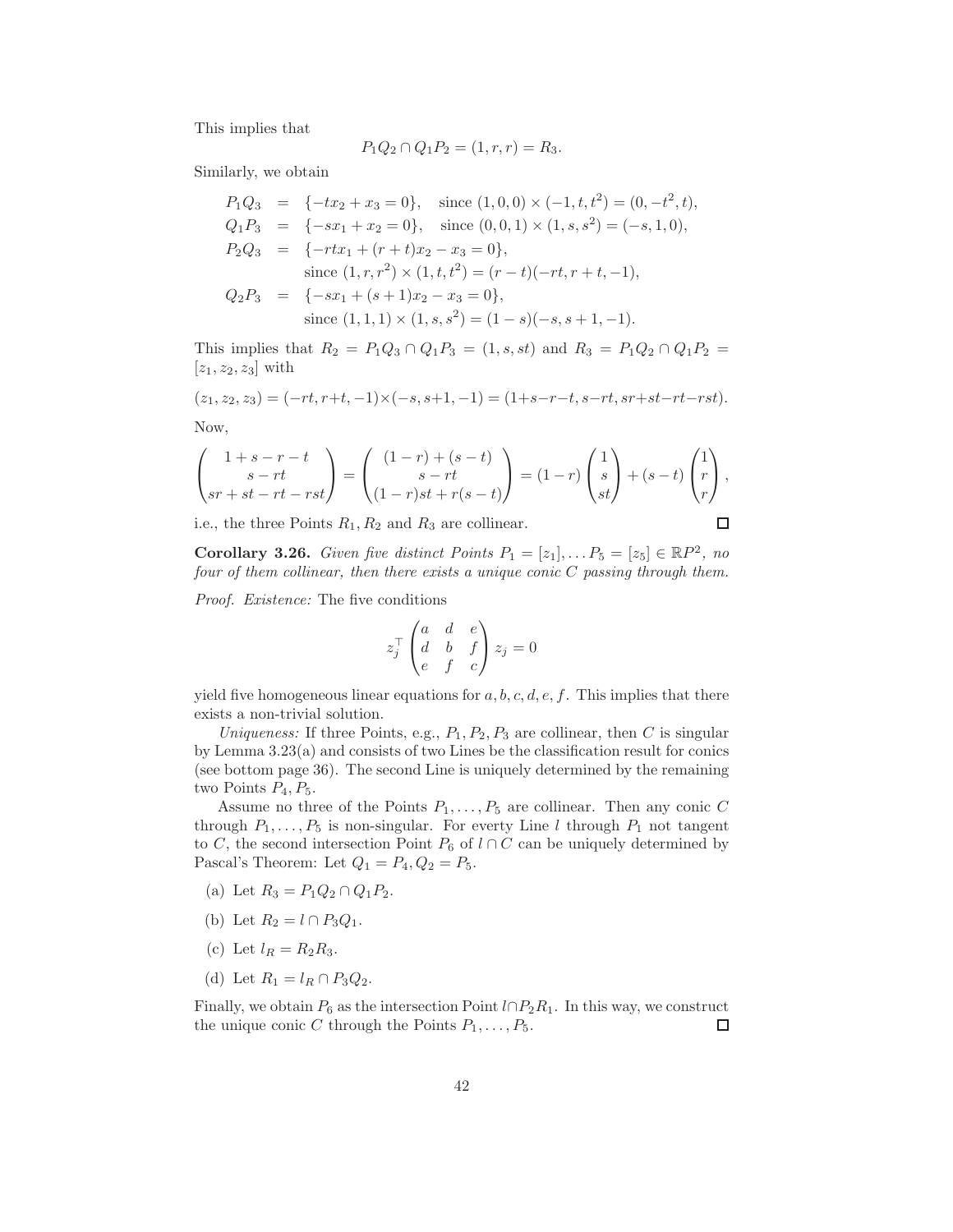This implies that

$$P_1Q_2 \cap Q_1P_2 = (1, r, r) = R_3.$$

Similarly, we obtain

$$\begin{aligned}
P_1Q_3 &= \{-tx_2 + x_3 = 0\}, \quad \text{since } (1,0,0) \times (-1, t, t^2) = (0, -t^2, t), \\
Q_1P_3 &= \{-sx_1 + x_2 = 0\}, \quad \text{since } (0,0,1) \times (1, s, s^2) = (-s, 1, 0), \\
P_2Q_3 &= \{-rtx_1 + (r+t)x_2 - x_3 = 0\}, \\
&\quad \text{since } (1, r, r^2) \times (1, t, t^2) = (r-t)(-rt, r+t, -1), \\
Q_2P_3 &= \{-sx_1 + (s+1)x_2 - x_3 = 0\}, \\
&\quad \text{since } (1,1,1) \times (1, s, s^2) = (1-s)(-s, s+1, -1).
\end{aligned}$$

This implies that $R_2 = P_1Q_3 \cap Q_1P_3 = (1, s, st)$ and $R_3 = P_1Q_2 \cap Q_1P_2 = [z_1, z_2, z_3]$ with

$$(z_1, z_2, z_3) = (-rt, r+t, -1) \times (-s, s+1, -1) = (1+s-r-t, s-rt, sr+st-rt-rst).$$

Now,

$$\begin{pmatrix} 1+s-r-t \\ s-rt \\ sr+st-rt-rst \end{pmatrix} = \begin{pmatrix} (1-r)+(s-t) \\ s-rt \\ (1-r)st + r(s-t) \end{pmatrix} = (1-r)\begin{pmatrix} 1 \\ s \\ st \end{pmatrix} + (s-t)\begin{pmatrix} 1 \\ r \\ r \end{pmatrix},$$

i.e., the three Points $R_1, R_2$ and $R_3$ are collinear. □

**Corollary 3.26.** *Given five distinct Points $P_1 = [z_1], \dots P_5 = [z_5] \in \mathbb{R}P^2$, no four of them collinear, then there exists a unique conic $C$ passing through them.*

*Proof. Existence:* The five conditions

$$z_j^\top \begin{pmatrix} a & d & e \\ d & b & f \\ e & f & c \end{pmatrix} z_j = 0$$

yield five homogeneous linear equations for $a, b, c, d, e, f$. This implies that there exists a non-trivial solution.

*Uniqueness:* If three Points, e.g., $P_1, P_2, P_3$ are collinear, then $C$ is singular by Lemma 3.23(a) and consists of two Lines be the classification result for conics (see bottom page 36). The second Line is uniquely determined by the remaining two Points $P_4, P_5$.

Assume no three of the Points $P_1, \dots, P_5$ are collinear. Then any conic $C$ through $P_1, \dots, P_5$ is non-singular. For everty Line $l$ through $P_1$ not tangent to $C$, the second intersection Point $P_6$ of $l \cap C$ can be uniquely determined by Pascal's Theorem: Let $Q_1 = P_4, Q_2 = P_5$.

(a) Let $R_3 = P_1Q_2 \cap Q_1P_2$.

(b) Let $R_2 = l \cap P_3Q_1$.

(c) Let $l_R = R_2R_3$.

(d) Let $R_1 = l_R \cap P_3Q_2$.

Finally, we obtain $P_6$ as the intersection Point $l \cap P_2R_1$. In this way, we construct the unique conic $C$ through the Points $P_1, \dots, P_5$. □